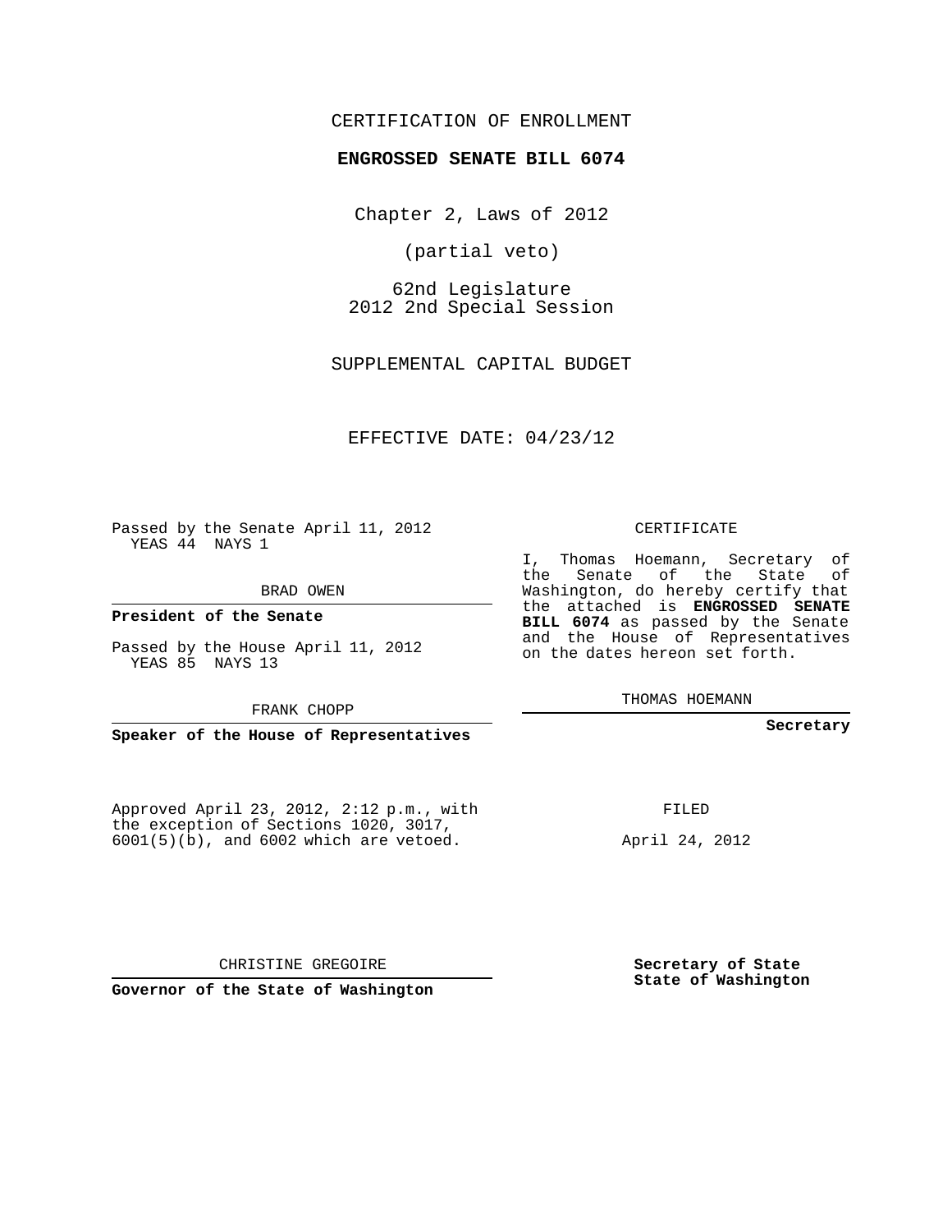CERTIFICATION OF ENROLLMENT

**ENGROSSED SENATE BILL 6074**

Chapter 2, Laws of 2012

(partial veto)

62nd Legislature
2012 2nd Special Session

SUPPLEMENTAL CAPITAL BUDGET

EFFECTIVE DATE: 04/23/12

Passed by the Senate April 11, 2012
YEAS 44 NAYS 1

BRAD OWEN

**President of the Senate**

Passed by the House April 11, 2012
YEAS 85 NAYS 13

FRANK CHOPP

**Speaker of the House of Representatives**

CERTIFICATE

I, Thomas Hoemann, Secretary of the Senate of the State of Washington, do hereby certify that the attached is **ENGROSSED SENATE BILL 6074** as passed by the Senate and the House of Representatives on the dates hereon set forth.

THOMAS HOEMANN

**Secretary**

Approved April 23, 2012, 2:12 p.m., with the exception of Sections 1020, 3017, 6001(5)(b), and 6002 which are vetoed.

FILED

April 24, 2012

CHRISTINE GREGOIRE

**Governor of the State of Washington**

**Secretary of State**
**State of Washington**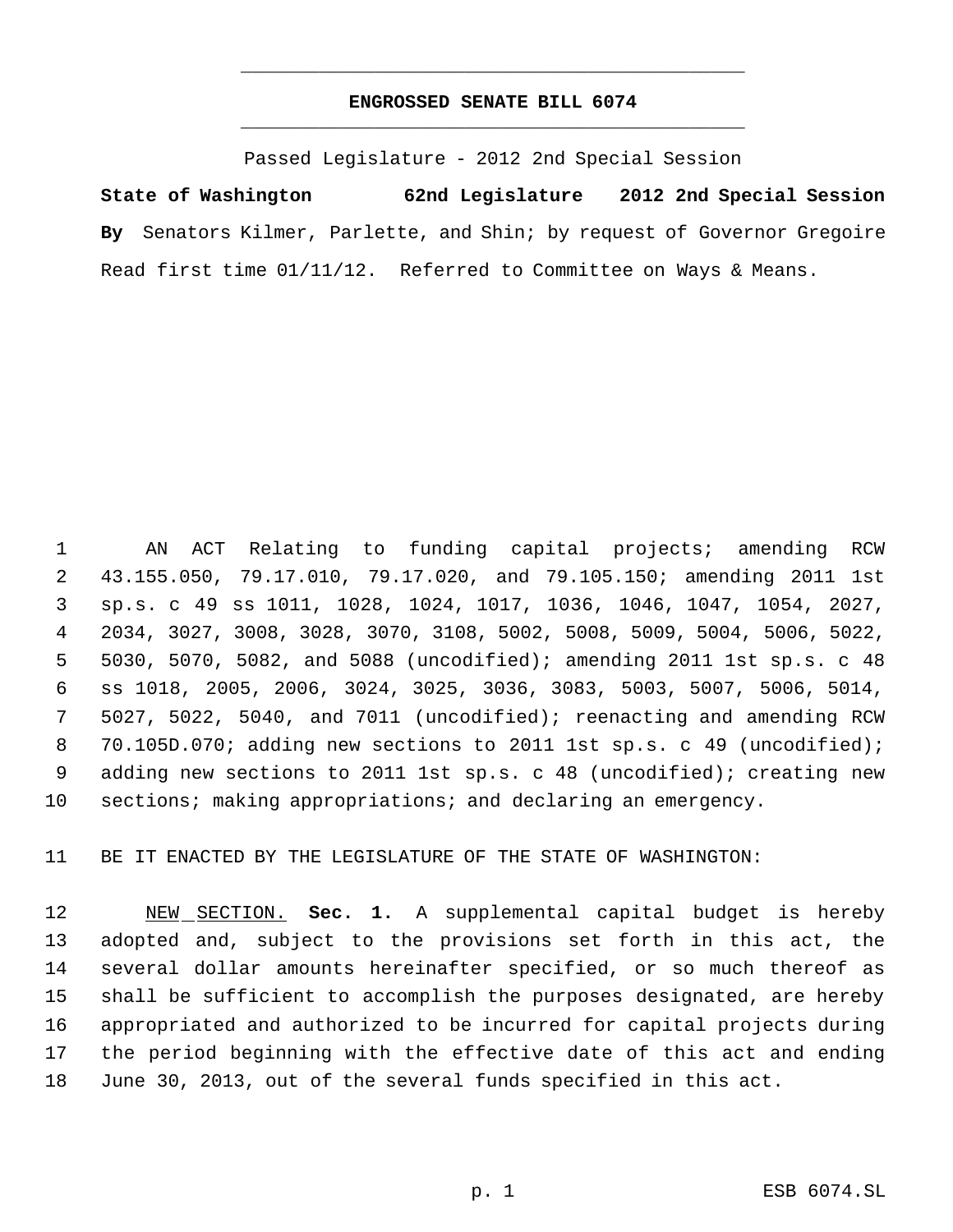# ENGROSSED SENATE BILL 6074

Passed Legislature - 2012 2nd Special Session

**State of Washington 62nd Legislature 2012 2nd Special Session**

**By** Senators Kilmer, Parlette, and Shin; by request of Governor Gregoire

Read first time 01/11/12. Referred to Committee on Ways & Means.

AN ACT Relating to funding capital projects; amending RCW 43.155.050, 79.17.010, 79.17.020, and 79.105.150; amending 2011 1st sp.s. c 49 ss 1011, 1028, 1024, 1017, 1036, 1046, 1047, 1054, 2027, 2034, 3027, 3008, 3028, 3070, 3108, 5002, 5008, 5009, 5004, 5006, 5022, 5030, 5070, 5082, and 5088 (uncodified); amending 2011 1st sp.s. c 48 ss 1018, 2005, 2006, 3024, 3025, 3036, 3083, 5003, 5007, 5006, 5014, 5027, 5022, 5040, and 7011 (uncodified); reenacting and amending RCW 70.105D.070; adding new sections to 2011 1st sp.s. c 49 (uncodified); adding new sections to 2011 1st sp.s. c 48 (uncodified); creating new sections; making appropriations; and declaring an emergency.

BE IT ENACTED BY THE LEGISLATURE OF THE STATE OF WASHINGTON:

NEW SECTION. **Sec. 1.** A supplemental capital budget is hereby adopted and, subject to the provisions set forth in this act, the several dollar amounts hereinafter specified, or so much thereof as shall be sufficient to accomplish the purposes designated, are hereby appropriated and authorized to be incurred for capital projects during the period beginning with the effective date of this act and ending June 30, 2013, out of the several funds specified in this act.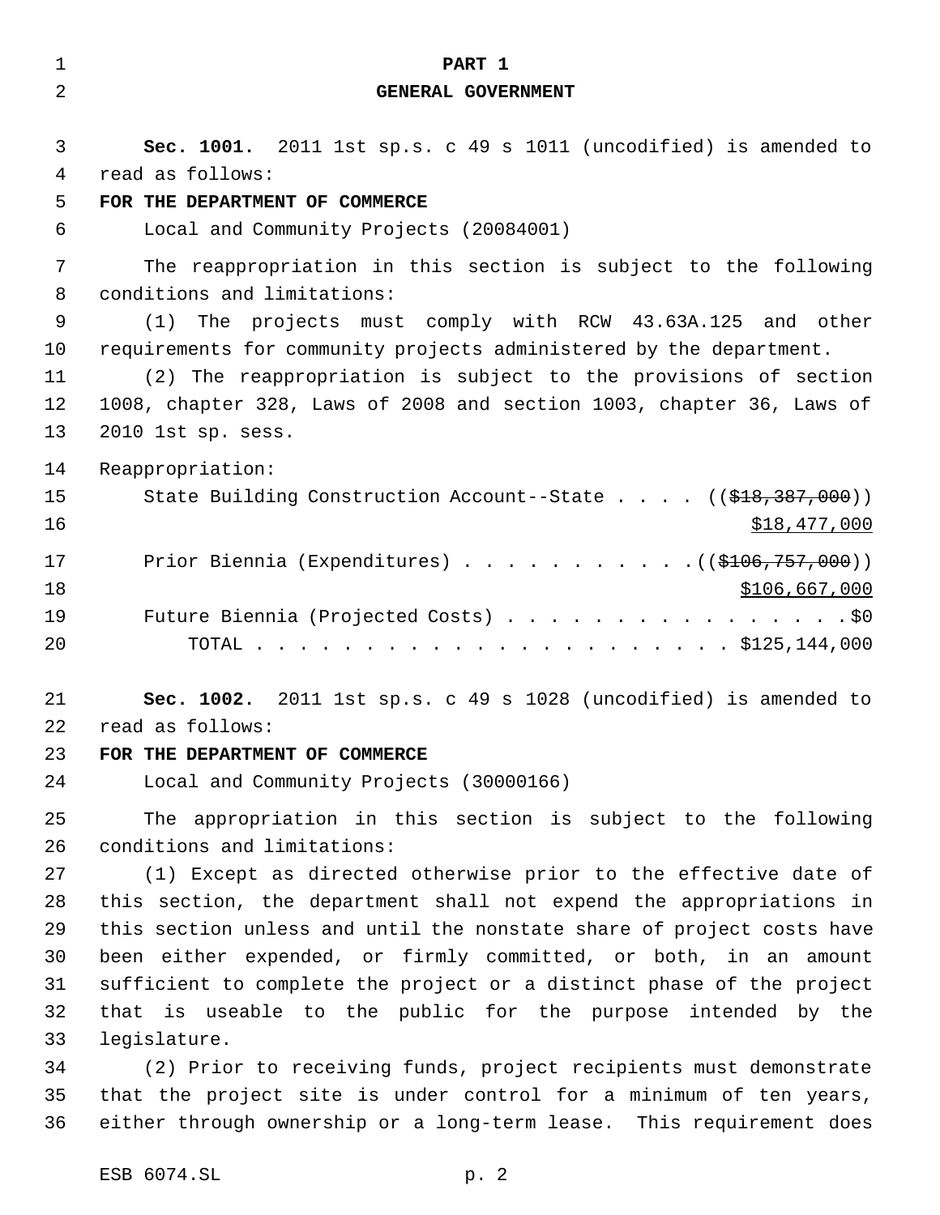# PART 1

## GENERAL GOVERNMENT

**Sec. 1001.** 2011 1st sp.s. c 49 s 1011 (uncodified) is amended to read as follows:

**FOR THE DEPARTMENT OF COMMERCE**

Local and Community Projects (20084001)

The reappropriation in this section is subject to the following conditions and limitations:

(1) The projects must comply with RCW 43.63A.125 and other requirements for community projects administered by the department.

(2) The reappropriation is subject to the provisions of section 1008, chapter 328, Laws of 2008 and section 1003, chapter 36, Laws of 2010 1st sp. sess.

Reappropriation:

State Building Construction Account--State . . . . ((~~$18,387,000~~)) $18,477,000

Prior Biennia (Expenditures) . . . . . . . . . . . ((~~$106,757,000~~)) $106,667,000

Future Biennia (Projected Costs) . . . . . . . . . . . . . . . . $0

TOTAL . . . . . . . . . . . . . . . . . . . . . . $125,144,000

**Sec. 1002.** 2011 1st sp.s. c 49 s 1028 (uncodified) is amended to read as follows:

**FOR THE DEPARTMENT OF COMMERCE**

Local and Community Projects (30000166)

The appropriation in this section is subject to the following conditions and limitations:

(1) Except as directed otherwise prior to the effective date of this section, the department shall not expend the appropriations in this section unless and until the nonstate share of project costs have been either expended, or firmly committed, or both, in an amount sufficient to complete the project or a distinct phase of the project that is useable to the public for the purpose intended by the legislature.

(2) Prior to receiving funds, project recipients must demonstrate that the project site is under control for a minimum of ten years, either through ownership or a long-term lease. This requirement does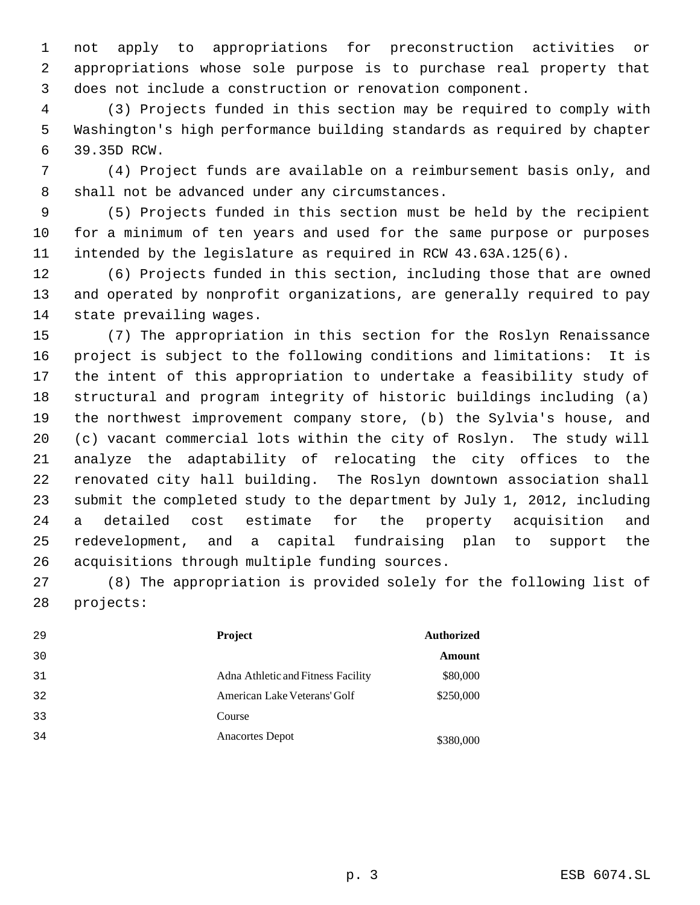not apply to appropriations for preconstruction activities or appropriations whose sole purpose is to purchase real property that does not include a construction or renovation component.

(3) Projects funded in this section may be required to comply with Washington's high performance building standards as required by chapter 39.35D RCW.

(4) Project funds are available on a reimbursement basis only, and shall not be advanced under any circumstances.

(5) Projects funded in this section must be held by the recipient for a minimum of ten years and used for the same purpose or purposes intended by the legislature as required in RCW 43.63A.125(6).

(6) Projects funded in this section, including those that are owned and operated by nonprofit organizations, are generally required to pay state prevailing wages.

(7) The appropriation in this section for the Roslyn Renaissance project is subject to the following conditions and limitations: It is the intent of this appropriation to undertake a feasibility study of structural and program integrity of historic buildings including (a) the northwest improvement company store, (b) the Sylvia's house, and (c) vacant commercial lots within the city of Roslyn. The study will analyze the adaptability of relocating the city offices to the renovated city hall building. The Roslyn downtown association shall submit the completed study to the department by July 1, 2012, including a detailed cost estimate for the property acquisition and redevelopment, and a capital fundraising plan to support the acquisitions through multiple funding sources.

(8) The appropriation is provided solely for the following list of projects:

| Project | Authorized Amount |
|---|---|
| Adna Athletic and Fitness Facility | $80,000 |
| American Lake Veterans' Golf Course | $250,000 |
| Anacortes Depot | $380,000 |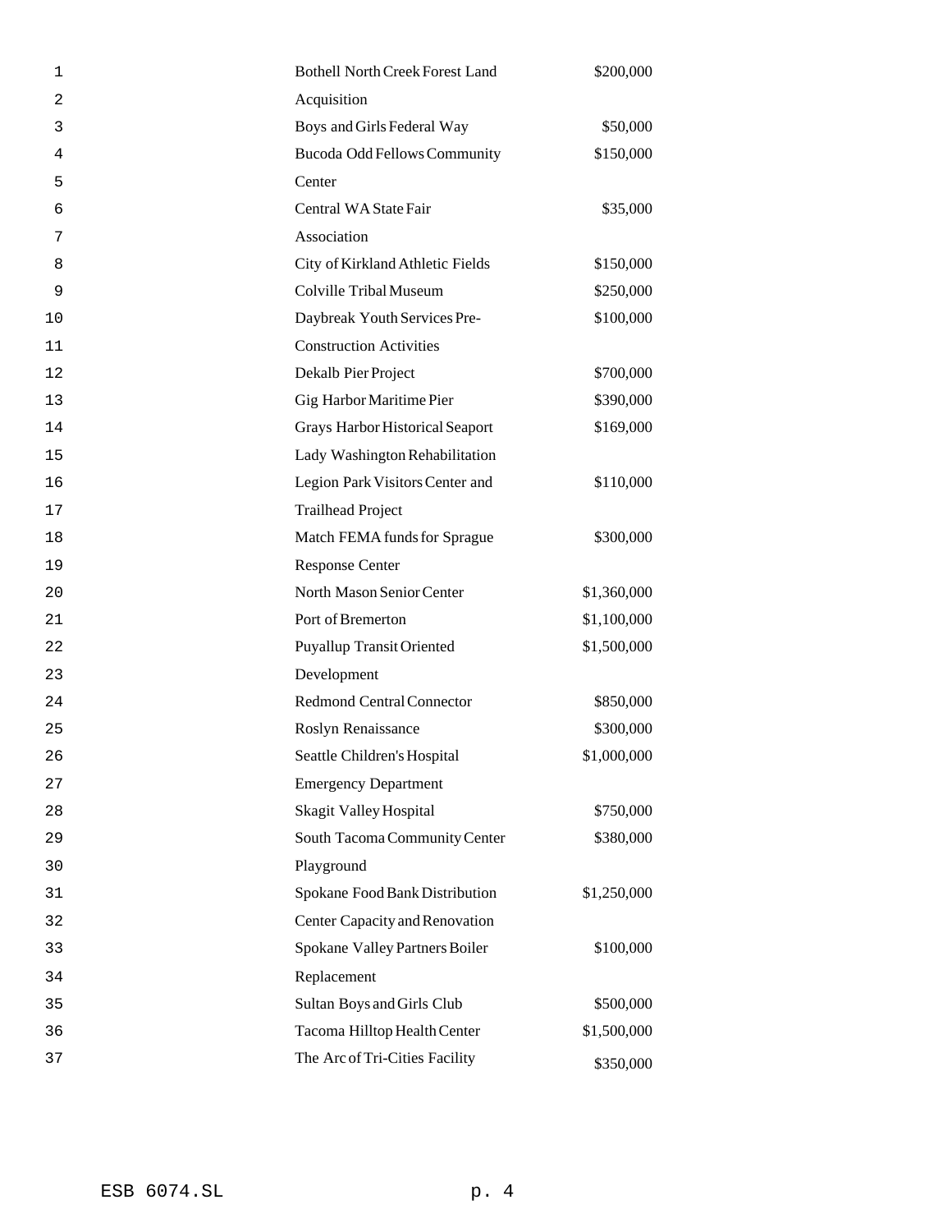| | |
|---|---|
| Bothell North Creek Forest Land Acquisition | $200,000 |
| Boys and Girls Federal Way | $50,000 |
| Bucoda Odd Fellows Community Center | $150,000 |
| Central WA State Fair Association | $35,000 |
| City of Kirkland Athletic Fields | $150,000 |
| Colville Tribal Museum | $250,000 |
| Daybreak Youth Services Pre-Construction Activities | $100,000 |
| Dekalb Pier Project | $700,000 |
| Gig Harbor Maritime Pier | $390,000 |
| Grays Harbor Historical Seaport Lady Washington Rehabilitation | $169,000 |
| Legion Park Visitors Center and Trailhead Project | $110,000 |
| Match FEMA funds for Sprague Response Center | $300,000 |
| North Mason Senior Center | $1,360,000 |
| Port of Bremerton | $1,100,000 |
| Puyallup Transit Oriented Development | $1,500,000 |
| Redmond Central Connector | $850,000 |
| Roslyn Renaissance | $300,000 |
| Seattle Children's Hospital Emergency Department | $1,000,000 |
| Skagit Valley Hospital | $750,000 |
| South Tacoma Community Center Playground | $380,000 |
| Spokane Food Bank Distribution Center Capacity and Renovation | $1,250,000 |
| Spokane Valley Partners Boiler Replacement | $100,000 |
| Sultan Boys and Girls Club | $500,000 |
| Tacoma Hilltop Health Center | $1,500,000 |
| The Arc of Tri-Cities Facility | $350,000 |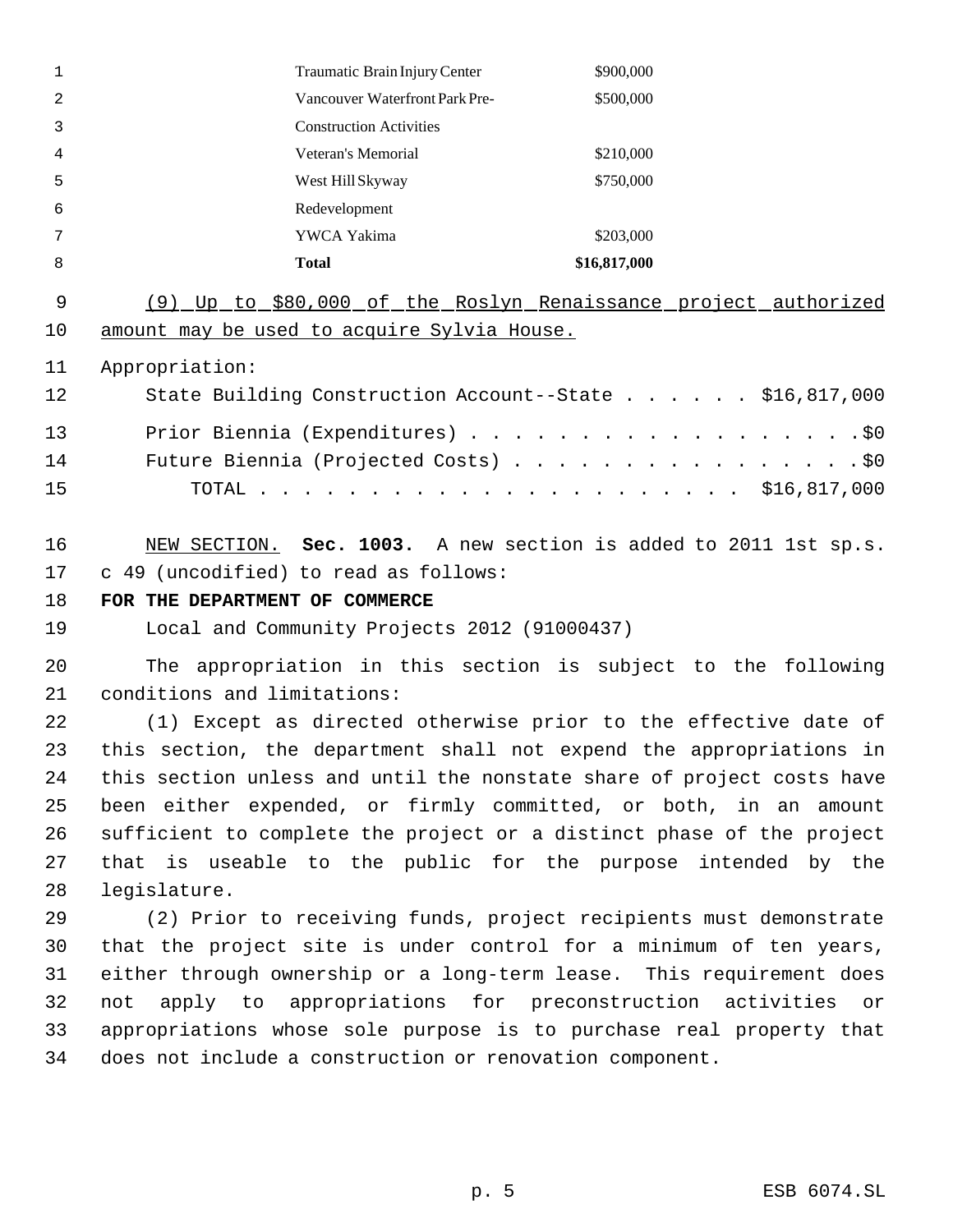| | |
|---|---|
| Traumatic Brain Injury Center | $900,000 |
| Vancouver Waterfront Park Pre-Construction Activities | $500,000 |
| Veteran's Memorial | $210,000 |
| West Hill Skyway Redevelopment | $750,000 |
| YWCA Yakima | $203,000 |
| **Total** | **$16,817,000** |

(9) Up to $80,000 of the Roslyn Renaissance project authorized amount may be used to acquire Sylvia House.

Appropriation:

State Building Construction Account--State . . . . . . $16,817,000

Prior Biennia (Expenditures) . . . . . . . . . . . . . . . . . . .$0

Future Biennia (Projected Costs) . . . . . . . . . . . . . . . . .$0

TOTAL . . . . . . . . . . . . . . . . . . . . . . . $16,817,000

NEW SECTION. **Sec. 1003.** A new section is added to 2011 1st sp.s. c 49 (uncodified) to read as follows:

**FOR THE DEPARTMENT OF COMMERCE**

Local and Community Projects 2012 (91000437)

The appropriation in this section is subject to the following conditions and limitations:

(1) Except as directed otherwise prior to the effective date of this section, the department shall not expend the appropriations in this section unless and until the nonstate share of project costs have been either expended, or firmly committed, or both, in an amount sufficient to complete the project or a distinct phase of the project that is useable to the public for the purpose intended by the legislature.

(2) Prior to receiving funds, project recipients must demonstrate that the project site is under control for a minimum of ten years, either through ownership or a long-term lease. This requirement does not apply to appropriations for preconstruction activities or appropriations whose sole purpose is to purchase real property that does not include a construction or renovation component.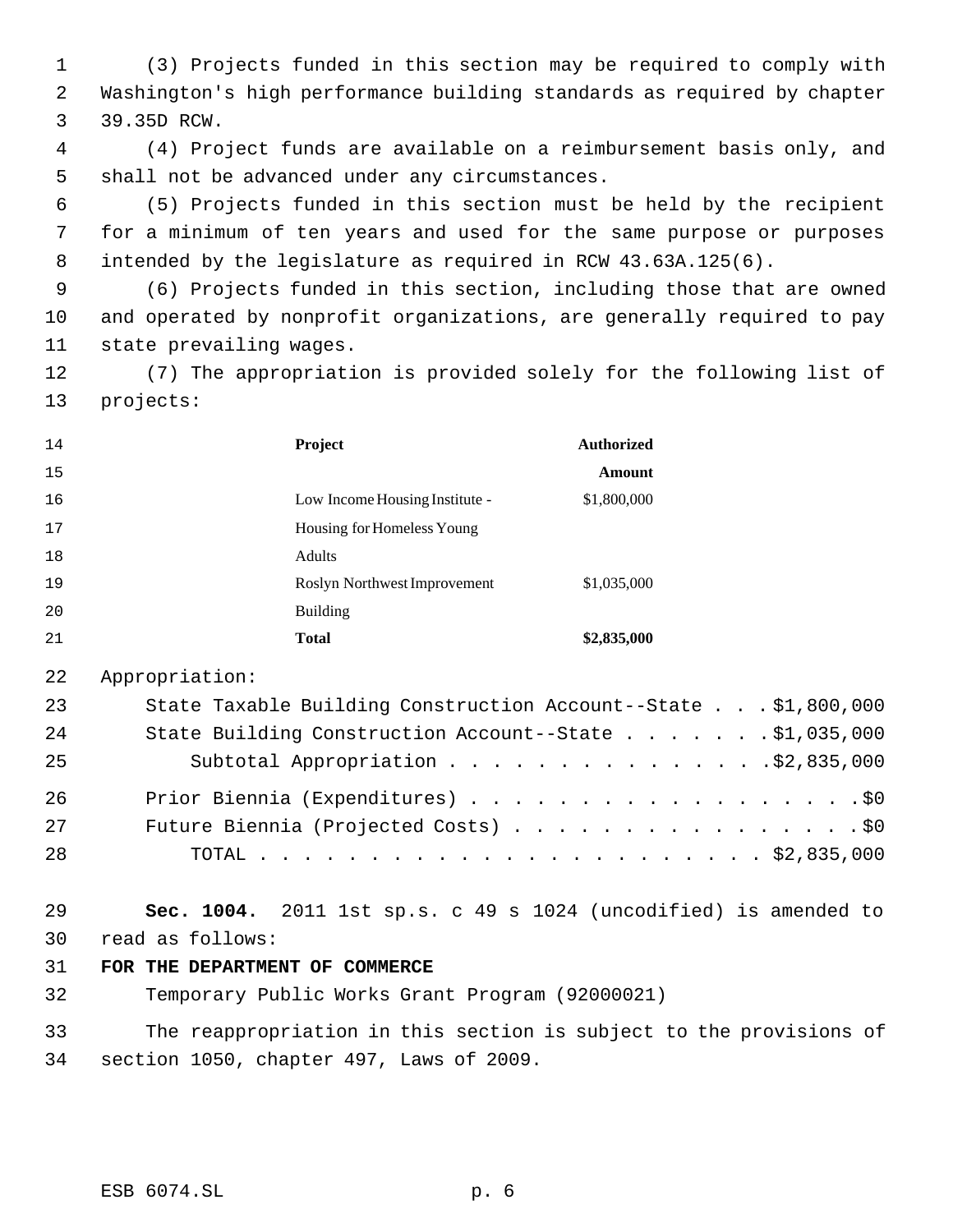(3) Projects funded in this section may be required to comply with Washington's high performance building standards as required by chapter 39.35D RCW.

(4) Project funds are available on a reimbursement basis only, and shall not be advanced under any circumstances.

(5) Projects funded in this section must be held by the recipient for a minimum of ten years and used for the same purpose or purposes intended by the legislature as required in RCW 43.63A.125(6).

(6) Projects funded in this section, including those that are owned and operated by nonprofit organizations, are generally required to pay state prevailing wages.

(7) The appropriation is provided solely for the following list of projects:

| **Project** | **Authorized Amount** |
|---|---|
| Low Income Housing Institute - Housing for Homeless Young Adults | $1,800,000 |
| Roslyn Northwest Improvement Building | $1,035,000 |
| **Total** | **$2,835,000** |

Appropriation:

State Taxable Building Construction Account--State . . . $1,800,000
State Building Construction Account--State . . . . . . . $1,035,000
Subtotal Appropriation . . . . . . . . . . . . . . . $2,835,000
Prior Biennia (Expenditures) . . . . . . . . . . . . . . . . . . . $0
Future Biennia (Projected Costs) . . . . . . . . . . . . . . . . . $0
TOTAL . . . . . . . . . . . . . . . . . . . . . . . . $2,835,000

**Sec. 1004.** 2011 1st sp.s. c 49 s 1024 (uncodified) is amended to read as follows:

**FOR THE DEPARTMENT OF COMMERCE**

Temporary Public Works Grant Program (92000021)

The reappropriation in this section is subject to the provisions of section 1050, chapter 497, Laws of 2009.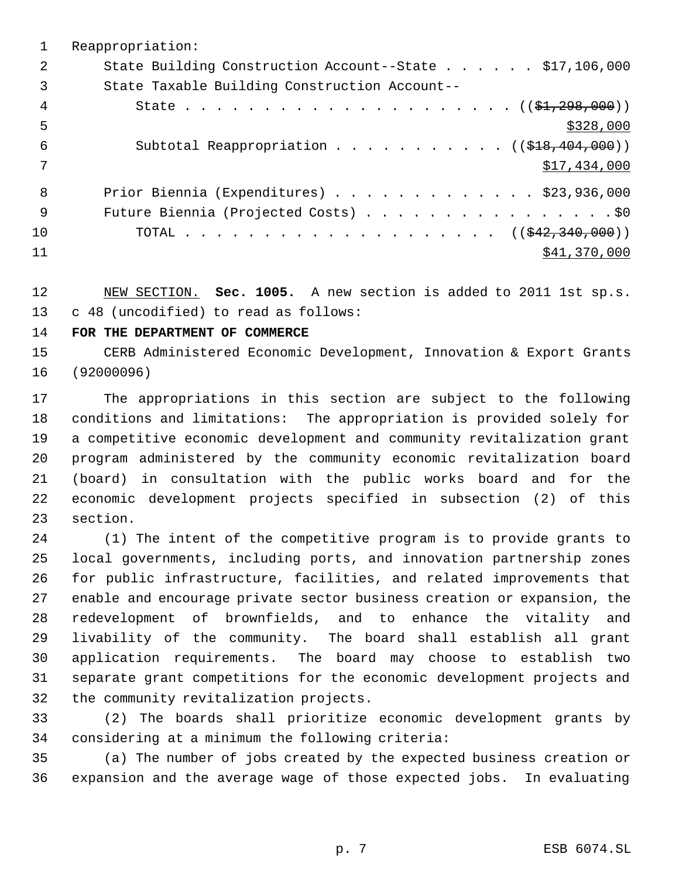Reappropriation:

State Building Construction Account--State . . . . . . $17,106,000

State Taxable Building Construction Account--

State . . . . . . . . . . . . . . . . . . . . . ((~~$1,298,000~~))

<u>$328,000</u>

Subtotal Reappropriation . . . . . . . . . . . ((~~$18,404,000~~))

<u>$17,434,000</u>

Prior Biennia (Expenditures) . . . . . . . . . . . . . $23,936,000

Future Biennia (Projected Costs) . . . . . . . . . . . . . . . . .$0

TOTAL . . . . . . . . . . . . . . . . . . . . . ((~~$42,340,000~~))

<u>$41,370,000</u>

<u>NEW SECTION.</u> **Sec. 1005.** A new section is added to 2011 1st sp.s. c 48 (uncodified) to read as follows:

**FOR THE DEPARTMENT OF COMMERCE**

CERB Administered Economic Development, Innovation & Export Grants (92000096)

The appropriations in this section are subject to the following conditions and limitations: The appropriation is provided solely for a competitive economic development and community revitalization grant program administered by the community economic revitalization board (board) in consultation with the public works board and for the economic development projects specified in subsection (2) of this section.

(1) The intent of the competitive program is to provide grants to local governments, including ports, and innovation partnership zones for public infrastructure, facilities, and related improvements that enable and encourage private sector business creation or expansion, the redevelopment of brownfields, and to enhance the vitality and livability of the community. The board shall establish all grant application requirements. The board may choose to establish two separate grant competitions for the economic development projects and the community revitalization projects.

(2) The boards shall prioritize economic development grants by considering at a minimum the following criteria:

(a) The number of jobs created by the expected business creation or expansion and the average wage of those expected jobs. In evaluating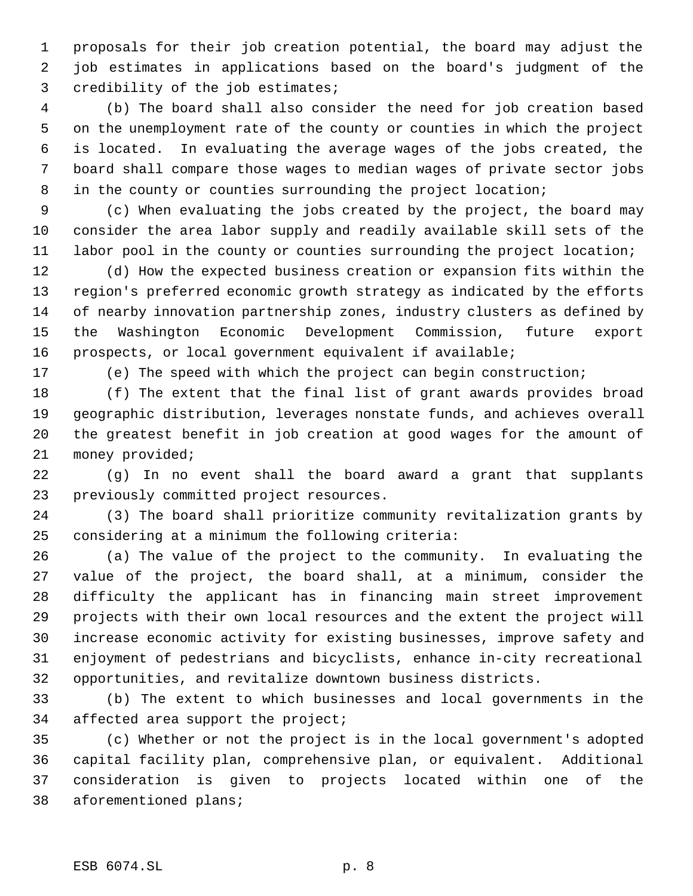proposals for their job creation potential, the board may adjust the job estimates in applications based on the board's judgment of the credibility of the job estimates;

(b) The board shall also consider the need for job creation based on the unemployment rate of the county or counties in which the project is located. In evaluating the average wages of the jobs created, the board shall compare those wages to median wages of private sector jobs in the county or counties surrounding the project location;

(c) When evaluating the jobs created by the project, the board may consider the area labor supply and readily available skill sets of the labor pool in the county or counties surrounding the project location;

(d) How the expected business creation or expansion fits within the region's preferred economic growth strategy as indicated by the efforts of nearby innovation partnership zones, industry clusters as defined by the Washington Economic Development Commission, future export prospects, or local government equivalent if available;

(e) The speed with which the project can begin construction;

(f) The extent that the final list of grant awards provides broad geographic distribution, leverages nonstate funds, and achieves overall the greatest benefit in job creation at good wages for the amount of money provided;

(g) In no event shall the board award a grant that supplants previously committed project resources.

(3) The board shall prioritize community revitalization grants by considering at a minimum the following criteria:

(a) The value of the project to the community. In evaluating the value of the project, the board shall, at a minimum, consider the difficulty the applicant has in financing main street improvement projects with their own local resources and the extent the project will increase economic activity for existing businesses, improve safety and enjoyment of pedestrians and bicyclists, enhance in-city recreational opportunities, and revitalize downtown business districts.

(b) The extent to which businesses and local governments in the affected area support the project;

(c) Whether or not the project is in the local government's adopted capital facility plan, comprehensive plan, or equivalent. Additional consideration is given to projects located within one of the aforementioned plans;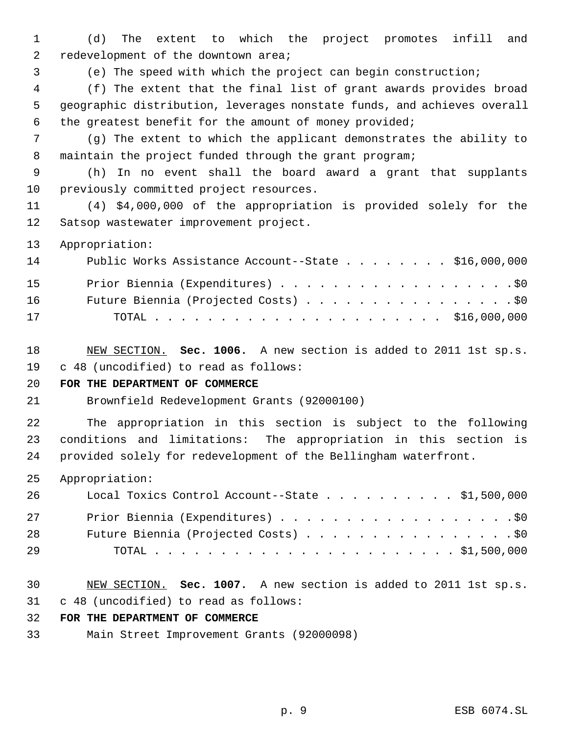(d) The extent to which the project promotes infill and redevelopment of the downtown area;

(e) The speed with which the project can begin construction;

(f) The extent that the final list of grant awards provides broad geographic distribution, leverages nonstate funds, and achieves overall the greatest benefit for the amount of money provided;

(g) The extent to which the applicant demonstrates the ability to maintain the project funded through the grant program;

(h) In no event shall the board award a grant that supplants previously committed project resources.

(4) $4,000,000 of the appropriation is provided solely for the Satsop wastewater improvement project.

Appropriation:

| | |
|---|---|
| Public Works Assistance Account--State | $16,000,000 |
| Prior Biennia (Expenditures) | $0 |
| Future Biennia (Projected Costs) | $0 |
| TOTAL | $16,000,000 |

NEW SECTION. **Sec. 1006.** A new section is added to 2011 1st sp.s. c 48 (uncodified) to read as follows:

**FOR THE DEPARTMENT OF COMMERCE**

Brownfield Redevelopment Grants (92000100)

The appropriation in this section is subject to the following conditions and limitations: The appropriation in this section is provided solely for redevelopment of the Bellingham waterfront.

Appropriation:

| | |
|---|---|
| Local Toxics Control Account--State | $1,500,000 |
| Prior Biennia (Expenditures) | $0 |
| Future Biennia (Projected Costs) | $0 |
| TOTAL | $1,500,000 |

NEW SECTION. **Sec. 1007.** A new section is added to 2011 1st sp.s. c 48 (uncodified) to read as follows:

**FOR THE DEPARTMENT OF COMMERCE**

Main Street Improvement Grants (92000098)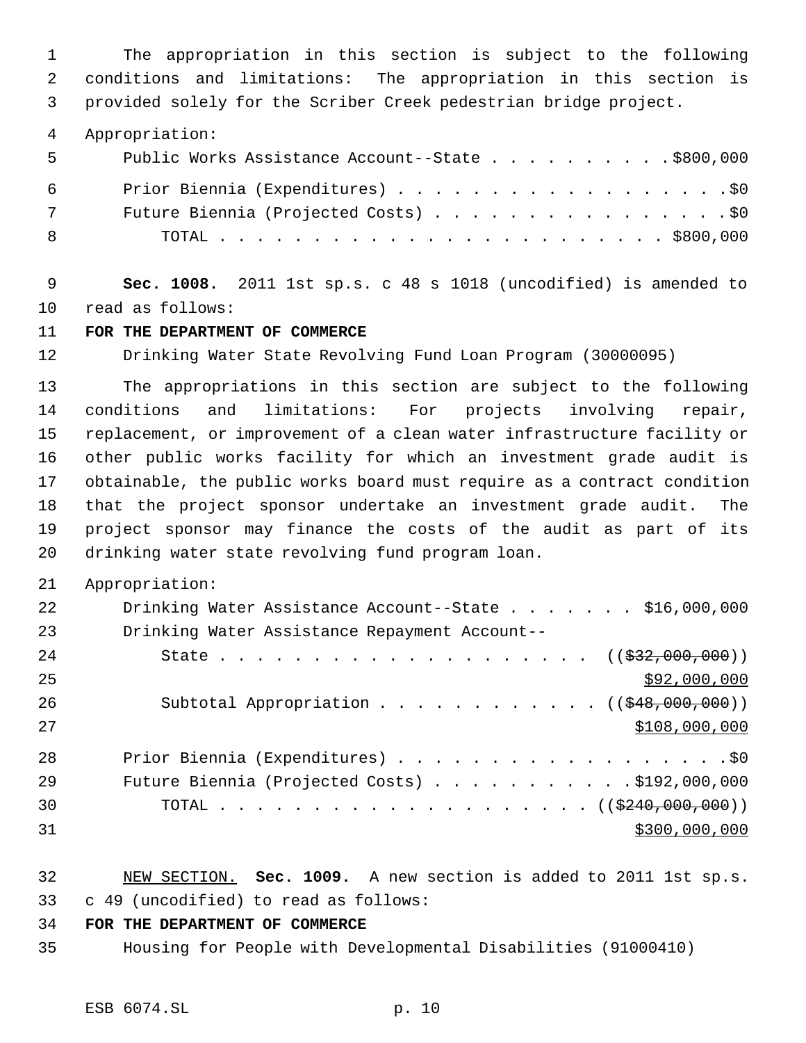The appropriation in this section is subject to the following conditions and limitations: The appropriation in this section is provided solely for the Scriber Creek pedestrian bridge project.

Appropriation:

| | |
|---|---|
| Public Works Assistance Account--State | $800,000 |
| Prior Biennia (Expenditures) | $0 |
| Future Biennia (Projected Costs) | $0 |
| TOTAL | $800,000 |

**Sec. 1008.** 2011 1st sp.s. c 48 s 1018 (uncodified) is amended to read as follows:

**FOR THE DEPARTMENT OF COMMERCE**

Drinking Water State Revolving Fund Loan Program (30000095)

The appropriations in this section are subject to the following conditions and limitations: For projects involving repair, replacement, or improvement of a clean water infrastructure facility or other public works facility for which an investment grade audit is obtainable, the public works board must require as a contract condition that the project sponsor undertake an investment grade audit. The project sponsor may finance the costs of the audit as part of its drinking water state revolving fund program loan.

Appropriation:

| | |
|---|---|
| Drinking Water Assistance Account--State | $16,000,000 |
| Drinking Water Assistance Repayment Account--State | (( ~~$32,000,000~~ )) <u>$92,000,000</u> |
| Subtotal Appropriation | (( ~~$48,000,000~~ )) <u>$108,000,000</u> |
| Prior Biennia (Expenditures) | $0 |
| Future Biennia (Projected Costs) | $192,000,000 |
| TOTAL | (( ~~$240,000,000~~ )) <u>$300,000,000</u> |

<u>NEW SECTION.</u> **Sec. 1009.** A new section is added to 2011 1st sp.s. c 49 (uncodified) to read as follows:

**FOR THE DEPARTMENT OF COMMERCE**

Housing for People with Developmental Disabilities (91000410)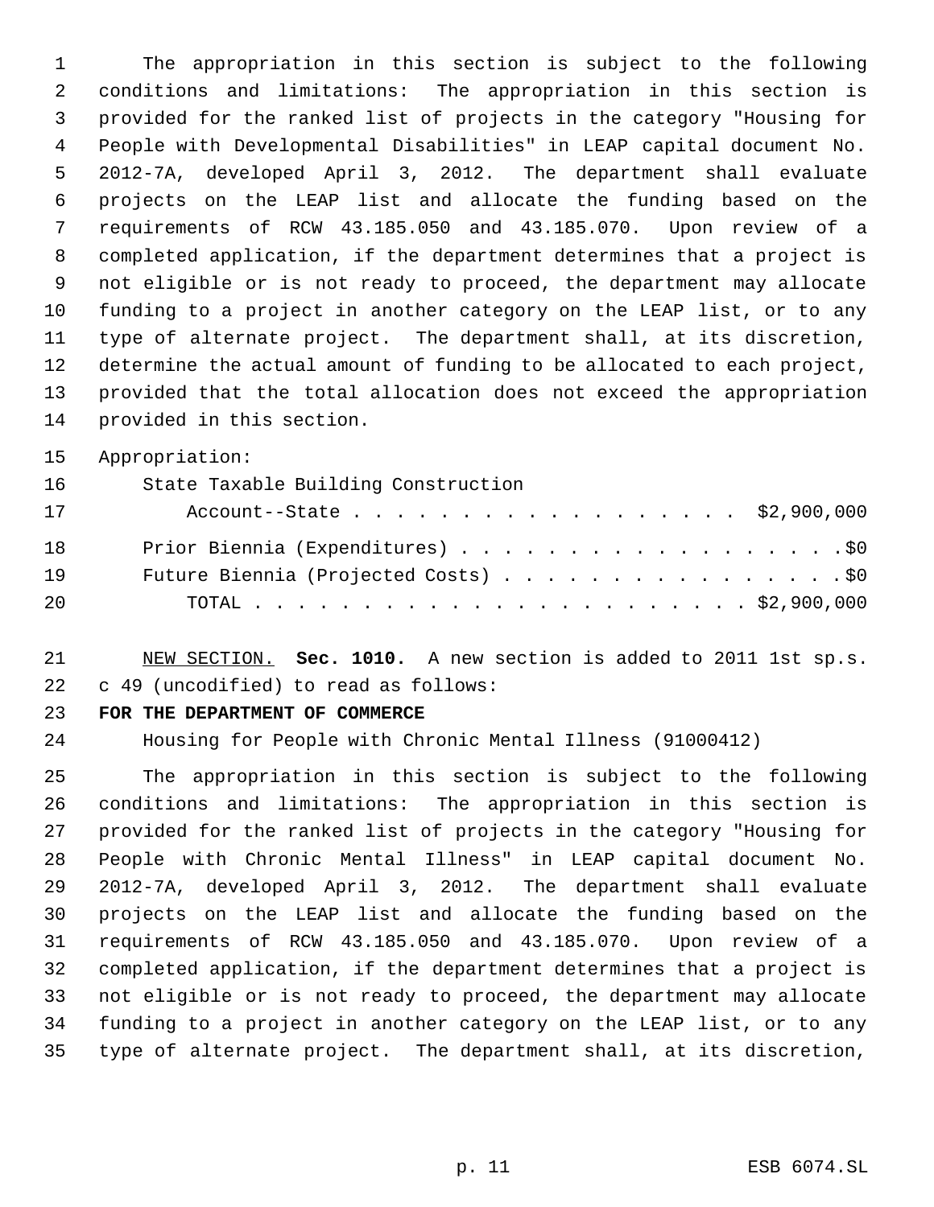The appropriation in this section is subject to the following conditions and limitations: The appropriation in this section is provided for the ranked list of projects in the category "Housing for People with Developmental Disabilities" in LEAP capital document No. 2012-7A, developed April 3, 2012. The department shall evaluate projects on the LEAP list and allocate the funding based on the requirements of RCW 43.185.050 and 43.185.070. Upon review of a completed application, if the department determines that a project is not eligible or is not ready to proceed, the department may allocate funding to a project in another category on the LEAP list, or to any type of alternate project. The department shall, at its discretion, determine the actual amount of funding to be allocated to each project, provided that the total allocation does not exceed the appropriation provided in this section.

Appropriation:

State Taxable Building Construction Account--State . . . . . . . . . . . . . . . . . . $2,900,000

Prior Biennia (Expenditures) . . . . . . . . . . . . . . . . . . .$0

Future Biennia (Projected Costs) . . . . . . . . . . . . . . . . .$0

TOTAL . . . . . . . . . . . . . . . . . . . . . . . . $2,900,000

NEW SECTION. **Sec. 1010.** A new section is added to 2011 1st sp.s. c 49 (uncodified) to read as follows:

**FOR THE DEPARTMENT OF COMMERCE**

Housing for People with Chronic Mental Illness (91000412)

The appropriation in this section is subject to the following conditions and limitations: The appropriation in this section is provided for the ranked list of projects in the category "Housing for People with Chronic Mental Illness" in LEAP capital document No. 2012-7A, developed April 3, 2012. The department shall evaluate projects on the LEAP list and allocate the funding based on the requirements of RCW 43.185.050 and 43.185.070. Upon review of a completed application, if the department determines that a project is not eligible or is not ready to proceed, the department may allocate funding to a project in another category on the LEAP list, or to any type of alternate project. The department shall, at its discretion,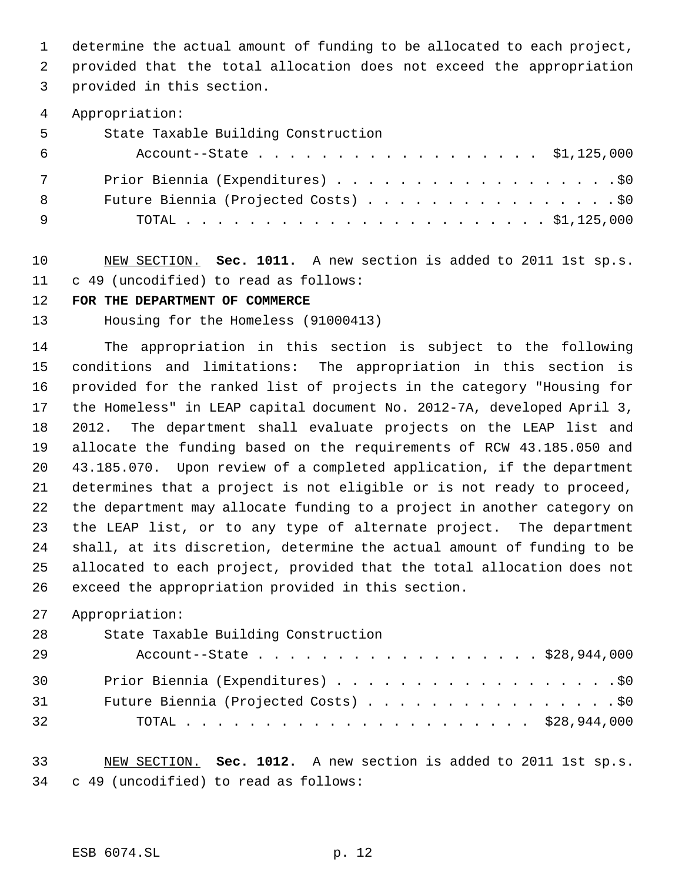determine the actual amount of funding to be allocated to each project, provided that the total allocation does not exceed the appropriation provided in this section.

Appropriation:

| | |
|---|---|
| State Taxable Building Construction Account--State | $1,125,000 |
| Prior Biennia (Expenditures) | $0 |
| Future Biennia (Projected Costs) | $0 |
| TOTAL | $1,125,000 |

NEW SECTION. **Sec. 1011.** A new section is added to 2011 1st sp.s. c 49 (uncodified) to read as follows:

**FOR THE DEPARTMENT OF COMMERCE**

Housing for the Homeless (91000413)

The appropriation in this section is subject to the following conditions and limitations: The appropriation in this section is provided for the ranked list of projects in the category "Housing for the Homeless" in LEAP capital document No. 2012-7A, developed April 3, 2012. The department shall evaluate projects on the LEAP list and allocate the funding based on the requirements of RCW 43.185.050 and 43.185.070. Upon review of a completed application, if the department determines that a project is not eligible or is not ready to proceed, the department may allocate funding to a project in another category on the LEAP list, or to any type of alternate project. The department shall, at its discretion, determine the actual amount of funding to be allocated to each project, provided that the total allocation does not exceed the appropriation provided in this section.

Appropriation:

| | |
|---|---|
| State Taxable Building Construction Account--State | $28,944,000 |
| Prior Biennia (Expenditures) | $0 |
| Future Biennia (Projected Costs) | $0 |
| TOTAL | $28,944,000 |

NEW SECTION. **Sec. 1012.** A new section is added to 2011 1st sp.s. c 49 (uncodified) to read as follows: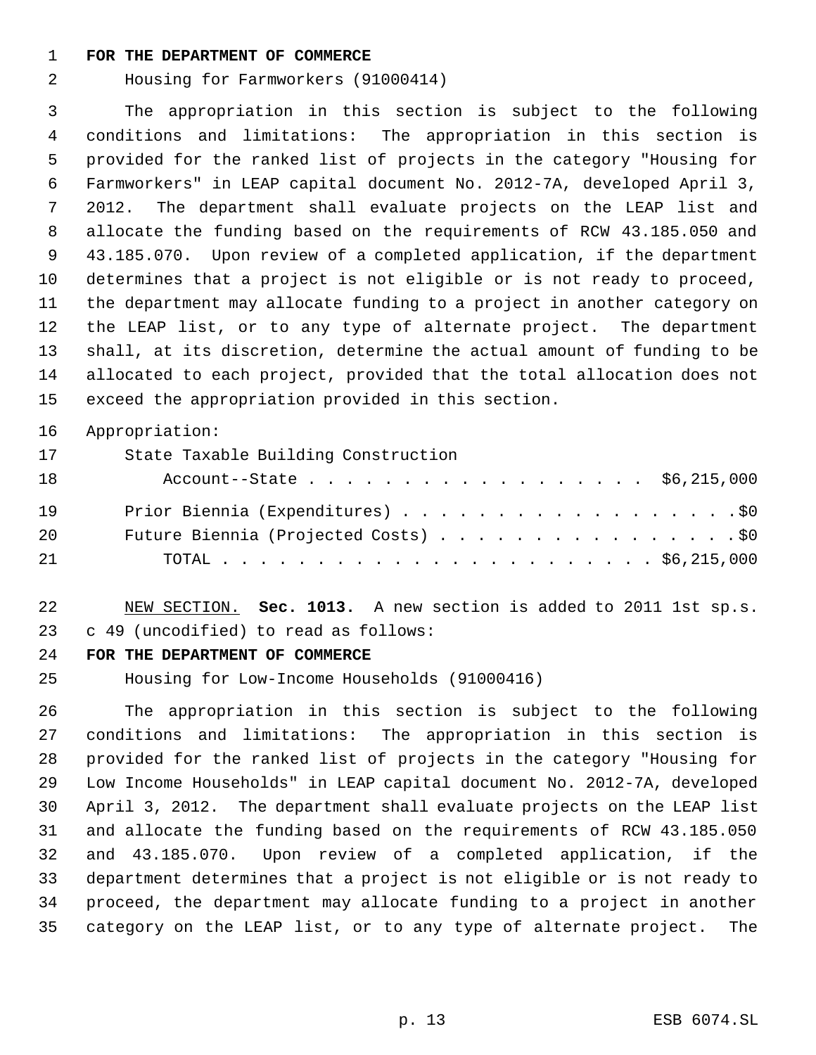**FOR THE DEPARTMENT OF COMMERCE**

Housing for Farmworkers (91000414)

The appropriation in this section is subject to the following conditions and limitations: The appropriation in this section is provided for the ranked list of projects in the category "Housing for Farmworkers" in LEAP capital document No. 2012-7A, developed April 3, 2012. The department shall evaluate projects on the LEAP list and allocate the funding based on the requirements of RCW 43.185.050 and 43.185.070. Upon review of a completed application, if the department determines that a project is not eligible or is not ready to proceed, the department may allocate funding to a project in another category on the LEAP list, or to any type of alternate project. The department shall, at its discretion, determine the actual amount of funding to be allocated to each project, provided that the total allocation does not exceed the appropriation provided in this section.

Appropriation:

| | |
|---|---|
| State Taxable Building Construction Account--State | $6,215,000 |
| Prior Biennia (Expenditures) | $0 |
| Future Biennia (Projected Costs) | $0 |
| TOTAL | $6,215,000 |

NEW SECTION. **Sec. 1013.** A new section is added to 2011 1st sp.s. c 49 (uncodified) to read as follows:

**FOR THE DEPARTMENT OF COMMERCE**

Housing for Low-Income Households (91000416)

The appropriation in this section is subject to the following conditions and limitations: The appropriation in this section is provided for the ranked list of projects in the category "Housing for Low Income Households" in LEAP capital document No. 2012-7A, developed April 3, 2012. The department shall evaluate projects on the LEAP list and allocate the funding based on the requirements of RCW 43.185.050 and 43.185.070. Upon review of a completed application, if the department determines that a project is not eligible or is not ready to proceed, the department may allocate funding to a project in another category on the LEAP list, or to any type of alternate project. The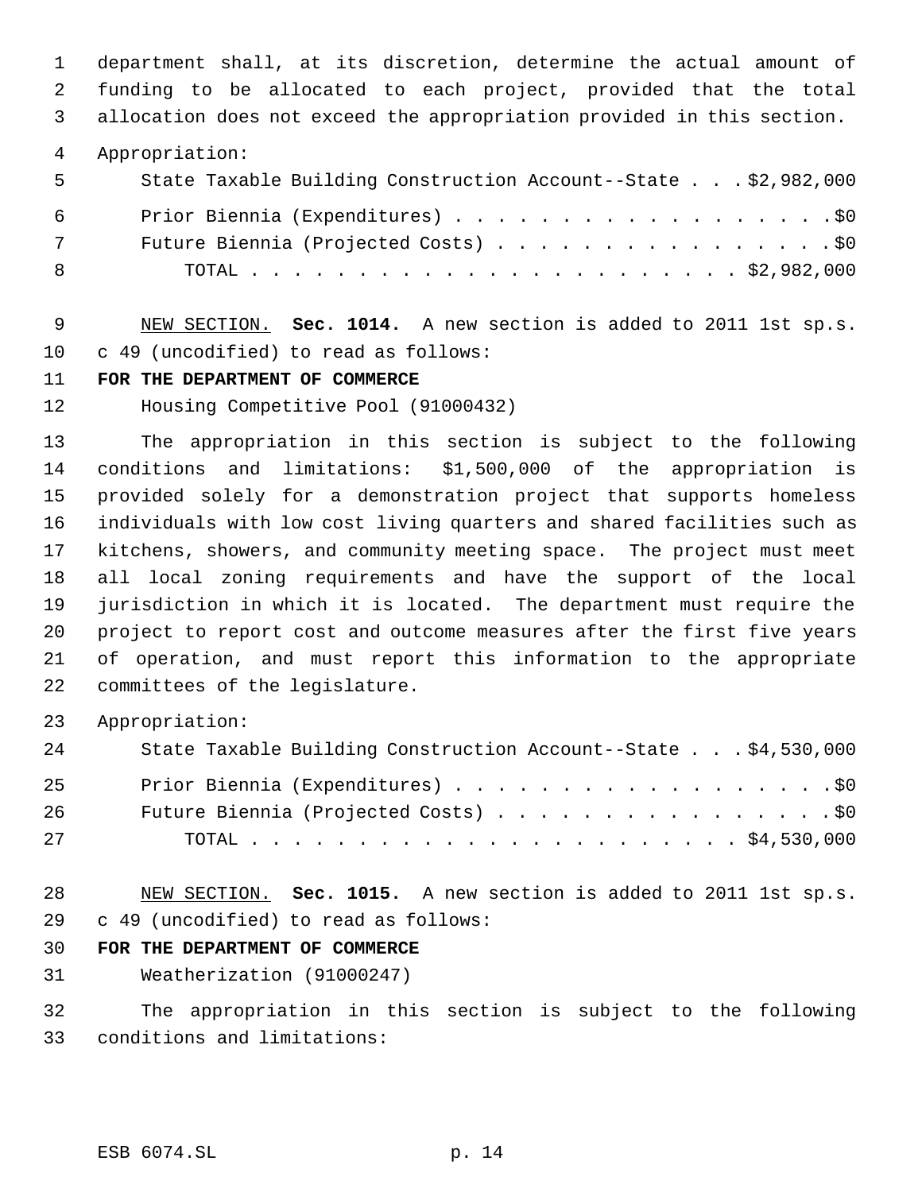department shall, at its discretion, determine the actual amount of funding to be allocated to each project, provided that the total allocation does not exceed the appropriation provided in this section.

Appropriation:

| | |
|---|---|
| State Taxable Building Construction Account--State | $2,982,000 |
| Prior Biennia (Expenditures) | $0 |
| Future Biennia (Projected Costs) | $0 |
| TOTAL | $2,982,000 |

NEW SECTION. **Sec. 1014.** A new section is added to 2011 1st sp.s. c 49 (uncodified) to read as follows:

**FOR THE DEPARTMENT OF COMMERCE**

Housing Competitive Pool (91000432)

The appropriation in this section is subject to the following conditions and limitations: $1,500,000 of the appropriation is provided solely for a demonstration project that supports homeless individuals with low cost living quarters and shared facilities such as kitchens, showers, and community meeting space. The project must meet all local zoning requirements and have the support of the local jurisdiction in which it is located. The department must require the project to report cost and outcome measures after the first five years of operation, and must report this information to the appropriate committees of the legislature.

Appropriation:

| | |
|---|---|
| State Taxable Building Construction Account--State | $4,530,000 |
| Prior Biennia (Expenditures) | $0 |
| Future Biennia (Projected Costs) | $0 |
| TOTAL | $4,530,000 |

NEW SECTION. **Sec. 1015.** A new section is added to 2011 1st sp.s. c 49 (uncodified) to read as follows:

**FOR THE DEPARTMENT OF COMMERCE**

Weatherization (91000247)

The appropriation in this section is subject to the following conditions and limitations: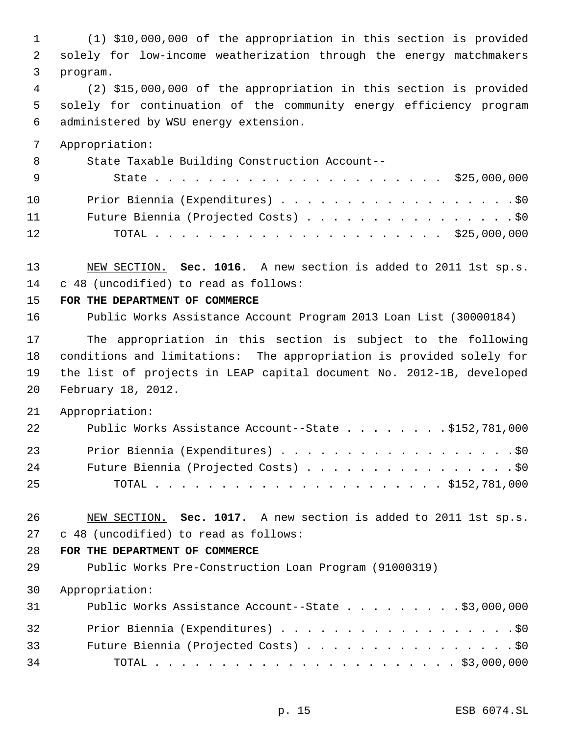(1) $10,000,000 of the appropriation in this section is provided solely for low-income weatherization through the energy matchmakers program.

(2) $15,000,000 of the appropriation in this section is provided solely for continuation of the community energy efficiency program administered by WSU energy extension.

Appropriation:

| | |
|---|---|
| State Taxable Building Construction Account--State | $25,000,000 |
| Prior Biennia (Expenditures) | $0 |
| Future Biennia (Projected Costs) | $0 |
| TOTAL | $25,000,000 |

NEW SECTION. **Sec. 1016.** A new section is added to 2011 1st sp.s. c 48 (uncodified) to read as follows:

**FOR THE DEPARTMENT OF COMMERCE**

Public Works Assistance Account Program 2013 Loan List (30000184)

The appropriation in this section is subject to the following conditions and limitations: The appropriation is provided solely for the list of projects in LEAP capital document No. 2012-1B, developed February 18, 2012.

Appropriation:

| | |
|---|---|
| Public Works Assistance Account--State | $152,781,000 |
| Prior Biennia (Expenditures) | $0 |
| Future Biennia (Projected Costs) | $0 |
| TOTAL | $152,781,000 |

NEW SECTION. **Sec. 1017.** A new section is added to 2011 1st sp.s. c 48 (uncodified) to read as follows:

**FOR THE DEPARTMENT OF COMMERCE**

Public Works Pre-Construction Loan Program (91000319)

Appropriation:

| | |
|---|---|
| Public Works Assistance Account--State | $3,000,000 |
| Prior Biennia (Expenditures) | $0 |
| Future Biennia (Projected Costs) | $0 |
| TOTAL | $3,000,000 |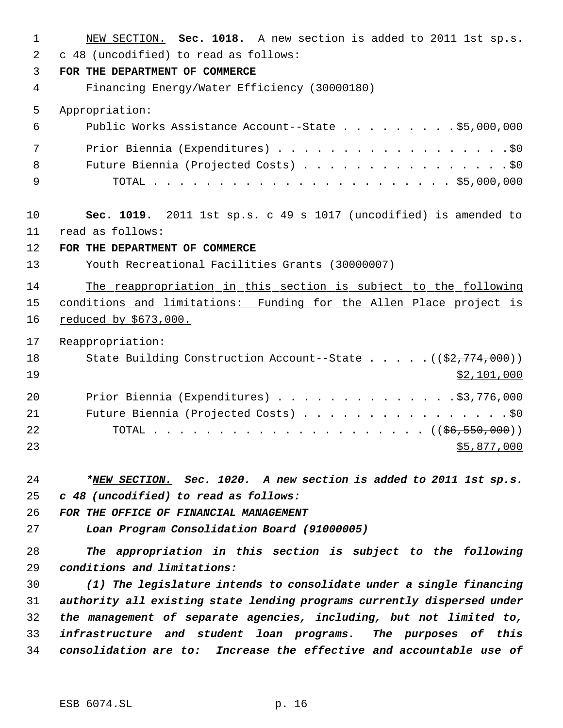NEW SECTION. **Sec. 1018.** A new section is added to 2011 1st sp.s. c 48 (uncodified) to read as follows:

**FOR THE DEPARTMENT OF COMMERCE**

Financing Energy/Water Efficiency (30000180)

Appropriation:

Public Works Assistance Account--State . . . . . . . . . $5,000,000

Prior Biennia (Expenditures) . . . . . . . . . . . . . . . . . . $0

Future Biennia (Projected Costs) . . . . . . . . . . . . . . . . $0

TOTAL . . . . . . . . . . . . . . . . . . . . . . . . $5,000,000

**Sec. 1019.** 2011 1st sp.s. c 49 s 1017 (uncodified) is amended to read as follows:

**FOR THE DEPARTMENT OF COMMERCE**

Youth Recreational Facilities Grants (30000007)

The reappropriation in this section is subject to the following conditions and limitations: Funding for the Allen Place project is reduced by $673,000.

Reappropriation:

State Building Construction Account--State . . . . . (($2,774,000)) $2,101,000

Prior Biennia (Expenditures) . . . . . . . . . . . . . . $3,776,000

Future Biennia (Projected Costs) . . . . . . . . . . . . . . . . $0

TOTAL . . . . . . . . . . . . . . . . . . . . . . (($6,550,000)) $5,877,000

***NEW SECTION. Sec. 1020. A new section is added to 2011 1st sp.s. c 48 (uncodified) to read as follows:***

***FOR THE OFFICE OF FINANCIAL MANAGEMENT***

***Loan Program Consolidation Board (91000005)***

***The appropriation in this section is subject to the following conditions and limitations:***

***(1) The legislature intends to consolidate under a single financing authority all existing state lending programs currently dispersed under the management of separate agencies, including, but not limited to, infrastructure and student loan programs. The purposes of this consolidation are to: Increase the effective and accountable use of***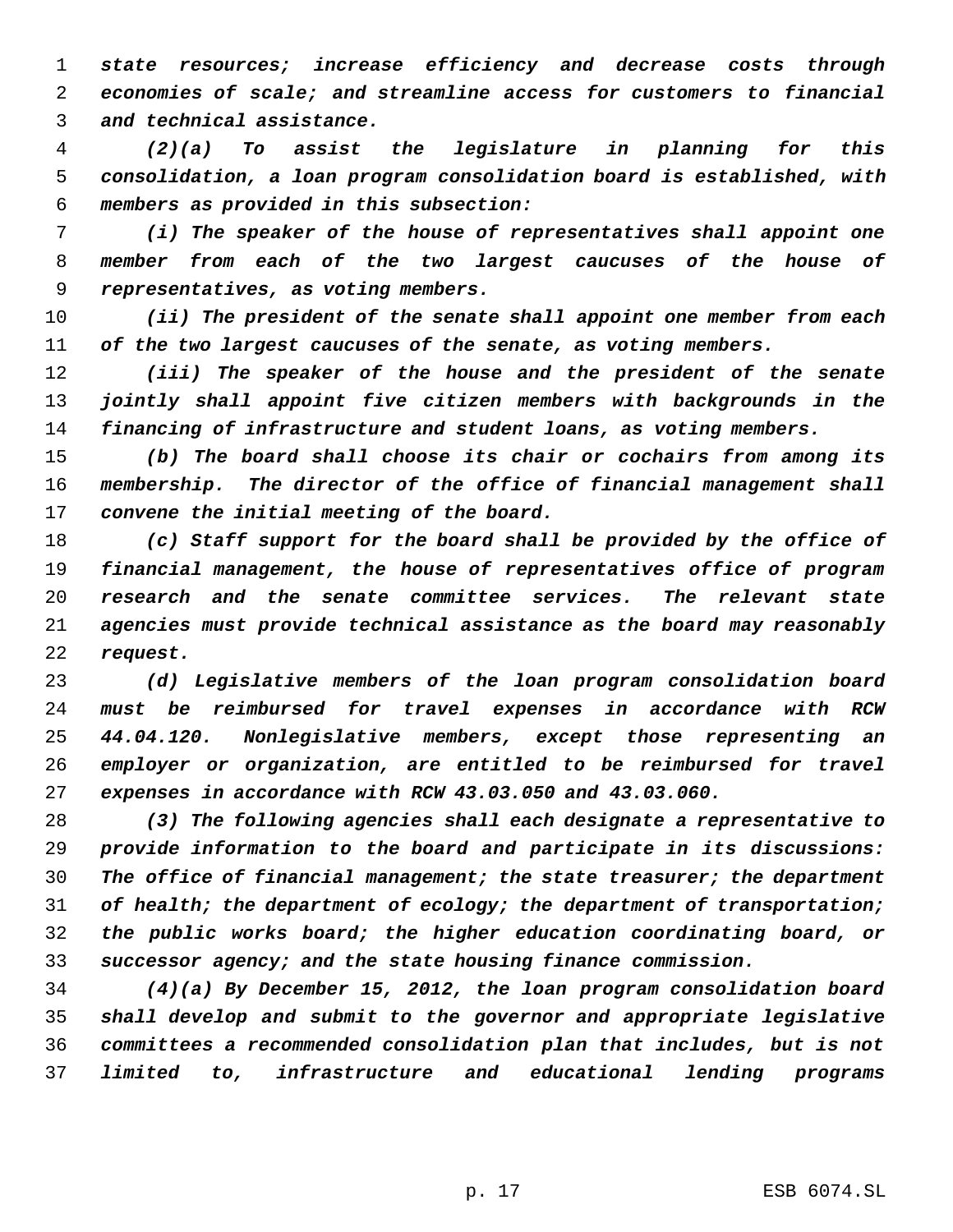*state resources; increase efficiency and decrease costs through economies of scale; and streamline access for customers to financial and technical assistance.*

*(2)(a) To assist the legislature in planning for this consolidation, a loan program consolidation board is established, with members as provided in this subsection:*

*(i) The speaker of the house of representatives shall appoint one member from each of the two largest caucuses of the house of representatives, as voting members.*

*(ii) The president of the senate shall appoint one member from each of the two largest caucuses of the senate, as voting members.*

*(iii) The speaker of the house and the president of the senate jointly shall appoint five citizen members with backgrounds in the financing of infrastructure and student loans, as voting members.*

*(b) The board shall choose its chair or cochairs from among its membership. The director of the office of financial management shall convene the initial meeting of the board.*

*(c) Staff support for the board shall be provided by the office of financial management, the house of representatives office of program research and the senate committee services. The relevant state agencies must provide technical assistance as the board may reasonably request.*

*(d) Legislative members of the loan program consolidation board must be reimbursed for travel expenses in accordance with RCW 44.04.120. Nonlegislative members, except those representing an employer or organization, are entitled to be reimbursed for travel expenses in accordance with RCW 43.03.050 and 43.03.060.*

*(3) The following agencies shall each designate a representative to provide information to the board and participate in its discussions: The office of financial management; the state treasurer; the department of health; the department of ecology; the department of transportation; the public works board; the higher education coordinating board, or successor agency; and the state housing finance commission.*

*(4)(a) By December 15, 2012, the loan program consolidation board shall develop and submit to the governor and appropriate legislative committees a recommended consolidation plan that includes, but is not limited to, infrastructure and educational lending programs*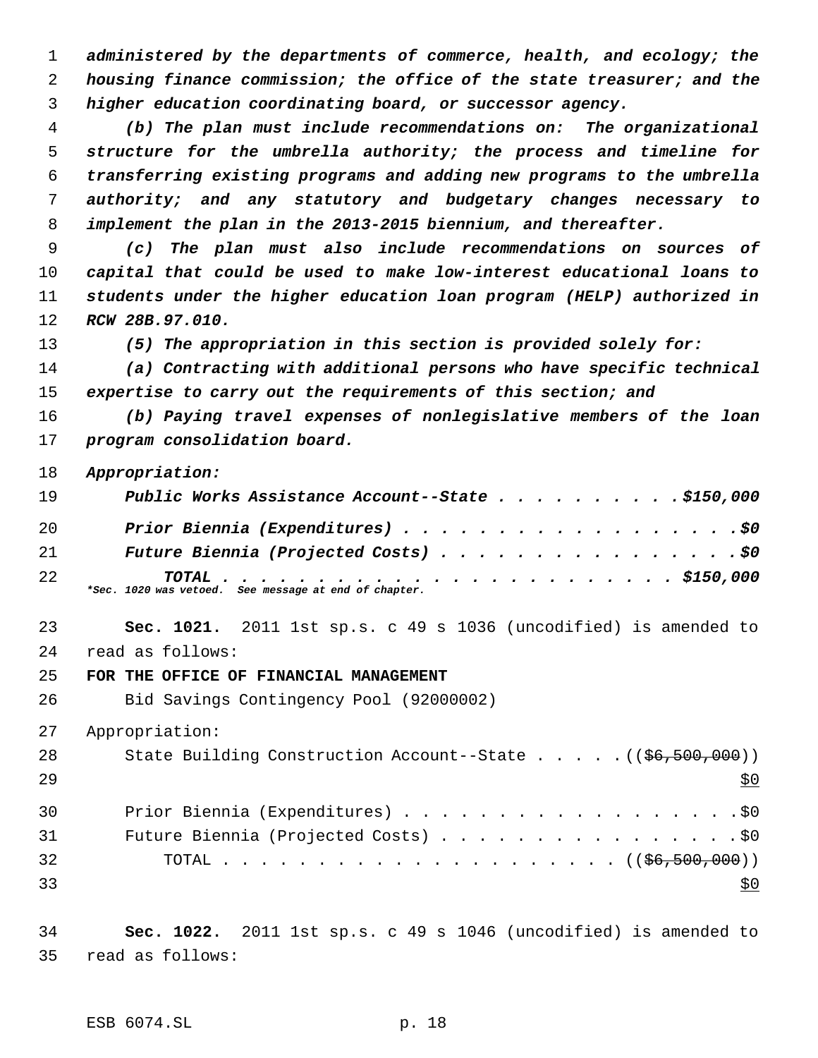*administered by the departments of commerce, health, and ecology; the housing finance commission; the office of the state treasurer; and the higher education coordinating board, or successor agency.*

*(b) The plan must include recommendations on: The organizational structure for the umbrella authority; the process and timeline for transferring existing programs and adding new programs to the umbrella authority; and any statutory and budgetary changes necessary to implement the plan in the 2013-2015 biennium, and thereafter.*

*(c) The plan must also include recommendations on sources of capital that could be used to make low-interest educational loans to students under the higher education loan program (HELP) authorized in RCW 28B.97.010.*

*(5) The appropriation in this section is provided solely for:*

*(a) Contracting with additional persons who have specific technical expertise to carry out the requirements of this section; and*

*(b) Paying travel expenses of nonlegislative members of the loan program consolidation board.*

*Appropriation:*

| | |
|---|---|
| *Public Works Assistance Account--State* | *$150,000* |
| *Prior Biennia (Expenditures)* | *$0* |
| *Future Biennia (Projected Costs)* | *$0* |
| *TOTAL* | *$150,000* |

*\*Sec. 1020 was vetoed. See message at end of chapter.*

**Sec. 1021.** 2011 1st sp.s. c 49 s 1036 (uncodified) is amended to read as follows:

**FOR THE OFFICE OF FINANCIAL MANAGEMENT**

Bid Savings Contingency Pool (92000002)

Appropriation:

| | |
|---|---|
| State Building Construction Account--State | ((~~$6,500,000~~)) <u>$0</u> |
| Prior Biennia (Expenditures) | $0 |
| Future Biennia (Projected Costs) | $0 |
| TOTAL | ((~~$6,500,000~~)) <u>$0</u> |

**Sec. 1022.** 2011 1st sp.s. c 49 s 1046 (uncodified) is amended to read as follows: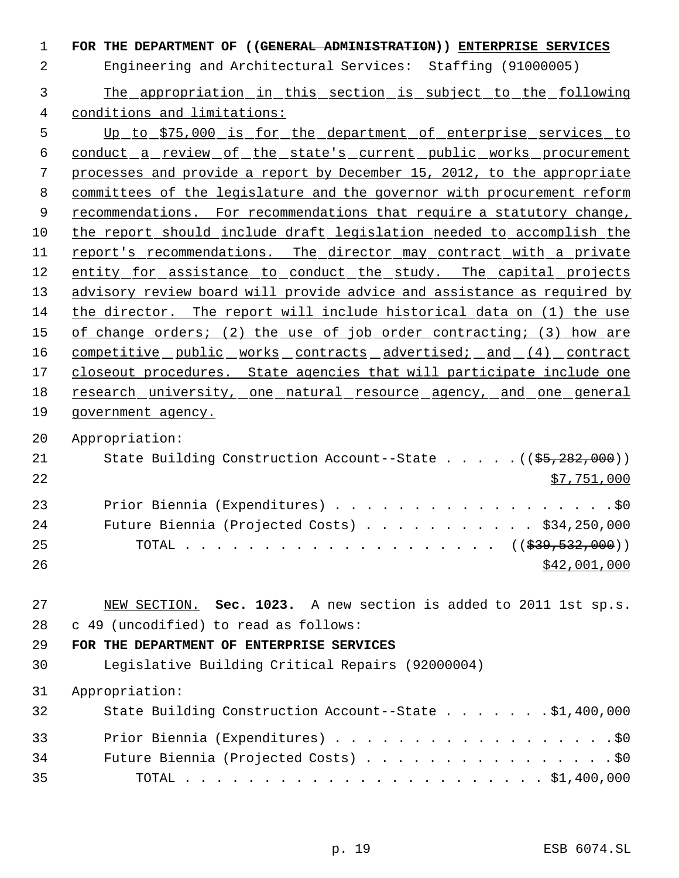**FOR THE DEPARTMENT OF ((~~GENERAL ADMINISTRATION~~)) ENTERPRISE SERVICES**

Engineering and Architectural Services: Staffing (91000005)

The appropriation in this section is subject to the following conditions and limitations:

Up to $75,000 is for the department of enterprise services to conduct a review of the state's current public works procurement processes and provide a report by December 15, 2012, to the appropriate committees of the legislature and the governor with procurement reform recommendations. For recommendations that require a statutory change, the report should include draft legislation needed to accomplish the report's recommendations. The director may contract with a private entity for assistance to conduct the study. The capital projects advisory review board will provide advice and assistance as required by the director. The report will include historical data on (1) the use of change orders; (2) the use of job order contracting; (3) how are competitive public works contracts advertised; and (4) contract closeout procedures. State agencies that will participate include one research university, one natural resource agency, and one general government agency.

Appropriation:

| | |
|---|---|
| State Building Construction Account--State | ((~~$5,282,000~~)) $7,751,000 |
| Prior Biennia (Expenditures) | $0 |
| Future Biennia (Projected Costs) | $34,250,000 |
| TOTAL | ((~~$39,532,000~~)) $42,001,000 |

NEW SECTION. **Sec. 1023.** A new section is added to 2011 1st sp.s. c 49 (uncodified) to read as follows:

**FOR THE DEPARTMENT OF ENTERPRISE SERVICES**

Legislative Building Critical Repairs (92000004)

Appropriation:

| | |
|---|---|
| State Building Construction Account--State | $1,400,000 |
| Prior Biennia (Expenditures) | $0 |
| Future Biennia (Projected Costs) | $0 |
| TOTAL | $1,400,000 |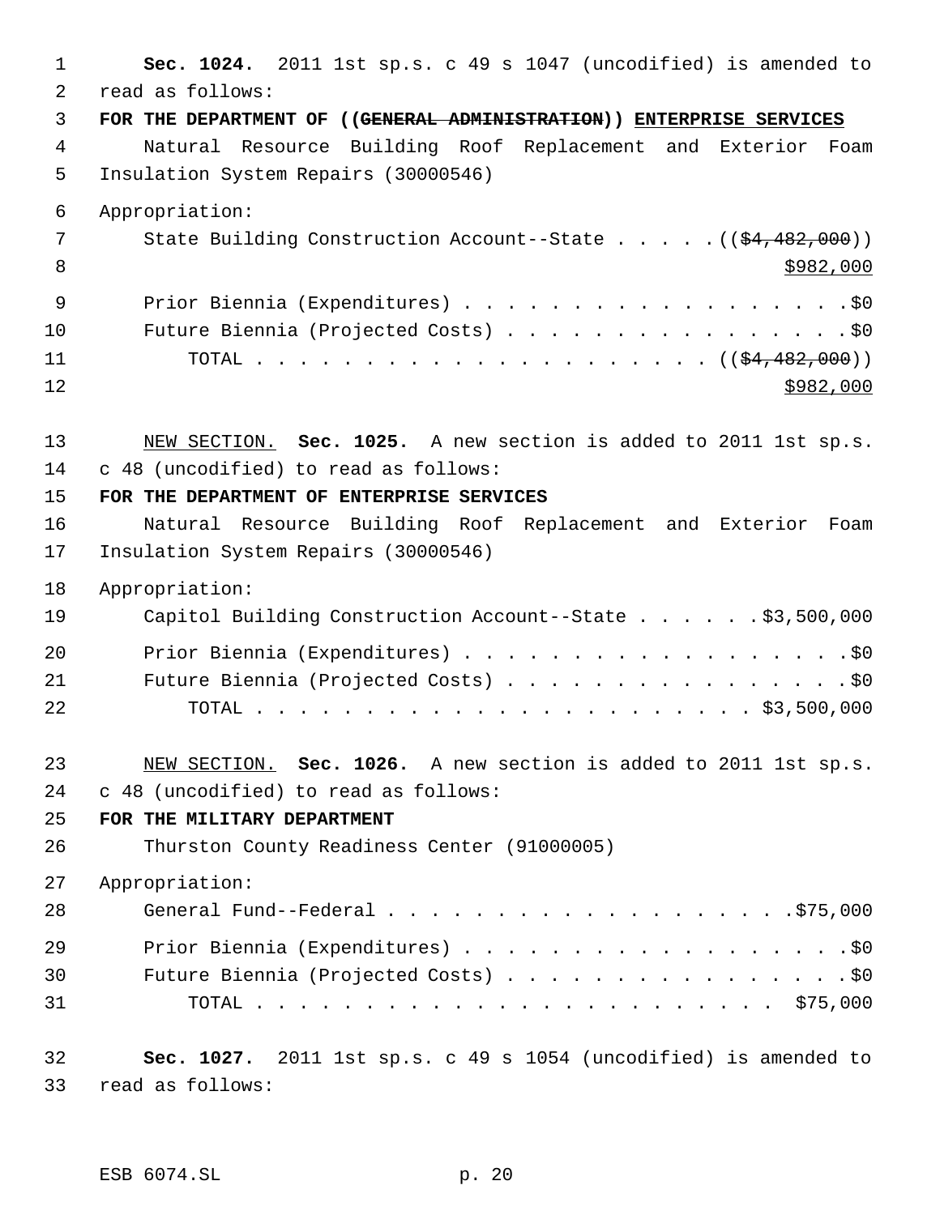**Sec. 1024.** 2011 1st sp.s. c 49 s 1047 (uncodified) is amended to read as follows:

**FOR THE DEPARTMENT OF ((~~GENERAL ADMINISTRATION~~)) <u>ENTERPRISE SERVICES</u>**

Natural Resource Building Roof Replacement and Exterior Foam Insulation System Repairs (30000546)

Appropriation:

State Building Construction Account--State . . . . . ((~~$4,482,000~~)) <u>$982,000</u>

Prior Biennia (Expenditures) . . . . . . . . . . . . . . . . . . .$0

Future Biennia (Projected Costs) . . . . . . . . . . . . . . . . .$0

TOTAL . . . . . . . . . . . . . . . . . . . . . . ((~~$4,482,000~~)) <u>$982,000</u>

<u>NEW SECTION.</u> **Sec. 1025.** A new section is added to 2011 1st sp.s. c 48 (uncodified) to read as follows:

**FOR THE DEPARTMENT OF ENTERPRISE SERVICES**

Natural Resource Building Roof Replacement and Exterior Foam Insulation System Repairs (30000546)

Appropriation:

Capitol Building Construction Account--State . . . . . . $3,500,000

Prior Biennia (Expenditures) . . . . . . . . . . . . . . . . . . .$0

Future Biennia (Projected Costs) . . . . . . . . . . . . . . . . .$0

TOTAL . . . . . . . . . . . . . . . . . . . . . . . $3,500,000

<u>NEW SECTION.</u> **Sec. 1026.** A new section is added to 2011 1st sp.s. c 48 (uncodified) to read as follows:

**FOR THE MILITARY DEPARTMENT**

Thurston County Readiness Center (91000005)

Appropriation:

General Fund--Federal . . . . . . . . . . . . . . . . . . .$75,000

Prior Biennia (Expenditures) . . . . . . . . . . . . . . . . . . .$0

Future Biennia (Projected Costs) . . . . . . . . . . . . . . . . .$0

TOTAL . . . . . . . . . . . . . . . . . . . . . . . . $75,000

**Sec. 1027.** 2011 1st sp.s. c 49 s 1054 (uncodified) is amended to read as follows: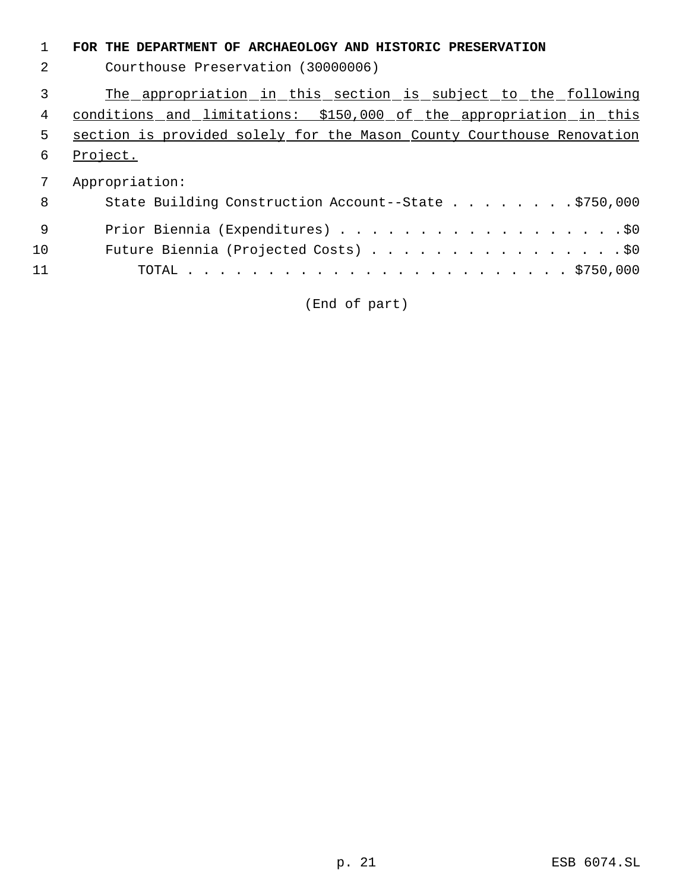**FOR THE DEPARTMENT OF ARCHAEOLOGY AND HISTORIC PRESERVATION**

Courthouse Preservation (30000006)

The appropriation in this section is subject to the following conditions and limitations: $150,000 of the appropriation in this section is provided solely for the Mason County Courthouse Renovation Project.

Appropriation:

| | |
|---|---|
| State Building Construction Account--State | $750,000 |
| Prior Biennia (Expenditures) | $0 |
| Future Biennia (Projected Costs) | $0 |
| TOTAL | $750,000 |

(End of part)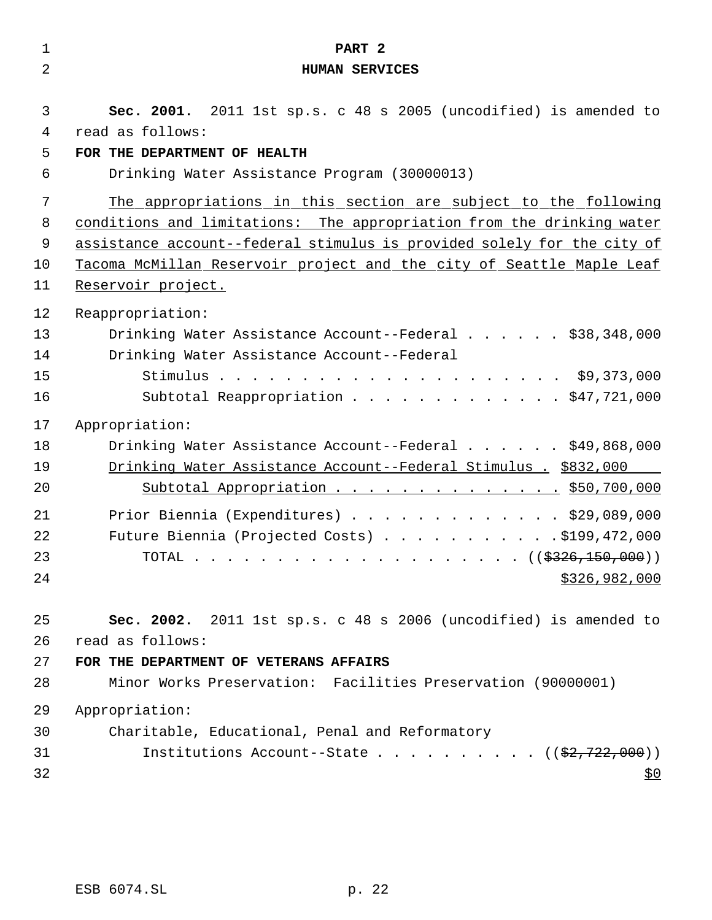# PART 2
# HUMAN SERVICES

**Sec. 2001.** 2011 1st sp.s. c 48 s 2005 (uncodified) is amended to read as follows:

**FOR THE DEPARTMENT OF HEALTH**

Drinking Water Assistance Program (30000013)

<u>The appropriations in this section are subject to the following conditions and limitations: The appropriation from the drinking water assistance account--federal stimulus is provided solely for the city of Tacoma McMillan Reservoir project and the city of Seattle Maple Leaf Reservoir project.</u>

Reappropriation:

| | |
|---|---|
| Drinking Water Assistance Account--Federal | $38,348,000 |
| Drinking Water Assistance Account--Federal Stimulus | $9,373,000 |
| Subtotal Reappropriation | $47,721,000 |

Appropriation:

| | |
|---|---|
| Drinking Water Assistance Account--Federal | $49,868,000 |
| <u>Drinking Water Assistance Account--Federal Stimulus</u> | <u>$832,000</u> |
| <u>Subtotal Appropriation</u> | <u>$50,700,000</u> |
| Prior Biennia (Expenditures) | $29,089,000 |
| Future Biennia (Projected Costs) | $199,472,000 |
| TOTAL | (( ~~$326,150,000~~ )) <u>$326,982,000</u> |

**Sec. 2002.** 2011 1st sp.s. c 48 s 2006 (uncodified) is amended to read as follows:

**FOR THE DEPARTMENT OF VETERANS AFFAIRS**

Minor Works Preservation: Facilities Preservation (90000001)

Appropriation:

| | |
|---|---|
| Charitable, Educational, Penal and Reformatory Institutions Account--State | (( ~~$2,722,000~~ )) <u>$0</u> |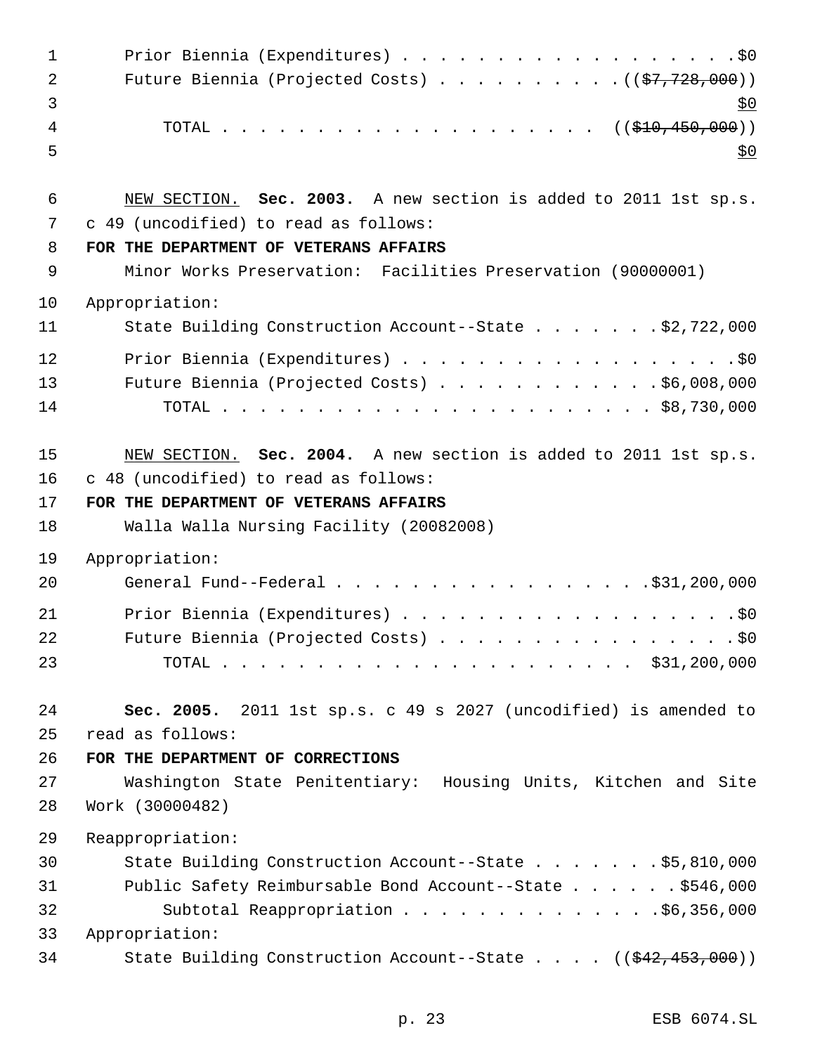Prior Biennia (Expenditures) . . . . . . . . . . . . . . . . . . .$0
Future Biennia (Projected Costs) . . . . . . . . . . ((~~$7,728,000~~))
<u>$0</u>
TOTAL . . . . . . . . . . . . . . . . . . . . . ((~~$10,450,000~~))
<u>$0</u>

<u>NEW SECTION.</u> **Sec. 2003.** A new section is added to 2011 1st sp.s. c 49 (uncodified) to read as follows:

**FOR THE DEPARTMENT OF VETERANS AFFAIRS**

Minor Works Preservation: Facilities Preservation (90000001)

Appropriation:

State Building Construction Account--State . . . . . . . $2,722,000

Prior Biennia (Expenditures) . . . . . . . . . . . . . . . . . . .$0
Future Biennia (Projected Costs) . . . . . . . . . . . . $6,008,000
TOTAL . . . . . . . . . . . . . . . . . . . . . . . . $8,730,000

<u>NEW SECTION.</u> **Sec. 2004.** A new section is added to 2011 1st sp.s. c 48 (uncodified) to read as follows:

**FOR THE DEPARTMENT OF VETERANS AFFAIRS**

Walla Walla Nursing Facility (20082008)

Appropriation:

General Fund--Federal . . . . . . . . . . . . . . . . . $31,200,000

Prior Biennia (Expenditures) . . . . . . . . . . . . . . . . . . .$0
Future Biennia (Projected Costs) . . . . . . . . . . . . . . . . .$0
TOTAL . . . . . . . . . . . . . . . . . . . . . . . $31,200,000

**Sec. 2005.** 2011 1st sp.s. c 49 s 2027 (uncodified) is amended to read as follows:

**FOR THE DEPARTMENT OF CORRECTIONS**

Washington State Penitentiary: Housing Units, Kitchen and Site Work (30000482)

Reappropriation:

State Building Construction Account--State . . . . . . . $5,810,000
Public Safety Reimbursable Bond Account--State . . . . . . $546,000
Subtotal Reappropriation . . . . . . . . . . . . . . $6,356,000

Appropriation:

State Building Construction Account--State . . . . ((~~$42,453,000~~))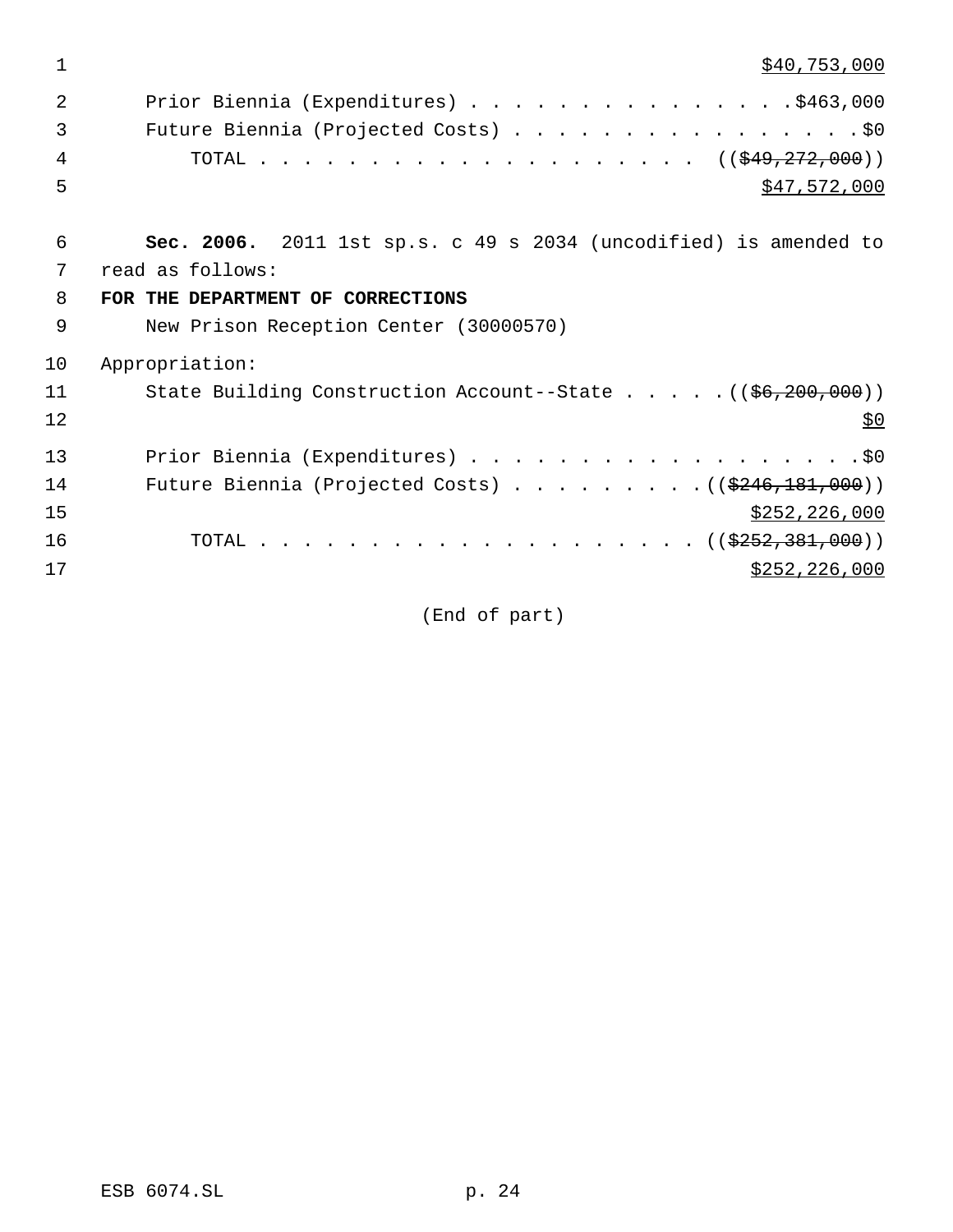$40,753,000

Prior Biennia (Expenditures) . . . . . . . . . . . . . . . .$463,000

Future Biennia (Projected Costs) . . . . . . . . . . . . . . . . .$0

TOTAL . . . . . . . . . . . . . . . . . . . . . ((~~$49,272,000~~))

$47,572,000

**Sec. 2006.** 2011 1st sp.s. c 49 s 2034 (uncodified) is amended to read as follows:

**FOR THE DEPARTMENT OF CORRECTIONS**

New Prison Reception Center (30000570)

Appropriation:

State Building Construction Account--State . . . . . ((~~$6,200,000~~))

$0

Prior Biennia (Expenditures) . . . . . . . . . . . . . . . . . . .$0

Future Biennia (Projected Costs) . . . . . . . . . ((~~$246,181,000~~))

$252,226,000

TOTAL . . . . . . . . . . . . . . . . . . . . . ((~~$252,381,000~~))

$252,226,000

(End of part)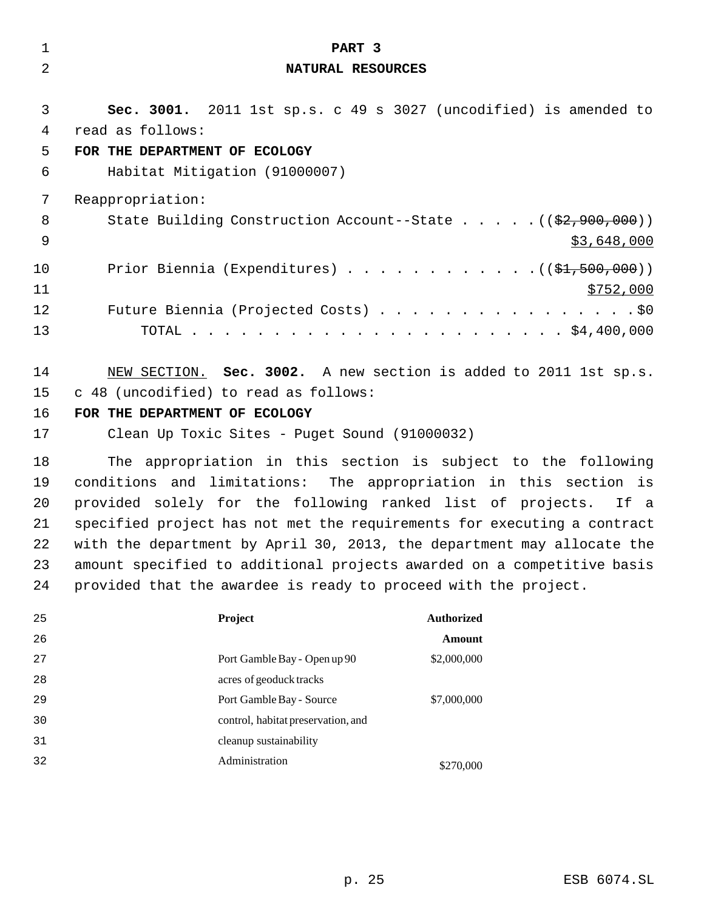# PART 3

## NATURAL RESOURCES

**Sec. 3001.** 2011 1st sp.s. c 49 s 3027 (uncodified) is amended to read as follows:

**FOR THE DEPARTMENT OF ECOLOGY**

Habitat Mitigation (91000007)

Reappropriation:

State Building Construction Account--State . . . . . ((~~$2,900,000~~))
<u>$3,648,000</u>

Prior Biennia (Expenditures) . . . . . . . . . . . . ((~~$1,500,000~~))
<u>$752,000</u>

Future Biennia (Projected Costs) . . . . . . . . . . . . . . . . . $0

TOTAL . . . . . . . . . . . . . . . . . . . . . . . . $4,400,000

<u>NEW SECTION.</u> **Sec. 3002.** A new section is added to 2011 1st sp.s. c 48 (uncodified) to read as follows:

**FOR THE DEPARTMENT OF ECOLOGY**

Clean Up Toxic Sites - Puget Sound (91000032)

The appropriation in this section is subject to the following conditions and limitations: The appropriation in this section is provided solely for the following ranked list of projects. If a specified project has not met the requirements for executing a contract with the department by April 30, 2013, the department may allocate the amount specified to additional projects awarded on a competitive basis provided that the awardee is ready to proceed with the project.

| Project | Authorized Amount |
|---|---|
| Port Gamble Bay - Open up 90 acres of geoduck tracks | $2,000,000 |
| Port Gamble Bay - Source control, habitat preservation, and cleanup sustainability | $7,000,000 |
| Administration | $270,000 |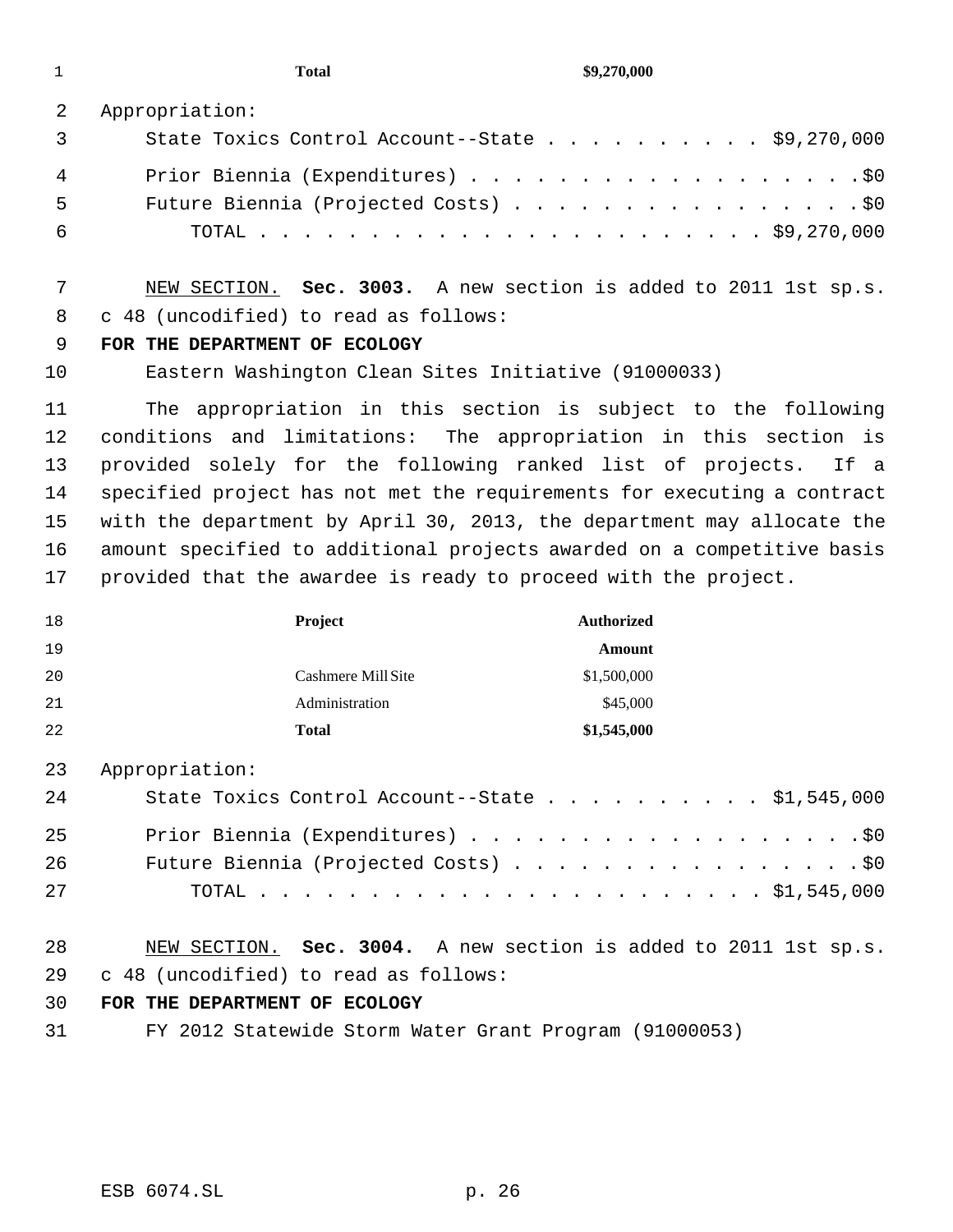| | |
|---|---|
| **Total** | **$9,270,000** |

Appropriation:

State Toxics Control Account--State . . . . . . . . . . $9,270,000

Prior Biennia (Expenditures) . . . . . . . . . . . . . . . . . . .$0

Future Biennia (Projected Costs) . . . . . . . . . . . . . . . . .$0

TOTAL . . . . . . . . . . . . . . . . . . . . . . . $9,270,000

NEW SECTION. **Sec. 3003.** A new section is added to 2011 1st sp.s. c 48 (uncodified) to read as follows:

**FOR THE DEPARTMENT OF ECOLOGY**

Eastern Washington Clean Sites Initiative (91000033)

The appropriation in this section is subject to the following conditions and limitations: The appropriation in this section is provided solely for the following ranked list of projects. If a specified project has not met the requirements for executing a contract with the department by April 30, 2013, the department may allocate the amount specified to additional projects awarded on a competitive basis provided that the awardee is ready to proceed with the project.

| Project | Authorized Amount |
|---|---|
| Cashmere Mill Site | $1,500,000 |
| Administration | $45,000 |
| **Total** | **$1,545,000** |

Appropriation:

State Toxics Control Account--State . . . . . . . . . . $1,545,000

Prior Biennia (Expenditures) . . . . . . . . . . . . . . . . . . .$0

Future Biennia (Projected Costs) . . . . . . . . . . . . . . . . .$0

TOTAL . . . . . . . . . . . . . . . . . . . . . . . $1,545,000

NEW SECTION. **Sec. 3004.** A new section is added to 2011 1st sp.s. c 48 (uncodified) to read as follows:

**FOR THE DEPARTMENT OF ECOLOGY**

FY 2012 Statewide Storm Water Grant Program (91000053)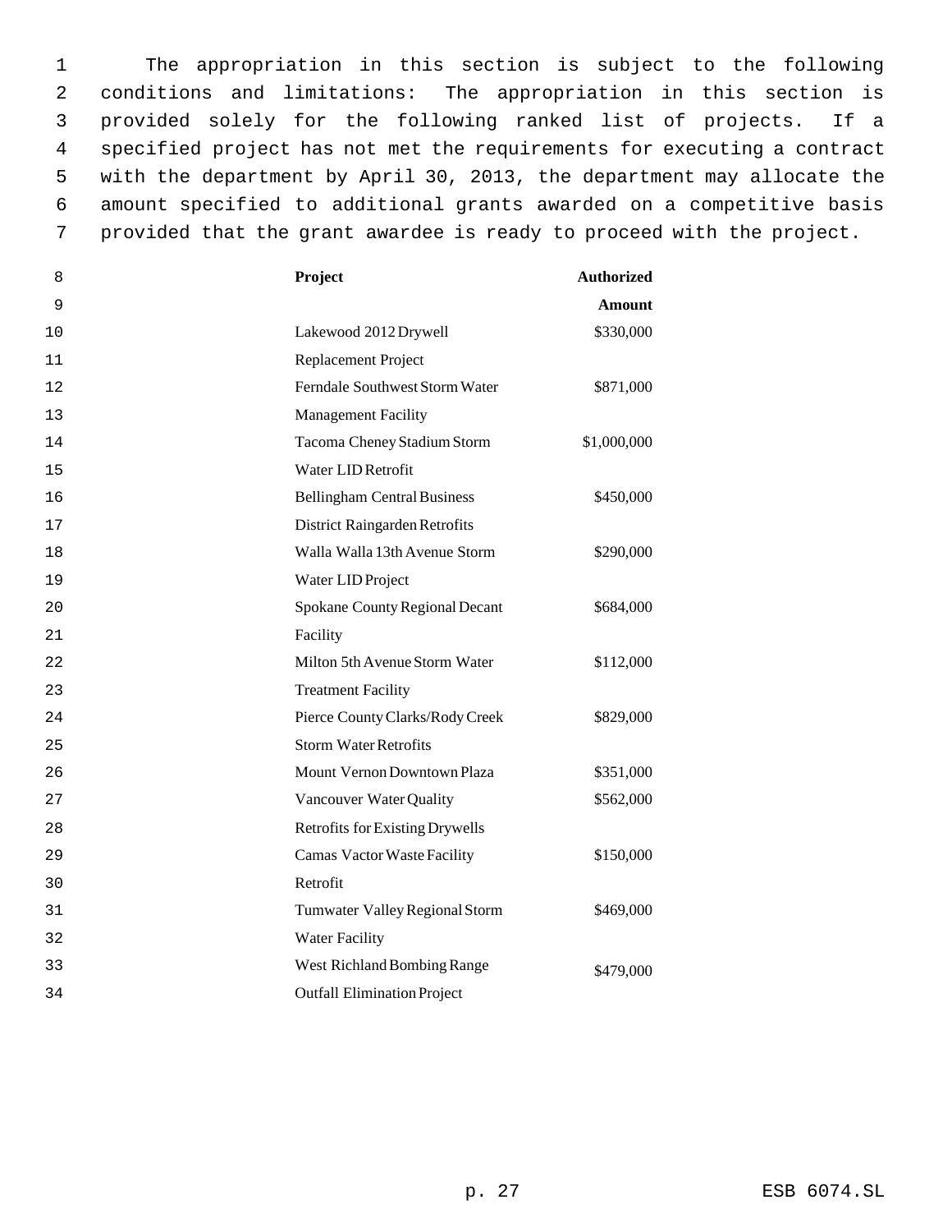The appropriation in this section is subject to the following conditions and limitations: The appropriation in this section is provided solely for the following ranked list of projects. If a specified project has not met the requirements for executing a contract with the department by April 30, 2013, the department may allocate the amount specified to additional grants awarded on a competitive basis provided that the grant awardee is ready to proceed with the project.

| Project | Authorized Amount |
| --- | --- |
| Lakewood 2012 Drywell Replacement Project | $330,000 |
| Ferndale Southwest Storm Water Management Facility | $871,000 |
| Tacoma Cheney Stadium Storm Water LID Retrofit | $1,000,000 |
| Bellingham Central Business District Raingarden Retrofits | $450,000 |
| Walla Walla 13th Avenue Storm Water LID Project | $290,000 |
| Spokane County Regional Decant Facility | $684,000 |
| Milton 5th Avenue Storm Water Treatment Facility | $112,000 |
| Pierce County Clarks/Rody Creek Storm Water Retrofits | $829,000 |
| Mount Vernon Downtown Plaza | $351,000 |
| Vancouver Water Quality Retrofits for Existing Drywells | $562,000 |
| Camas Vactor Waste Facility Retrofit | $150,000 |
| Tumwater Valley Regional Storm Water Facility | $469,000 |
| West Richland Bombing Range Outfall Elimination Project | $479,000 |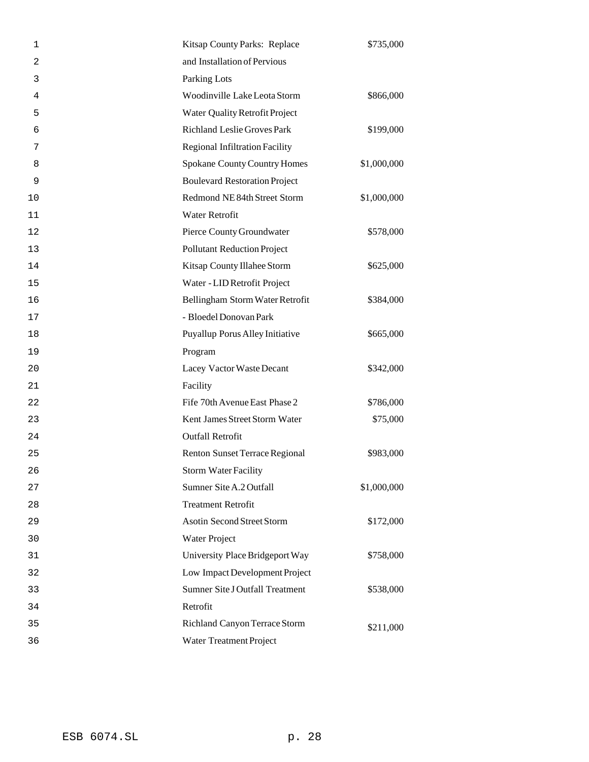| | |
|---|---|
| Kitsap County Parks: Replace and Installation of Pervious Parking Lots | $735,000 |
| Woodinville Lake Leota Storm Water Quality Retrofit Project | $866,000 |
| Richland Leslie Groves Park Regional Infiltration Facility | $199,000 |
| Spokane County Country Homes Boulevard Restoration Project | $1,000,000 |
| Redmond NE 84th Street Storm Water Retrofit | $1,000,000 |
| Pierce County Groundwater Pollutant Reduction Project | $578,000 |
| Kitsap County Illahee Storm Water - LID Retrofit Project | $625,000 |
| Bellingham Storm Water Retrofit - Bloedel Donovan Park | $384,000 |
| Puyallup Porus Alley Initiative Program | $665,000 |
| Lacey Vactor Waste Decant Facility | $342,000 |
| Fife 70th Avenue East Phase 2 | $786,000 |
| Kent James Street Storm Water Outfall Retrofit | $75,000 |
| Renton Sunset Terrace Regional Storm Water Facility | $983,000 |
| Sumner Site A.2 Outfall Treatment Retrofit | $1,000,000 |
| Asotin Second Street Storm Water Project | $172,000 |
| University Place Bridgeport Way Low Impact Development Project | $758,000 |
| Sumner Site J Outfall Treatment Retrofit | $538,000 |
| Richland Canyon Terrace Storm Water Treatment Project | $211,000 |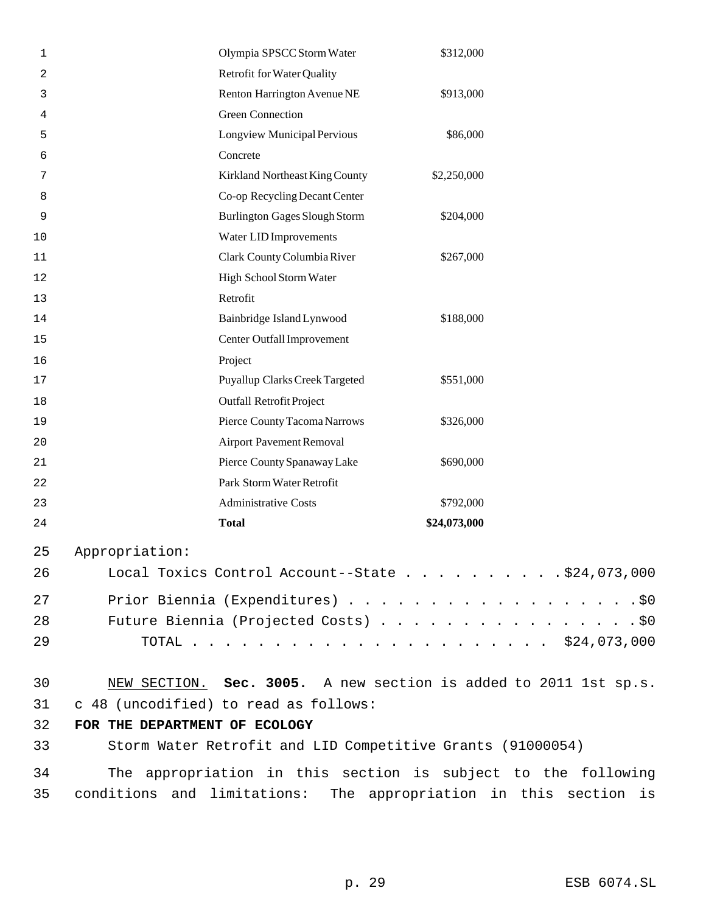| | |
|---|---|
| Olympia SPSCC Storm Water Retrofit for Water Quality | $312,000 |
| Renton Harrington Avenue NE Green Connection | $913,000 |
| Longview Municipal Pervious Concrete | $86,000 |
| Kirkland Northeast King County Co-op Recycling Decant Center | $2,250,000 |
| Burlington Gages Slough Storm Water LID Improvements | $204,000 |
| Clark County Columbia River High School Storm Water Retrofit | $267,000 |
| Bainbridge Island Lynwood Center Outfall Improvement Project | $188,000 |
| Puyallup Clarks Creek Targeted Outfall Retrofit Project | $551,000 |
| Pierce County Tacoma Narrows Airport Pavement Removal | $326,000 |
| Pierce County Spanaway Lake Park Storm Water Retrofit | $690,000 |
| Administrative Costs | $792,000 |
| **Total** | **$24,073,000** |

Appropriation:

Local Toxics Control Account--State . . . . . . . . . . $24,073,000

Prior Biennia (Expenditures) . . . . . . . . . . . . . . . . . . $0

Future Biennia (Projected Costs) . . . . . . . . . . . . . . . . $0

TOTAL . . . . . . . . . . . . . . . . . . . . . . $24,073,000

NEW SECTION. **Sec. 3005.** A new section is added to 2011 1st sp.s. c 48 (uncodified) to read as follows:

**FOR THE DEPARTMENT OF ECOLOGY**

Storm Water Retrofit and LID Competitive Grants (91000054)

The appropriation in this section is subject to the following conditions and limitations: The appropriation in this section is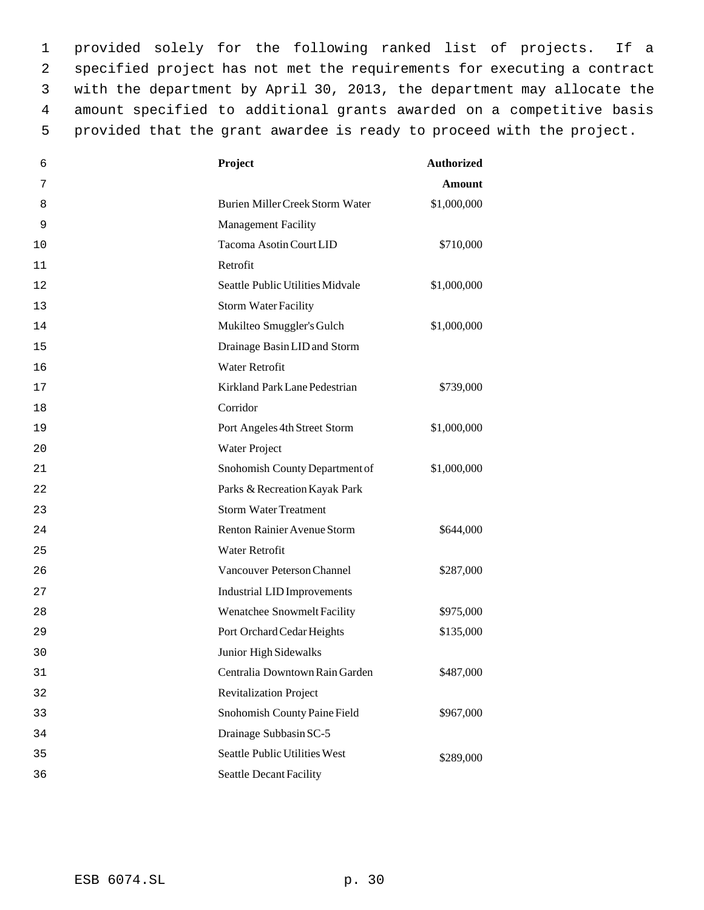provided solely for the following ranked list of projects. If a specified project has not met the requirements for executing a contract with the department by April 30, 2013, the department may allocate the amount specified to additional grants awarded on a competitive basis provided that the grant awardee is ready to proceed with the project.

| Project | Authorized Amount |
|---|---|
| Burien Miller Creek Storm Water Management Facility | $1,000,000 |
| Tacoma Asotin Court LID Retrofit | $710,000 |
| Seattle Public Utilities Midvale Storm Water Facility | $1,000,000 |
| Mukilteo Smuggler's Gulch Drainage Basin LID and Storm Water Retrofit | $1,000,000 |
| Kirkland Park Lane Pedestrian Corridor | $739,000 |
| Port Angeles 4th Street Storm Water Project | $1,000,000 |
| Snohomish County Department of Parks & Recreation Kayak Park Storm Water Treatment | $1,000,000 |
| Renton Rainier Avenue Storm Water Retrofit | $644,000 |
| Vancouver Peterson Channel Industrial LID Improvements | $287,000 |
| Wenatchee Snowmelt Facility | $975,000 |
| Port Orchard Cedar Heights Junior High Sidewalks | $135,000 |
| Centralia Downtown Rain Garden Revitalization Project | $487,000 |
| Snohomish County Paine Field Drainage Subbasin SC-5 | $967,000 |
| Seattle Public Utilities West Seattle Decant Facility | $289,000 |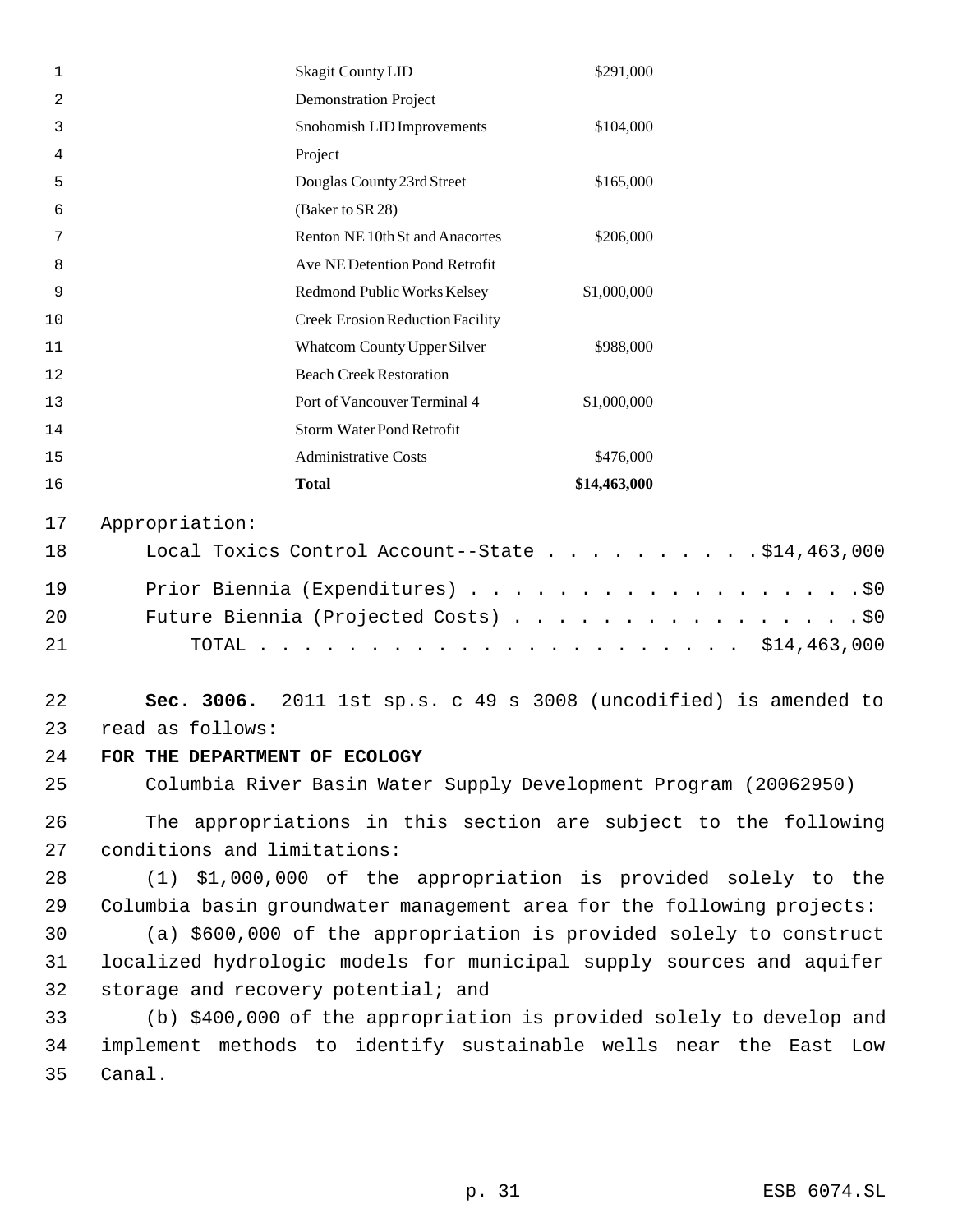| | |
|---|---|
| Skagit County LID Demonstration Project | $291,000 |
| Snohomish LID Improvements Project | $104,000 |
| Douglas County 23rd Street (Baker to SR 28) | $165,000 |
| Renton NE 10th St and Anacortes Ave NE Detention Pond Retrofit | $206,000 |
| Redmond Public Works Kelsey Creek Erosion Reduction Facility | $1,000,000 |
| Whatcom County Upper Silver Beach Creek Restoration | $988,000 |
| Port of Vancouver Terminal 4 Storm Water Pond Retrofit | $1,000,000 |
| Administrative Costs | $476,000 |
| **Total** | **$14,463,000** |

Appropriation:

Local Toxics Control Account--State . . . . . . . . . . $14,463,000

Prior Biennia (Expenditures) . . . . . . . . . . . . . . . . . . $0

Future Biennia (Projected Costs) . . . . . . . . . . . . . . . . $0

TOTAL . . . . . . . . . . . . . . . . . . . . . . $14,463,000

**Sec. 3006.** 2011 1st sp.s. c 49 s 3008 (uncodified) is amended to read as follows:

**FOR THE DEPARTMENT OF ECOLOGY**

Columbia River Basin Water Supply Development Program (20062950)

The appropriations in this section are subject to the following conditions and limitations:

(1) $1,000,000 of the appropriation is provided solely to the Columbia basin groundwater management area for the following projects:

(a) $600,000 of the appropriation is provided solely to construct localized hydrologic models for municipal supply sources and aquifer storage and recovery potential; and

(b) $400,000 of the appropriation is provided solely to develop and implement methods to identify sustainable wells near the East Low Canal.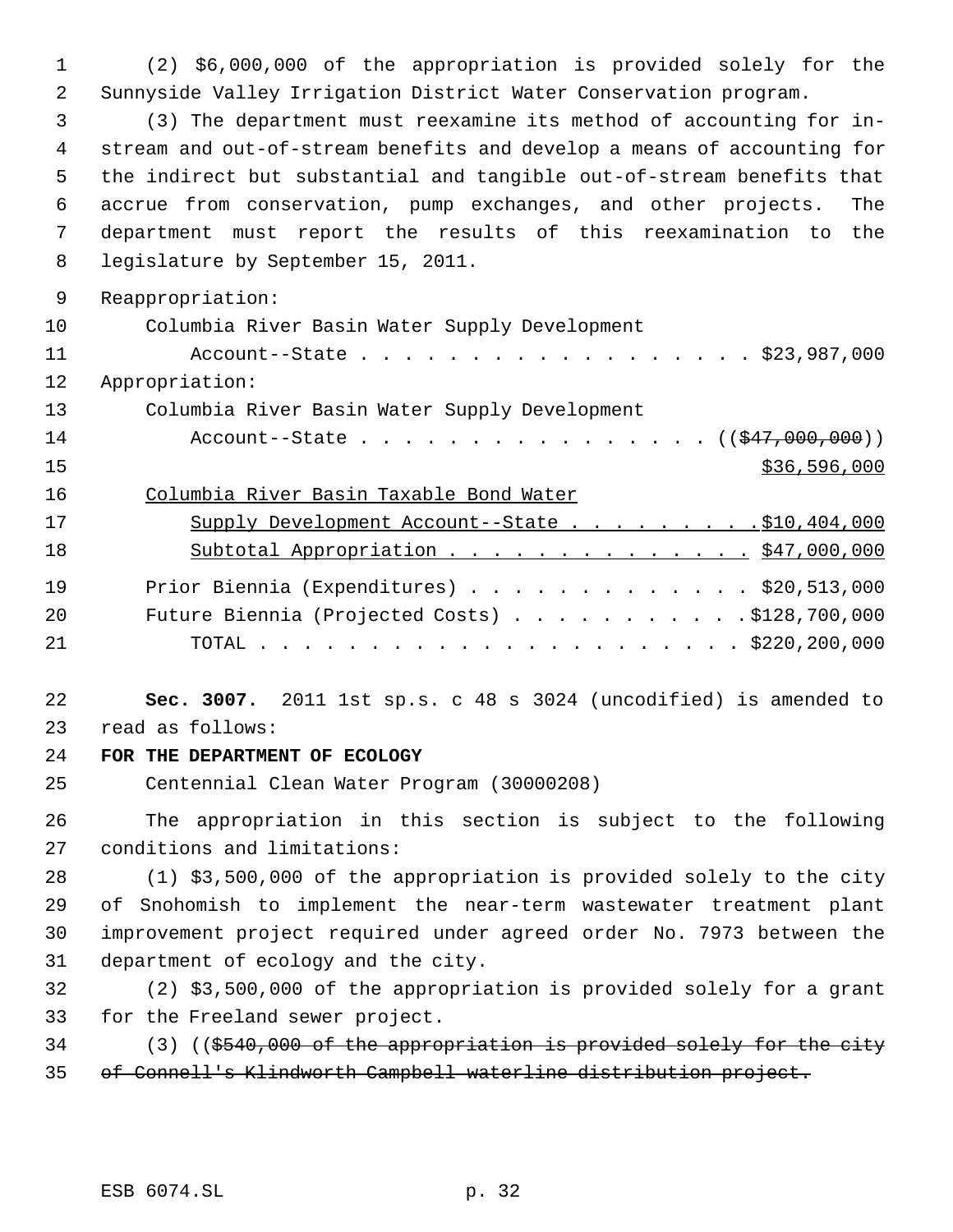(2) $6,000,000 of the appropriation is provided solely for the Sunnyside Valley Irrigation District Water Conservation program.

(3) The department must reexamine its method of accounting for in-stream and out-of-stream benefits and develop a means of accounting for the indirect but substantial and tangible out-of-stream benefits that accrue from conservation, pump exchanges, and other projects. The department must report the results of this reexamination to the legislature by September 15, 2011.

Reappropriation:

Columbia River Basin Water Supply Development Account--State . . . . . . . . . . . . . . . . . . $23,987,000

Appropriation:

Columbia River Basin Water Supply Development Account--State . . . . . . . . . . . . . . . . ((~~$47,000,000~~)) <u>$36,596,000</u>

<u>Columbia River Basin Taxable Bond Water Supply Development Account--State . . . . . . . . . $10,404,000</u>

<u>Subtotal Appropriation . . . . . . . . . . . . . . $47,000,000</u>

Prior Biennia (Expenditures) . . . . . . . . . . . . . $20,513,000

Future Biennia (Projected Costs) . . . . . . . . . . . $128,700,000

TOTAL . . . . . . . . . . . . . . . . . . . . . . $220,200,000

**Sec. 3007.** 2011 1st sp.s. c 48 s 3024 (uncodified) is amended to read as follows:

**FOR THE DEPARTMENT OF ECOLOGY**

Centennial Clean Water Program (30000208)

The appropriation in this section is subject to the following conditions and limitations:

(1) $3,500,000 of the appropriation is provided solely to the city of Snohomish to implement the near-term wastewater treatment plant improvement project required under agreed order No. 7973 between the department of ecology and the city.

(2) $3,500,000 of the appropriation is provided solely for a grant for the Freeland sewer project.

(3) ((~~$540,000 of the appropriation is provided solely for the city of Connell's Klindworth Campbell waterline distribution project.~~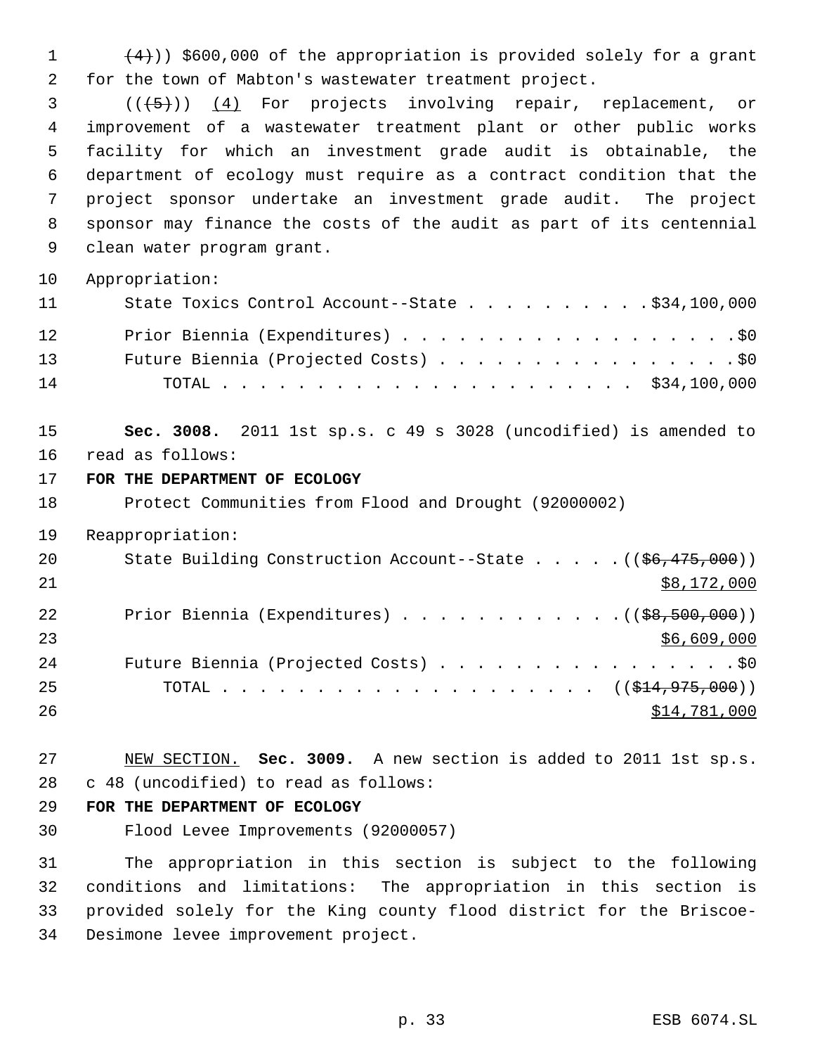(~~(4)~~)) $600,000 of the appropriation is provided solely for a grant for the town of Mabton's wastewater treatment project.

((~~(5)~~)) (4) For projects involving repair, replacement, or improvement of a wastewater treatment plant or other public works facility for which an investment grade audit is obtainable, the department of ecology must require as a contract condition that the project sponsor undertake an investment grade audit. The project sponsor may finance the costs of the audit as part of its centennial clean water program grant.

Appropriation:

| | |
|---|---|
| State Toxics Control Account--State | $34,100,000 |
| Prior Biennia (Expenditures) | $0 |
| Future Biennia (Projected Costs) | $0 |
| TOTAL | $34,100,000 |

**Sec. 3008.** 2011 1st sp.s. c 49 s 3028 (uncodified) is amended to read as follows:

**FOR THE DEPARTMENT OF ECOLOGY**

Protect Communities from Flood and Drought (92000002)

Reappropriation:

| | |
|---|---|
| State Building Construction Account--State | ((~~$6,475,000~~)) $8,172,000 |
| Prior Biennia (Expenditures) | ((~~$8,500,000~~)) $6,609,000 |
| Future Biennia (Projected Costs) | $0 |
| TOTAL | ((~~$14,975,000~~)) $14,781,000 |

NEW SECTION. **Sec. 3009.** A new section is added to 2011 1st sp.s. c 48 (uncodified) to read as follows:

**FOR THE DEPARTMENT OF ECOLOGY**

Flood Levee Improvements (92000057)

The appropriation in this section is subject to the following conditions and limitations: The appropriation in this section is provided solely for the King county flood district for the Briscoe-Desimone levee improvement project.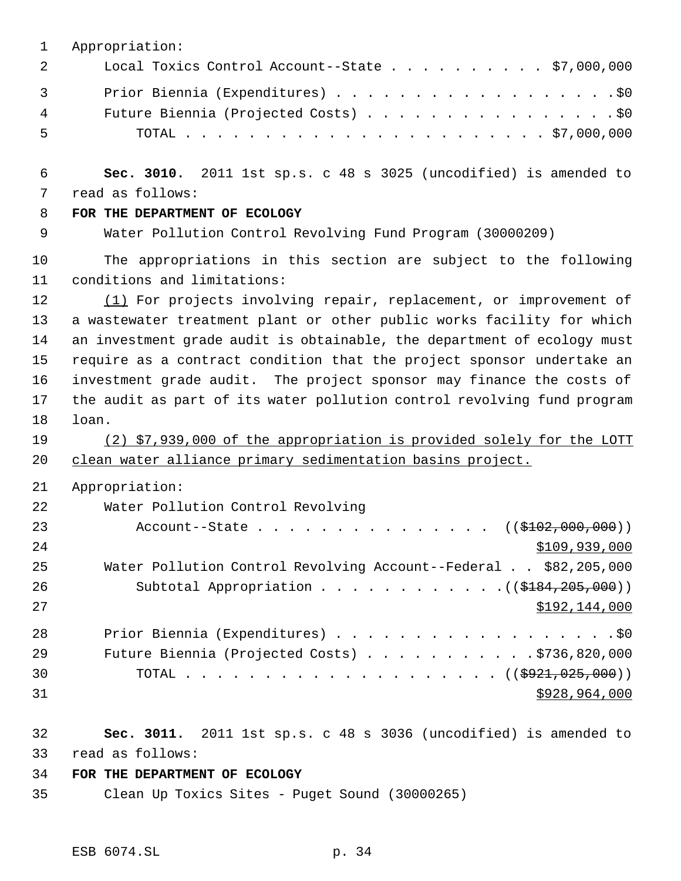Appropriation:

Local Toxics Control Account--State . . . . . . . . . . $7,000,000

Prior Biennia (Expenditures) . . . . . . . . . . . . . . . . . . .$0

Future Biennia (Projected Costs) . . . . . . . . . . . . . . . . .$0

TOTAL . . . . . . . . . . . . . . . . . . . . . . . . $7,000,000

**Sec. 3010.** 2011 1st sp.s. c 48 s 3025 (uncodified) is amended to read as follows:

**FOR THE DEPARTMENT OF ECOLOGY**

Water Pollution Control Revolving Fund Program (30000209)

The appropriations in this section are subject to the following conditions and limitations:

(1) For projects involving repair, replacement, or improvement of a wastewater treatment plant or other public works facility for which an investment grade audit is obtainable, the department of ecology must require as a contract condition that the project sponsor undertake an investment grade audit. The project sponsor may finance the costs of the audit as part of its water pollution control revolving fund program loan.

(2) $7,939,000 of the appropriation is provided solely for the LOTT clean water alliance primary sedimentation basins project.

Appropriation:

Water Pollution Control Revolving Account--State . . . . . . . . . . . . . . . (($102,000,000)) $109,939,000

Water Pollution Control Revolving Account--Federal . . $82,205,000

Subtotal Appropriation . . . . . . . . . . . .(($184,205,000)) $192,144,000

Prior Biennia (Expenditures) . . . . . . . . . . . . . . . . . . .$0

Future Biennia (Projected Costs) . . . . . . . . . . . .$736,820,000

TOTAL . . . . . . . . . . . . . . . . . . . . . (($921,025,000)) $928,964,000

**Sec. 3011.** 2011 1st sp.s. c 48 s 3036 (uncodified) is amended to read as follows:

**FOR THE DEPARTMENT OF ECOLOGY**

Clean Up Toxics Sites - Puget Sound (30000265)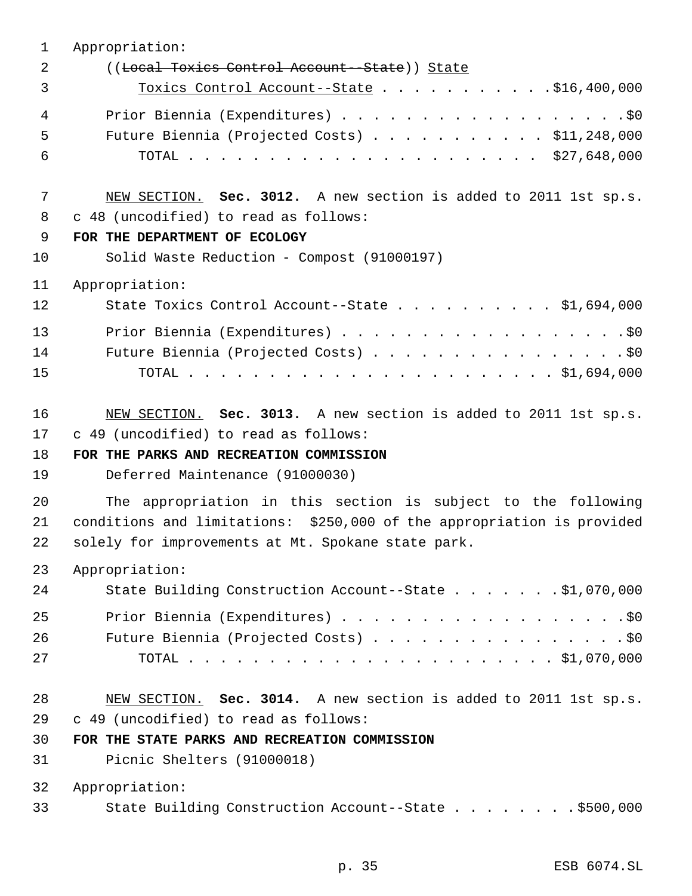Appropriation:

((~~Local Toxics Control Account--State~~)) State Toxics Control Account--State . . . . . . . . . . . $16,400,000

Prior Biennia (Expenditures) . . . . . . . . . . . . . . . . . . $0

Future Biennia (Projected Costs) . . . . . . . . . . . $11,248,000

TOTAL . . . . . . . . . . . . . . . . . . . . . . $27,648,000

NEW SECTION. **Sec. 3012.** A new section is added to 2011 1st sp.s. c 48 (uncodified) to read as follows:

**FOR THE DEPARTMENT OF ECOLOGY**

Solid Waste Reduction - Compost (91000197)

Appropriation:

State Toxics Control Account--State . . . . . . . . . . $1,694,000

Prior Biennia (Expenditures) . . . . . . . . . . . . . . . . . . $0

Future Biennia (Projected Costs) . . . . . . . . . . . . . . . . $0

TOTAL . . . . . . . . . . . . . . . . . . . . . . . $1,694,000

NEW SECTION. **Sec. 3013.** A new section is added to 2011 1st sp.s. c 49 (uncodified) to read as follows:

**FOR THE PARKS AND RECREATION COMMISSION**

Deferred Maintenance (91000030)

The appropriation in this section is subject to the following conditions and limitations: $250,000 of the appropriation is provided solely for improvements at Mt. Spokane state park.

Appropriation:

State Building Construction Account--State . . . . . . . $1,070,000

Prior Biennia (Expenditures) . . . . . . . . . . . . . . . . . . $0

Future Biennia (Projected Costs) . . . . . . . . . . . . . . . . $0

TOTAL . . . . . . . . . . . . . . . . . . . . . . . $1,070,000

NEW SECTION. **Sec. 3014.** A new section is added to 2011 1st sp.s. c 49 (uncodified) to read as follows:

**FOR THE STATE PARKS AND RECREATION COMMISSION**

Picnic Shelters (91000018)

Appropriation:

State Building Construction Account--State . . . . . . . . $500,000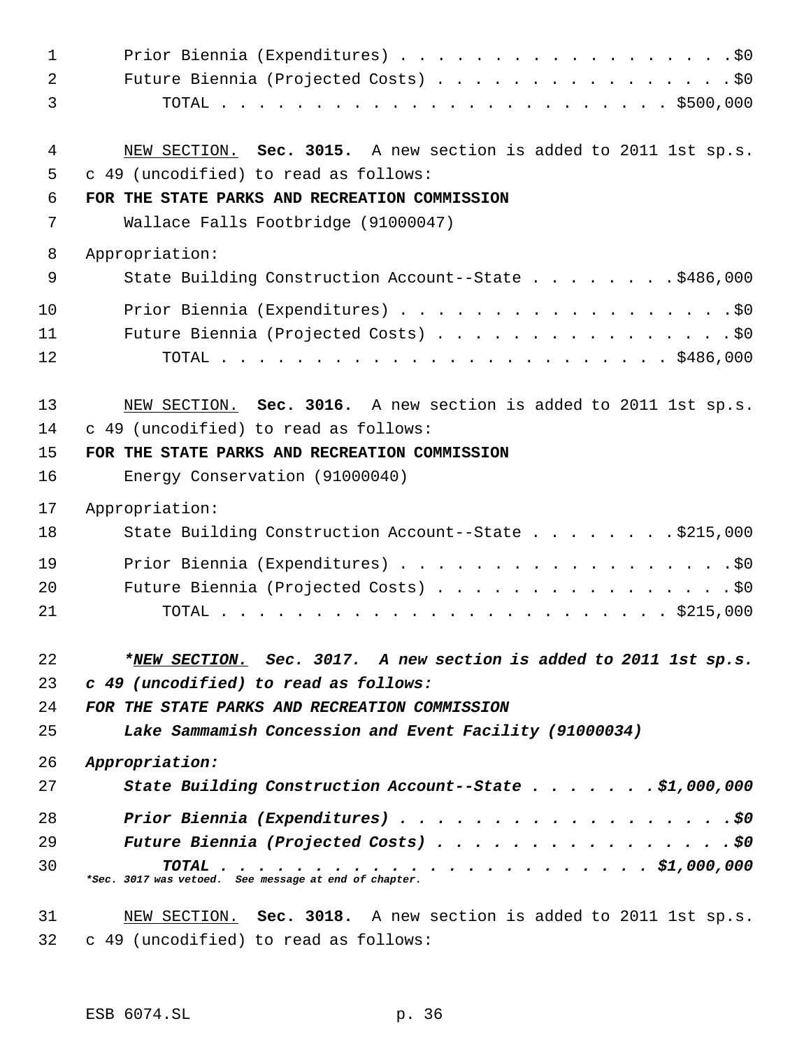Prior Biennia (Expenditures) . . . . . . . . . . . . . . . . . . .$0
Future Biennia (Projected Costs) . . . . . . . . . . . . . . . . .$0
TOTAL . . . . . . . . . . . . . . . . . . . . . . . . $500,000

NEW SECTION. **Sec. 3015.** A new section is added to 2011 1st sp.s. c 49 (uncodified) to read as follows:

**FOR THE STATE PARKS AND RECREATION COMMISSION**

Wallace Falls Footbridge (91000047)

Appropriation:

State Building Construction Account--State . . . . . . . . .$486,000

Prior Biennia (Expenditures) . . . . . . . . . . . . . . . . . . .$0
Future Biennia (Projected Costs) . . . . . . . . . . . . . . . . .$0
TOTAL . . . . . . . . . . . . . . . . . . . . . . . . $486,000

NEW SECTION. **Sec. 3016.** A new section is added to 2011 1st sp.s. c 49 (uncodified) to read as follows:

**FOR THE STATE PARKS AND RECREATION COMMISSION**

Energy Conservation (91000040)

Appropriation:

State Building Construction Account--State . . . . . . . . .$215,000

Prior Biennia (Expenditures) . . . . . . . . . . . . . . . . . . .$0
Future Biennia (Projected Costs) . . . . . . . . . . . . . . . . .$0
TOTAL . . . . . . . . . . . . . . . . . . . . . . . . $215,000

***NEW SECTION. Sec. 3017. A new section is added to 2011 1st sp.s. c 49 (uncodified) to read as follows:***

***FOR THE STATE PARKS AND RECREATION COMMISSION***

***Lake Sammamish Concession and Event Facility (91000034)***

***Appropriation:***

***State Building Construction Account--State . . . . . . . .$1,000,000***

***Prior Biennia (Expenditures) . . . . . . . . . . . . . . . . . . .$0***
***Future Biennia (Projected Costs) . . . . . . . . . . . . . . . . .$0***
***TOTAL . . . . . . . . . . . . . . . . . . . . . . . $1,000,000***

****Sec. 3017 was vetoed. See message at end of chapter.***

NEW SECTION. **Sec. 3018.** A new section is added to 2011 1st sp.s. c 49 (uncodified) to read as follows: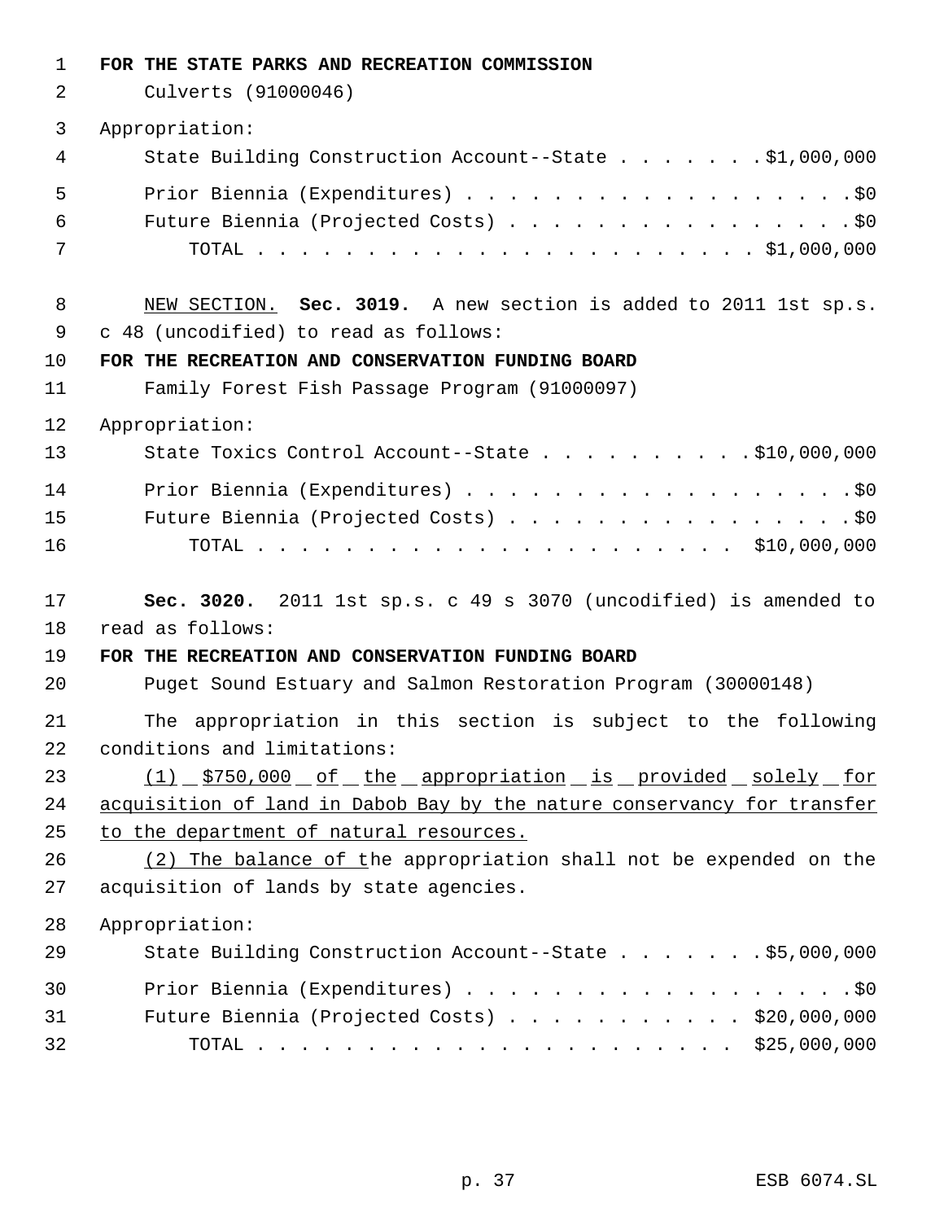**FOR THE STATE PARKS AND RECREATION COMMISSION**

Culverts (91000046)

Appropriation:

State Building Construction Account--State . . . . . . . $1,000,000

Prior Biennia (Expenditures) . . . . . . . . . . . . . . . . . . $0

Future Biennia (Projected Costs) . . . . . . . . . . . . . . . . $0

TOTAL . . . . . . . . . . . . . . . . . . . . . . . $1,000,000

NEW SECTION. **Sec. 3019.** A new section is added to 2011 1st sp.s. c 48 (uncodified) to read as follows:

**FOR THE RECREATION AND CONSERVATION FUNDING BOARD**

Family Forest Fish Passage Program (91000097)

Appropriation:

State Toxics Control Account--State . . . . . . . . . . $10,000,000

Prior Biennia (Expenditures) . . . . . . . . . . . . . . . . . . $0

Future Biennia (Projected Costs) . . . . . . . . . . . . . . . . $0

TOTAL . . . . . . . . . . . . . . . . . . . . . . $10,000,000

**Sec. 3020.** 2011 1st sp.s. c 49 s 3070 (uncodified) is amended to read as follows:

**FOR THE RECREATION AND CONSERVATION FUNDING BOARD**

Puget Sound Estuary and Salmon Restoration Program (30000148)

The appropriation in this section is subject to the following conditions and limitations:

(1) $750,000 of the appropriation is provided solely for acquisition of land in Dabob Bay by the nature conservancy for transfer to the department of natural resources.

(2) The balance of the appropriation shall not be expended on the acquisition of lands by state agencies.

Appropriation:

State Building Construction Account--State . . . . . . . $5,000,000

Prior Biennia (Expenditures) . . . . . . . . . . . . . . . . . . $0

Future Biennia (Projected Costs) . . . . . . . . . . . $20,000,000

TOTAL . . . . . . . . . . . . . . . . . . . . . . $25,000,000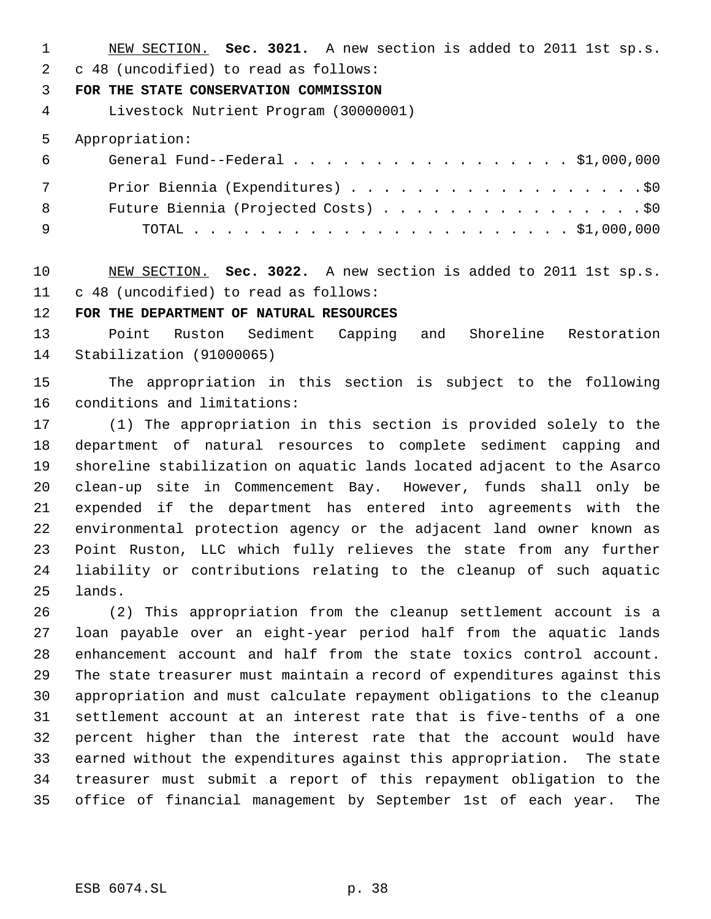NEW SECTION. **Sec. 3021.** A new section is added to 2011 1st sp.s. c 48 (uncodified) to read as follows:

**FOR THE STATE CONSERVATION COMMISSION**

Livestock Nutrient Program (30000001)

Appropriation:

| | |
|---|---|
| General Fund--Federal | $1,000,000 |
| Prior Biennia (Expenditures) | $0 |
| Future Biennia (Projected Costs) | $0 |
| TOTAL | $1,000,000 |

NEW SECTION. **Sec. 3022.** A new section is added to 2011 1st sp.s. c 48 (uncodified) to read as follows:

**FOR THE DEPARTMENT OF NATURAL RESOURCES**

Point Ruston Sediment Capping and Shoreline Restoration Stabilization (91000065)

The appropriation in this section is subject to the following conditions and limitations:

(1) The appropriation in this section is provided solely to the department of natural resources to complete sediment capping and shoreline stabilization on aquatic lands located adjacent to the Asarco clean-up site in Commencement Bay. However, funds shall only be expended if the department has entered into agreements with the environmental protection agency or the adjacent land owner known as Point Ruston, LLC which fully relieves the state from any further liability or contributions relating to the cleanup of such aquatic lands.

(2) This appropriation from the cleanup settlement account is a loan payable over an eight-year period half from the aquatic lands enhancement account and half from the state toxics control account. The state treasurer must maintain a record of expenditures against this appropriation and must calculate repayment obligations to the cleanup settlement account at an interest rate that is five-tenths of a one percent higher than the interest rate that the account would have earned without the expenditures against this appropriation. The state treasurer must submit a report of this repayment obligation to the office of financial management by September 1st of each year. The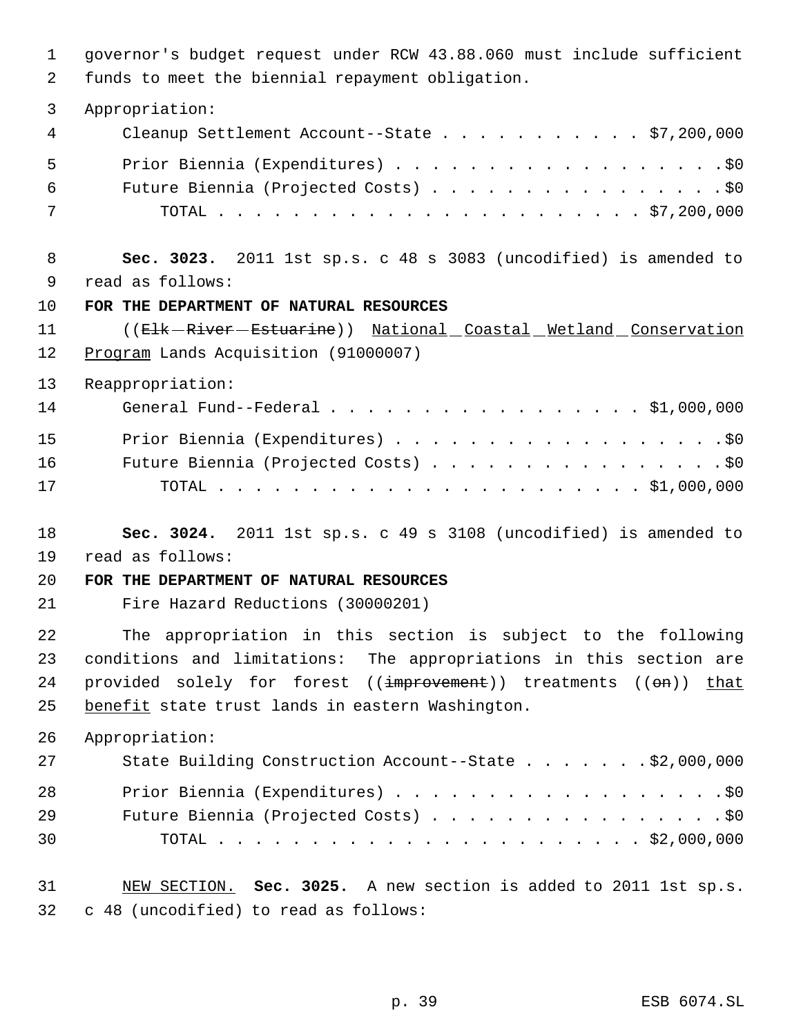governor's budget request under RCW 43.88.060 must include sufficient funds to meet the biennial repayment obligation.

Appropriation:

| | |
|---|---|
| Cleanup Settlement Account--State | $7,200,000 |
| Prior Biennia (Expenditures) | $0 |
| Future Biennia (Projected Costs) | $0 |
| TOTAL | $7,200,000 |

**Sec. 3023.** 2011 1st sp.s. c 48 s 3083 (uncodified) is amended to read as follows:

**FOR THE DEPARTMENT OF NATURAL RESOURCES**

((~~Elk River Estuarine~~)) <u>National Coastal Wetland Conservation Program</u> Lands Acquisition (91000007)

Reappropriation:

| | |
|---|---|
| General Fund--Federal | $1,000,000 |
| Prior Biennia (Expenditures) | $0 |
| Future Biennia (Projected Costs) | $0 |
| TOTAL | $1,000,000 |

**Sec. 3024.** 2011 1st sp.s. c 49 s 3108 (uncodified) is amended to read as follows:

**FOR THE DEPARTMENT OF NATURAL RESOURCES**

Fire Hazard Reductions (30000201)

The appropriation in this section is subject to the following conditions and limitations: The appropriations in this section are provided solely for forest ((~~improvement~~)) treatments ((~~on~~)) <u>that benefit</u> state trust lands in eastern Washington.

Appropriation:

| | |
|---|---|
| State Building Construction Account--State | $2,000,000 |
| Prior Biennia (Expenditures) | $0 |
| Future Biennia (Projected Costs) | $0 |
| TOTAL | $2,000,000 |

<u>NEW SECTION.</u> **Sec. 3025.** A new section is added to 2011 1st sp.s. c 48 (uncodified) to read as follows: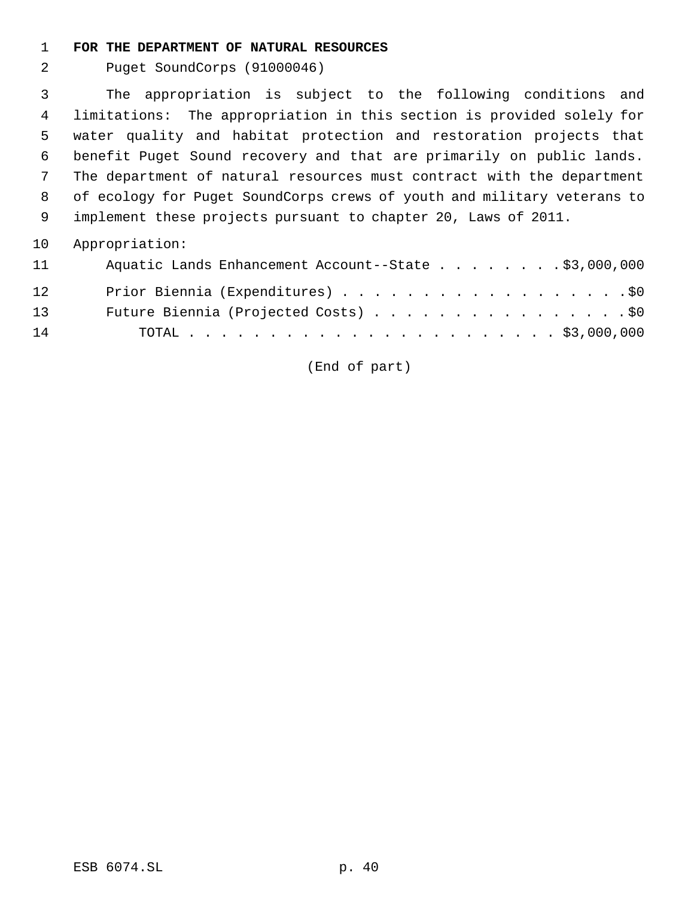**FOR THE DEPARTMENT OF NATURAL RESOURCES**

Puget SoundCorps (91000046)

The appropriation is subject to the following conditions and limitations: The appropriation in this section is provided solely for water quality and habitat protection and restoration projects that benefit Puget Sound recovery and that are primarily on public lands. The department of natural resources must contract with the department of ecology for Puget SoundCorps crews of youth and military veterans to implement these projects pursuant to chapter 20, Laws of 2011.

Appropriation:

| | |
|---|---|
| Aquatic Lands Enhancement Account--State | $3,000,000 |
| Prior Biennia (Expenditures) | $0 |
| Future Biennia (Projected Costs) | $0 |
| TOTAL | $3,000,000 |

(End of part)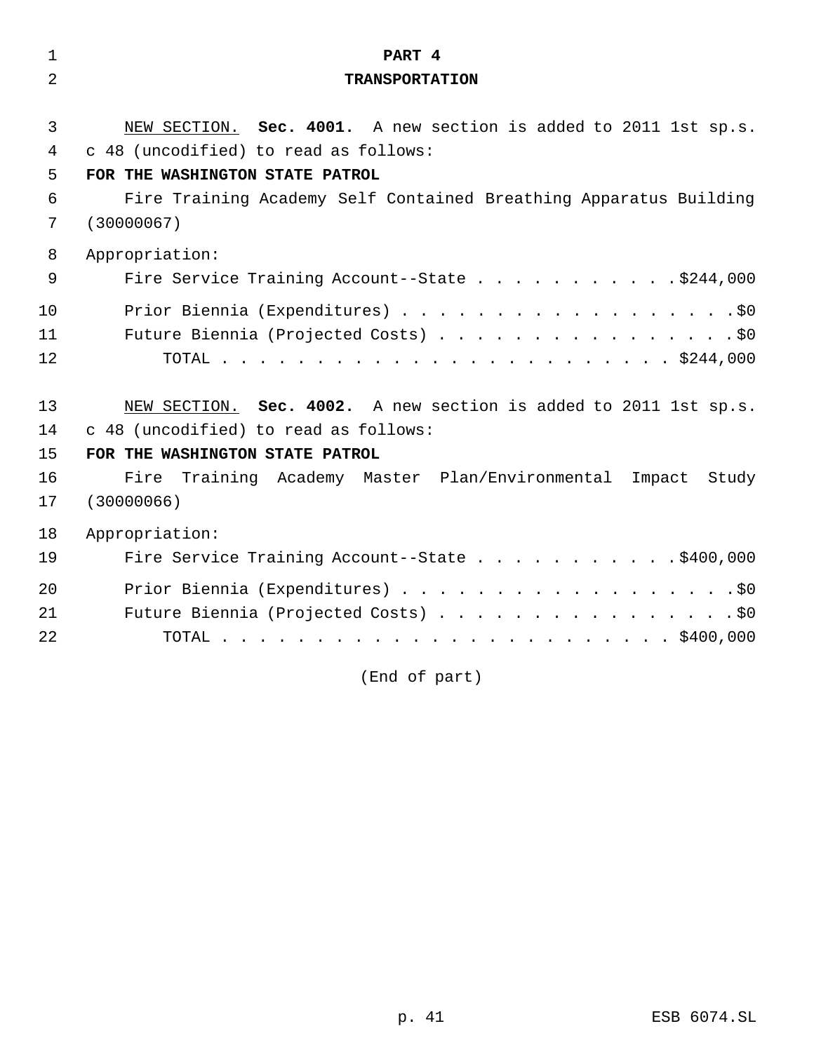# PART 4

## TRANSPORTATION

NEW SECTION. **Sec. 4001.** A new section is added to 2011 1st sp.s. c 48 (uncodified) to read as follows:

**FOR THE WASHINGTON STATE PATROL**

Fire Training Academy Self Contained Breathing Apparatus Building (30000067)

Appropriation:

| | |
|---|---|
| Fire Service Training Account--State | $244,000 |
| Prior Biennia (Expenditures) | $0 |
| Future Biennia (Projected Costs) | $0 |
| TOTAL | $244,000 |

NEW SECTION. **Sec. 4002.** A new section is added to 2011 1st sp.s. c 48 (uncodified) to read as follows:

**FOR THE WASHINGTON STATE PATROL**

Fire Training Academy Master Plan/Environmental Impact Study (30000066)

Appropriation:

| | |
|---|---|
| Fire Service Training Account--State | $400,000 |
| Prior Biennia (Expenditures) | $0 |
| Future Biennia (Projected Costs) | $0 |
| TOTAL | $400,000 |

(End of part)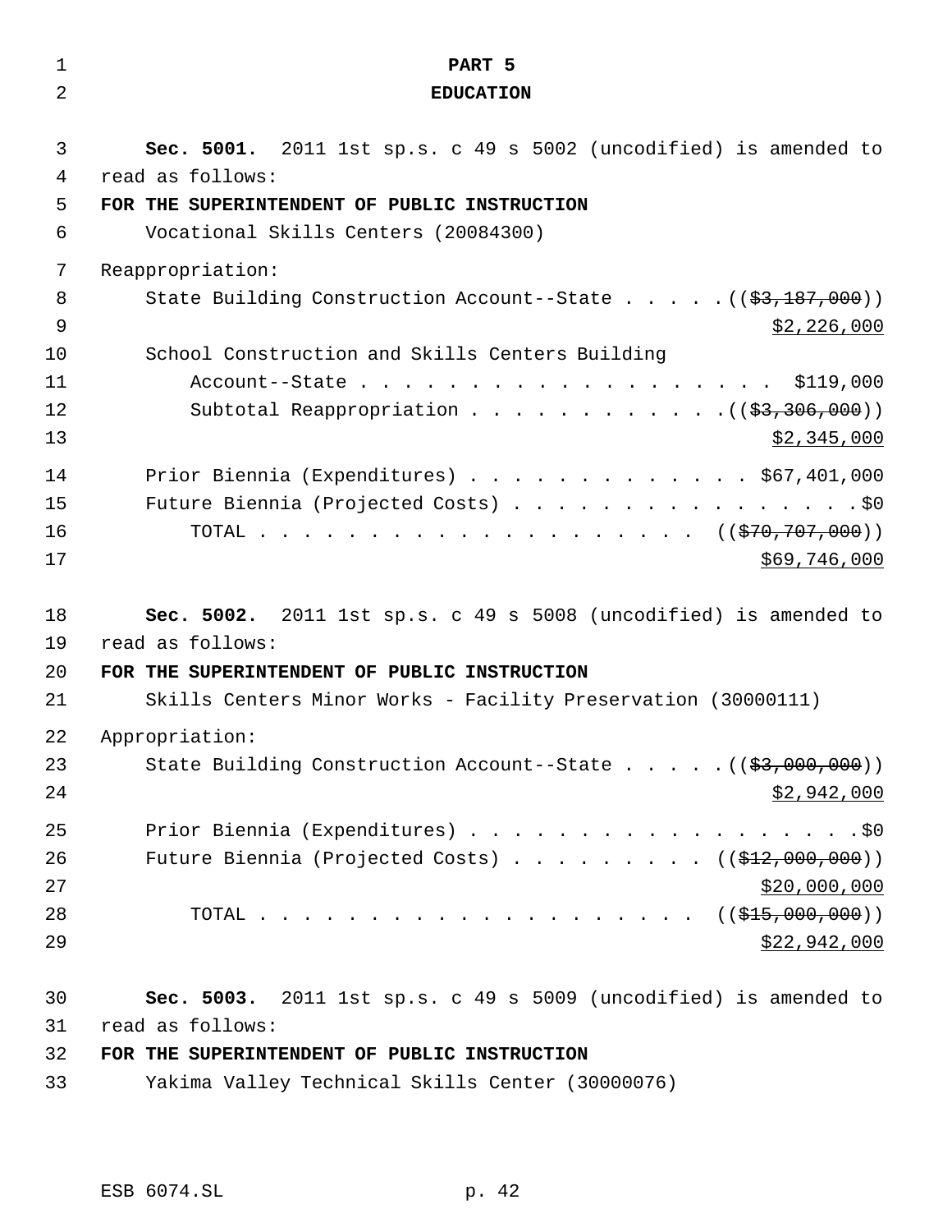# PART 5

# EDUCATION

**Sec. 5001.** 2011 1st sp.s. c 49 s 5002 (uncodified) is amended to read as follows:

**FOR THE SUPERINTENDENT OF PUBLIC INSTRUCTION**

Vocational Skills Centers (20084300)

Reappropriation:

State Building Construction Account--State . . . . . ((~~$3,187,000~~))
$2,226,000

School Construction and Skills Centers Building Account--State . . . . . . . . . . . . . . . . . . . $119,000

Subtotal Reappropriation . . . . . . . . . . . . ((~~$3,306,000~~))
$2,345,000

Prior Biennia (Expenditures) . . . . . . . . . . . . . . $67,401,000

Future Biennia (Projected Costs) . . . . . . . . . . . . . . . . . . $0

TOTAL . . . . . . . . . . . . . . . . . . . . . . . ((~~$70,707,000~~))
$69,746,000

**Sec. 5002.** 2011 1st sp.s. c 49 s 5008 (uncodified) is amended to read as follows:

**FOR THE SUPERINTENDENT OF PUBLIC INSTRUCTION**

Skills Centers Minor Works - Facility Preservation (30000111)

Appropriation:

State Building Construction Account--State . . . . . ((~~$3,000,000~~))
$2,942,000

Prior Biennia (Expenditures) . . . . . . . . . . . . . . . . . . . $0

Future Biennia (Projected Costs) . . . . . . . . . . ((~~$12,000,000~~))
$20,000,000

TOTAL . . . . . . . . . . . . . . . . . . . . . . . ((~~$15,000,000~~))
$22,942,000

**Sec. 5003.** 2011 1st sp.s. c 49 s 5009 (uncodified) is amended to read as follows:

**FOR THE SUPERINTENDENT OF PUBLIC INSTRUCTION**

Yakima Valley Technical Skills Center (30000076)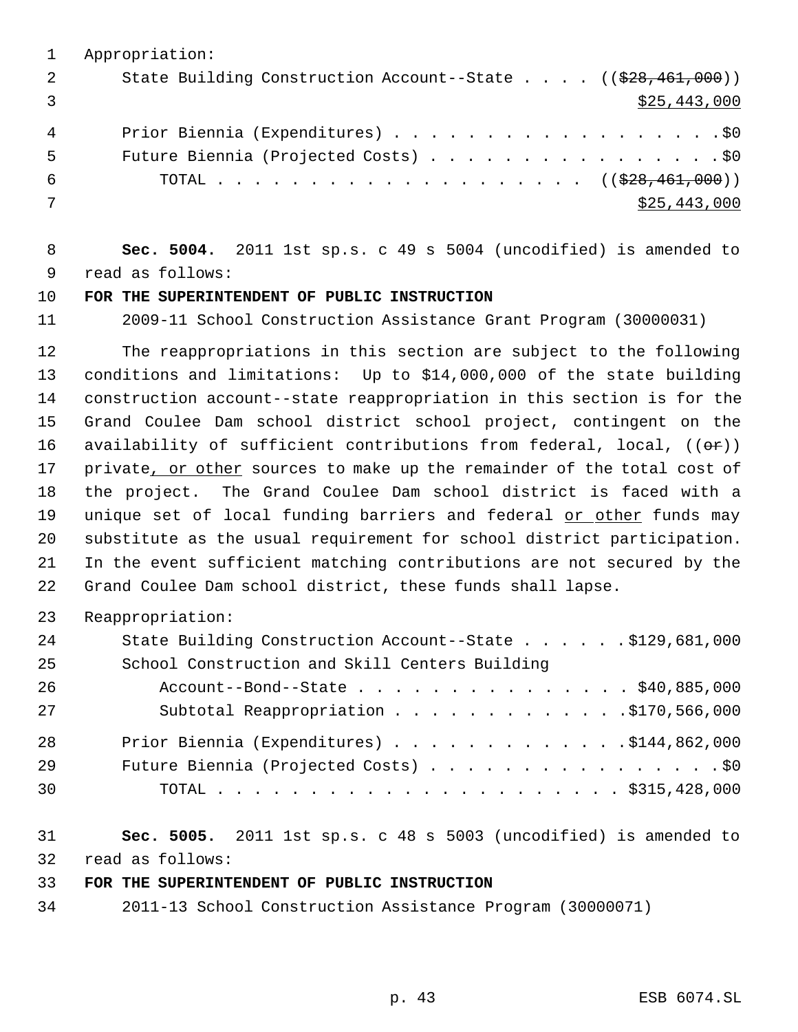Appropriation:

State Building Construction Account--State . . . . (($28,461,000))
$25,443,000

Prior Biennia (Expenditures) . . . . . . . . . . . . . . . . . . .$0
Future Biennia (Projected Costs) . . . . . . . . . . . . . . . . .$0
TOTAL . . . . . . . . . . . . . . . . . . . . (($28,461,000))
$25,443,000

**Sec. 5004.** 2011 1st sp.s. c 49 s 5004 (uncodified) is amended to read as follows:

**FOR THE SUPERINTENDENT OF PUBLIC INSTRUCTION**

2009-11 School Construction Assistance Grant Program (30000031)

The reappropriations in this section are subject to the following conditions and limitations: Up to $14,000,000 of the state building construction account--state reappropriation in this section is for the Grand Coulee Dam school district school project, contingent on the availability of sufficient contributions from federal, local, ((or)) private, or other sources to make up the remainder of the total cost of the project. The Grand Coulee Dam school district is faced with a unique set of local funding barriers and federal or other funds may substitute as the usual requirement for school district participation. In the event sufficient matching contributions are not secured by the Grand Coulee Dam school district, these funds shall lapse.

Reappropriation:

State Building Construction Account--State . . . . . . .$129,681,000
School Construction and Skill Centers Building
Account--Bond--State . . . . . . . . . . . . . . . . $40,885,000
Subtotal Reappropriation . . . . . . . . . . . . . .$170,566,000

Prior Biennia (Expenditures) . . . . . . . . . . . . . .$144,862,000
Future Biennia (Projected Costs) . . . . . . . . . . . . . . . . .$0
TOTAL . . . . . . . . . . . . . . . . . . . . . . . . $315,428,000

**Sec. 5005.** 2011 1st sp.s. c 48 s 5003 (uncodified) is amended to read as follows:

**FOR THE SUPERINTENDENT OF PUBLIC INSTRUCTION**

2011-13 School Construction Assistance Program (30000071)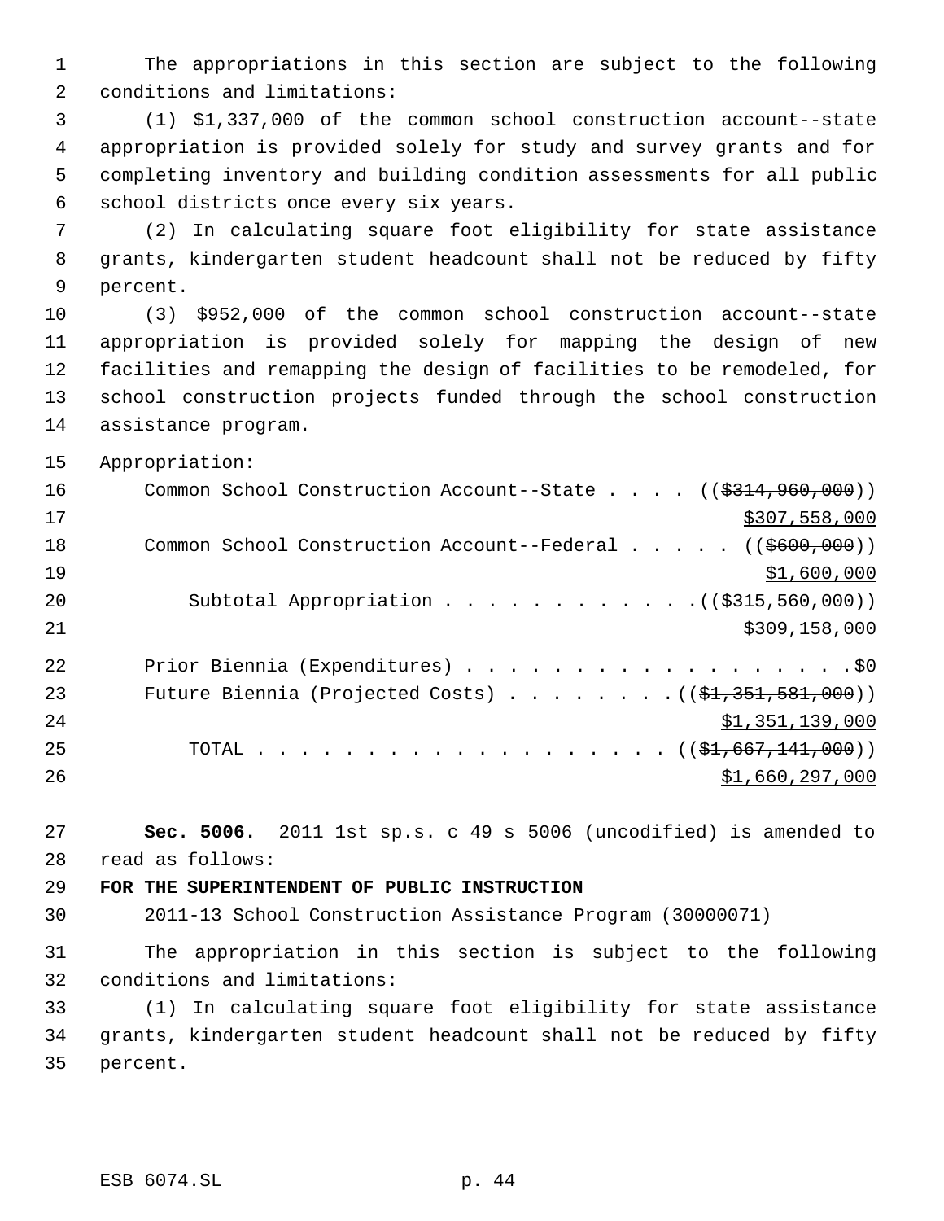The appropriations in this section are subject to the following conditions and limitations:

(1) $1,337,000 of the common school construction account--state appropriation is provided solely for study and survey grants and for completing inventory and building condition assessments for all public school districts once every six years.

(2) In calculating square foot eligibility for state assistance grants, kindergarten student headcount shall not be reduced by fifty percent.

(3) $952,000 of the common school construction account--state appropriation is provided solely for mapping the design of new facilities and remapping the design of facilities to be remodeled, for school construction projects funded through the school construction assistance program.

Appropriation:

| | |
|---|---|
| Common School Construction Account--State | (( ~~$314,960,000~~ )) <u>$307,558,000</u> |
| Common School Construction Account--Federal | (( ~~$600,000~~ )) <u>$1,600,000</u> |
| Subtotal Appropriation | (( ~~$315,560,000~~ )) <u>$309,158,000</u> |
| Prior Biennia (Expenditures) | $0 |
| Future Biennia (Projected Costs) | (( ~~$1,351,581,000~~ )) <u>$1,351,139,000</u> |
| TOTAL | (( ~~$1,667,141,000~~ )) <u>$1,660,297,000</u> |

**Sec. 5006.** 2011 1st sp.s. c 49 s 5006 (uncodified) is amended to read as follows:

**FOR THE SUPERINTENDENT OF PUBLIC INSTRUCTION**

2011-13 School Construction Assistance Program (30000071)

The appropriation in this section is subject to the following conditions and limitations:

(1) In calculating square foot eligibility for state assistance grants, kindergarten student headcount shall not be reduced by fifty percent.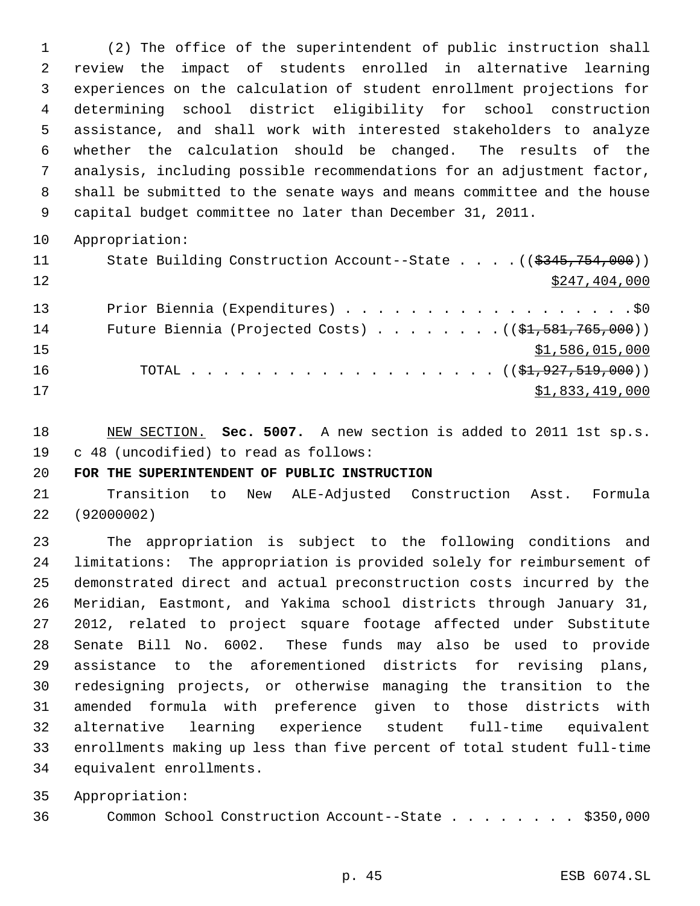(2) The office of the superintendent of public instruction shall review the impact of students enrolled in alternative learning experiences on the calculation of student enrollment projections for determining school district eligibility for school construction assistance, and shall work with interested stakeholders to analyze whether the calculation should be changed. The results of the analysis, including possible recommendations for an adjustment factor, shall be submitted to the senate ways and means committee and the house capital budget committee no later than December 31, 2011.

Appropriation:

| | |
|---|---|
| State Building Construction Account--State . . . . | ((~~$345,754,000~~)) <u>$247,404,000</u> |
| Prior Biennia (Expenditures) . . . . . . . . . . . . . . . . . . | $0 |
| Future Biennia (Projected Costs) . . . . . . . . . | ((~~$1,581,765,000~~)) <u>$1,586,015,000</u> |
| TOTAL . . . . . . . . . . . . . . . . . . . . | ((~~$1,927,519,000~~)) <u>$1,833,419,000</u> |

<u>NEW SECTION.</u> **Sec. 5007.** A new section is added to 2011 1st sp.s. c 48 (uncodified) to read as follows:

**FOR THE SUPERINTENDENT OF PUBLIC INSTRUCTION**

Transition to New ALE-Adjusted Construction Asst. Formula (92000002)

The appropriation is subject to the following conditions and limitations: The appropriation is provided solely for reimbursement of demonstrated direct and actual preconstruction costs incurred by the Meridian, Eastmont, and Yakima school districts through January 31, 2012, related to project square footage affected under Substitute Senate Bill No. 6002. These funds may also be used to provide assistance to the aforementioned districts for revising plans, redesigning projects, or otherwise managing the transition to the amended formula with preference given to those districts with alternative learning experience student full-time equivalent enrollments making up less than five percent of total student full-time equivalent enrollments.

Appropriation:

| | |
|---|---|
| Common School Construction Account--State . . . . . . . . | $350,000 |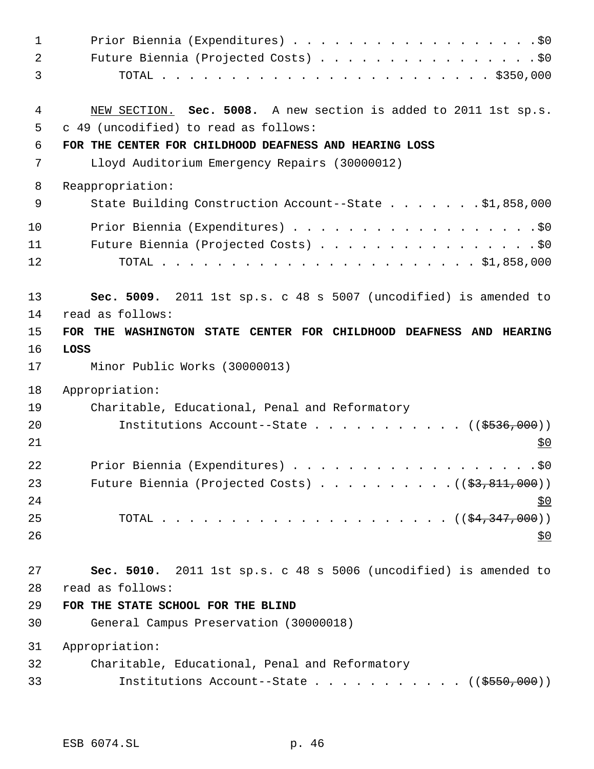Prior Biennia (Expenditures) . . . . . . . . . . . . . . . . . . .$0
Future Biennia (Projected Costs) . . . . . . . . . . . . . . . . .$0
TOTAL . . . . . . . . . . . . . . . . . . . . . . . . . $350,000

NEW SECTION. **Sec. 5008.** A new section is added to 2011 1st sp.s. c 49 (uncodified) to read as follows:

**FOR THE CENTER FOR CHILDHOOD DEAFNESS AND HEARING LOSS**

Lloyd Auditorium Emergency Repairs (30000012)

Reappropriation:

State Building Construction Account--State . . . . . . . .$1,858,000

Prior Biennia (Expenditures) . . . . . . . . . . . . . . . . . . .$0
Future Biennia (Projected Costs) . . . . . . . . . . . . . . . . .$0
TOTAL . . . . . . . . . . . . . . . . . . . . . . . . $1,858,000

**Sec. 5009.** 2011 1st sp.s. c 48 s 5007 (uncodified) is amended to read as follows:

**FOR THE WASHINGTON STATE CENTER FOR CHILDHOOD DEAFNESS AND HEARING LOSS**

Minor Public Works (30000013)

Appropriation:

Charitable, Educational, Penal and Reformatory Institutions Account--State . . . . . . . . . . . . (($536,000)) $0

Prior Biennia (Expenditures) . . . . . . . . . . . . . . . . . . .$0
Future Biennia (Projected Costs) . . . . . . . . . . .(($3,811,000)) $0
TOTAL . . . . . . . . . . . . . . . . . . . . . . (($4,347,000)) $0

**Sec. 5010.** 2011 1st sp.s. c 48 s 5006 (uncodified) is amended to read as follows:

**FOR THE STATE SCHOOL FOR THE BLIND**

General Campus Preservation (30000018)

Appropriation:

Charitable, Educational, Penal and Reformatory Institutions Account--State . . . . . . . . . . . . (($550,000))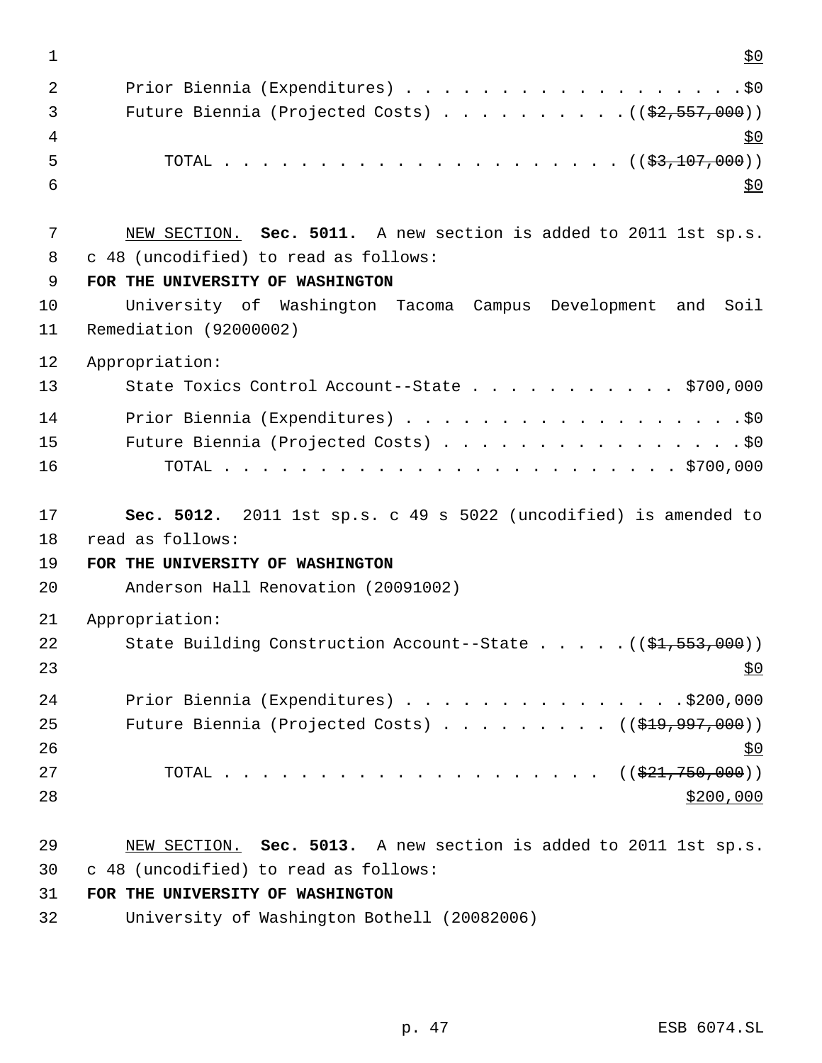$0

Prior Biennia (Expenditures) . . . . . . . . . . . . . . . . . . .$0

Future Biennia (Projected Costs) . . . . . . . . . . ((~~$2,557,000~~))

$0

TOTAL . . . . . . . . . . . . . . . . . . . . . . ((~~$3,107,000~~))

$0

NEW SECTION. **Sec. 5011.** A new section is added to 2011 1st sp.s. c 48 (uncodified) to read as follows:

**FOR THE UNIVERSITY OF WASHINGTON**

University of Washington Tacoma Campus Development and Soil Remediation (92000002)

Appropriation:

State Toxics Control Account--State . . . . . . . . . . . $700,000

Prior Biennia (Expenditures) . . . . . . . . . . . . . . . . . . .$0

Future Biennia (Projected Costs) . . . . . . . . . . . . . . . . .$0

TOTAL . . . . . . . . . . . . . . . . . . . . . . . . . $700,000

**Sec. 5012.** 2011 1st sp.s. c 49 s 5022 (uncodified) is amended to read as follows:

**FOR THE UNIVERSITY OF WASHINGTON**

Anderson Hall Renovation (20091002)

Appropriation:

State Building Construction Account--State . . . . . ((~~$1,553,000~~))

$0

Prior Biennia (Expenditures) . . . . . . . . . . . . . . . .$200,000

Future Biennia (Projected Costs) . . . . . . . . . . ((~~$19,997,000~~))

$0

TOTAL . . . . . . . . . . . . . . . . . . . . . ((~~$21,750,000~~))

$200,000

NEW SECTION. **Sec. 5013.** A new section is added to 2011 1st sp.s. c 48 (uncodified) to read as follows:

**FOR THE UNIVERSITY OF WASHINGTON**

University of Washington Bothell (20082006)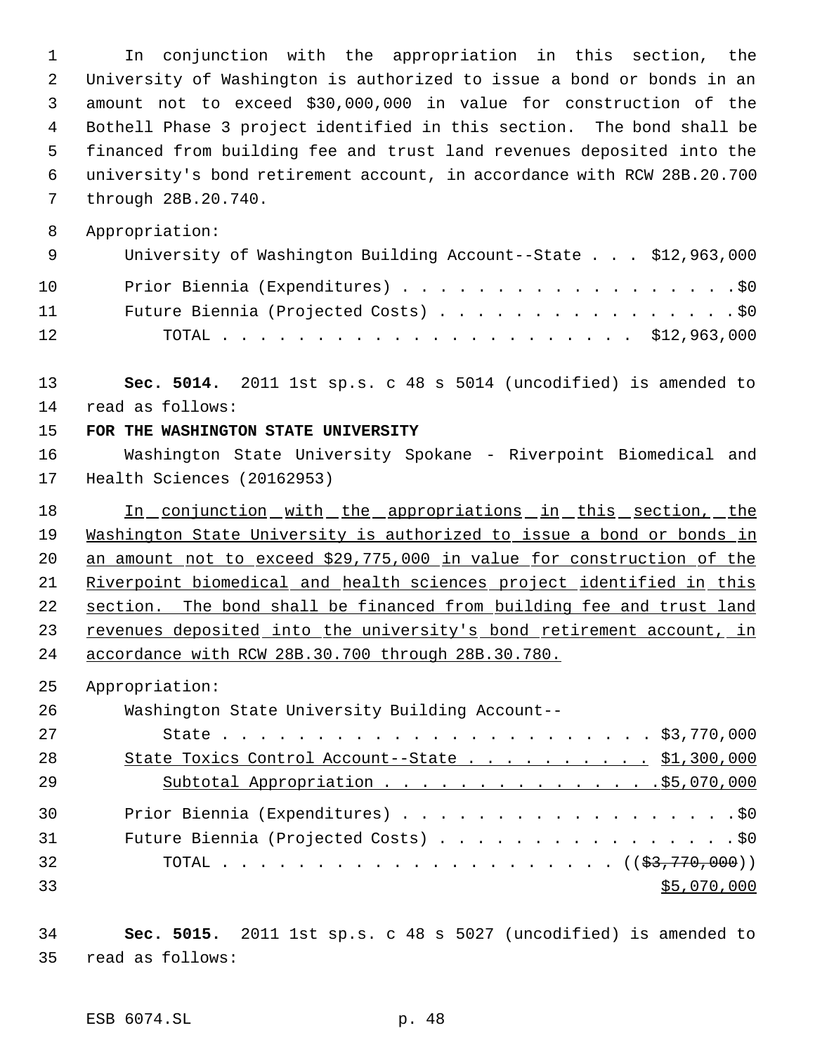In conjunction with the appropriation in this section, the University of Washington is authorized to issue a bond or bonds in an amount not to exceed $30,000,000 in value for construction of the Bothell Phase 3 project identified in this section. The bond shall be financed from building fee and trust land revenues deposited into the university's bond retirement account, in accordance with RCW 28B.20.700 through 28B.20.740.

Appropriation:

| | |
|---|---|
| University of Washington Building Account--State . . . | $12,963,000 |
| Prior Biennia (Expenditures) . . . . . . . . . . . . . . . . . . | $0 |
| Future Biennia (Projected Costs) . . . . . . . . . . . . . . . . | $0 |
| TOTAL . . . . . . . . . . . . . . . . . . . . . . | $12,963,000 |

**Sec. 5014.** 2011 1st sp.s. c 48 s 5014 (uncodified) is amended to read as follows:

**FOR THE WASHINGTON STATE UNIVERSITY**

Washington State University Spokane - Riverpoint Biomedical and Health Sciences (20162953)

<u>In conjunction with the appropriations in this section, the Washington State University is authorized to issue a bond or bonds in an amount not to exceed $29,775,000 in value for construction of the Riverpoint biomedical and health sciences project identified in this section. The bond shall be financed from building fee and trust land revenues deposited into the university's bond retirement account, in accordance with RCW 28B.30.700 through 28B.30.780.</u>

Appropriation:

| | |
|---|---|
| Washington State University Building Account--State . . . . . . . . . . . . . . . . . . . . . . . | $3,770,000 |
| <u>State Toxics Control Account--State . . . . . . . . . .</u> | <u>$1,300,000</u> |
| <u>Subtotal Appropriation . . . . . . . . . . . . . . .</u> | <u>$5,070,000</u> |
| Prior Biennia (Expenditures) . . . . . . . . . . . . . . . . . . | $0 |
| Future Biennia (Projected Costs) . . . . . . . . . . . . . . . . | $0 |
| TOTAL . . . . . . . . . . . . . . . . . . . . . . | ((~~$3,770,000~~)) <u>$5,070,000</u> |

**Sec. 5015.** 2011 1st sp.s. c 48 s 5027 (uncodified) is amended to read as follows: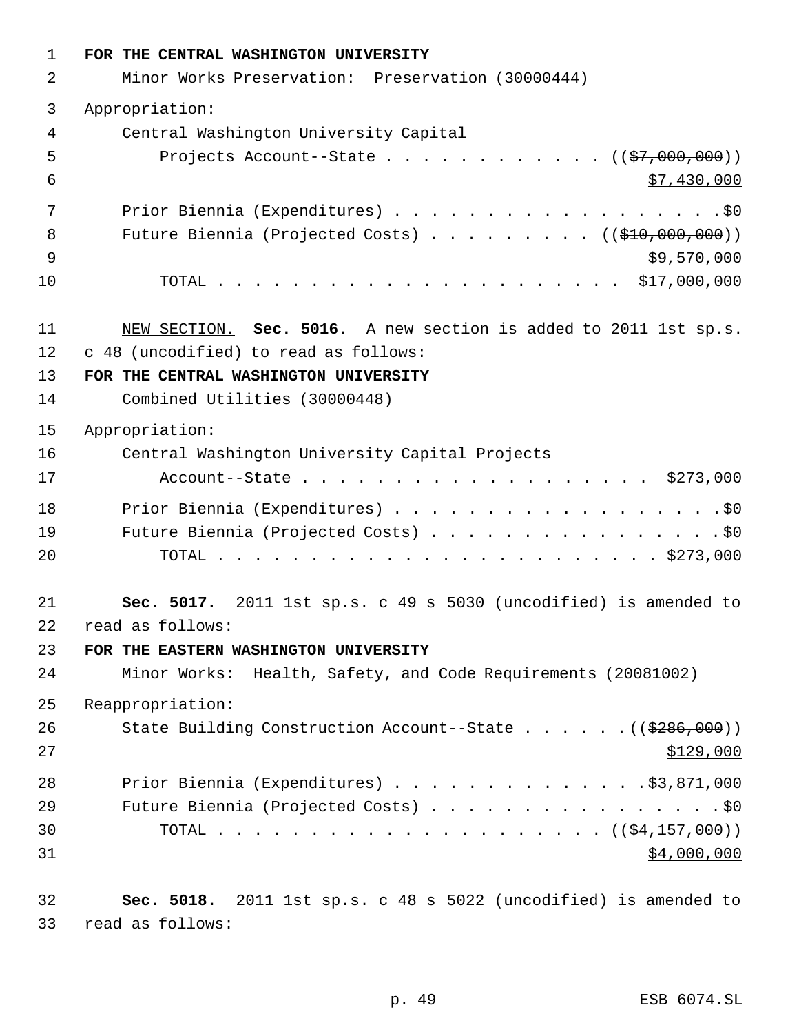**FOR THE CENTRAL WASHINGTON UNIVERSITY**

Minor Works Preservation: Preservation (30000444)

Appropriation:

Central Washington University Capital Projects Account--State . . . . . . . . . . . . ((~~$7,000,000~~)) <u>$7,430,000</u>

Prior Biennia (Expenditures) . . . . . . . . . . . . . . . . . . .$0

Future Biennia (Projected Costs) . . . . . . . . . . ((~~$10,000,000~~)) <u>$9,570,000</u>

TOTAL . . . . . . . . . . . . . . . . . . . . . . $17,000,000

<u>NEW SECTION.</u> **Sec. 5016.** A new section is added to 2011 1st sp.s. c 48 (uncodified) to read as follows:

**FOR THE CENTRAL WASHINGTON UNIVERSITY**

Combined Utilities (30000448)

Appropriation:

Central Washington University Capital Projects Account--State . . . . . . . . . . . . . . . . . . . $273,000

Prior Biennia (Expenditures) . . . . . . . . . . . . . . . . . . .$0

Future Biennia (Projected Costs) . . . . . . . . . . . . . . . . .$0

TOTAL . . . . . . . . . . . . . . . . . . . . . . . . $273,000

**Sec. 5017.** 2011 1st sp.s. c 49 s 5030 (uncodified) is amended to read as follows:

**FOR THE EASTERN WASHINGTON UNIVERSITY**

Minor Works: Health, Safety, and Code Requirements (20081002)

Reappropriation:

State Building Construction Account--State . . . . . . .((~~$286,000~~)) <u>$129,000</u>

Prior Biennia (Expenditures) . . . . . . . . . . . . . .$3,871,000

Future Biennia (Projected Costs) . . . . . . . . . . . . . . . . .$0

TOTAL . . . . . . . . . . . . . . . . . . . . . ((~~$4,157,000~~)) <u>$4,000,000</u>

**Sec. 5018.** 2011 1st sp.s. c 48 s 5022 (uncodified) is amended to read as follows: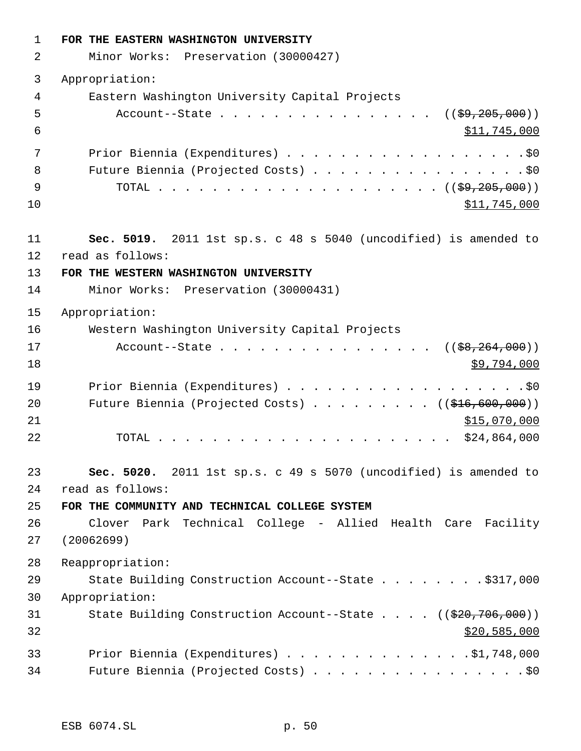**FOR THE EASTERN WASHINGTON UNIVERSITY**

Minor Works: Preservation (30000427)

Appropriation:

Eastern Washington University Capital Projects Account--State . . . . . . . . . . . . . . . . (($9,205,000)) $11,745,000

Prior Biennia (Expenditures) . . . . . . . . . . . . . . . . . . .$0

Future Biennia (Projected Costs) . . . . . . . . . . . . . . . . .$0

TOTAL . . . . . . . . . . . . . . . . . . . . . . (($9,205,000)) $11,745,000

**Sec. 5019.** 2011 1st sp.s. c 48 s 5040 (uncodified) is amended to read as follows:

**FOR THE WESTERN WASHINGTON UNIVERSITY**

Minor Works: Preservation (30000431)

Appropriation:

Western Washington University Capital Projects Account--State . . . . . . . . . . . . . . . . (($8,264,000)) $9,794,000

Prior Biennia (Expenditures) . . . . . . . . . . . . . . . . . . .$0

Future Biennia (Projected Costs) . . . . . . . . . (($16,600,000)) $15,070,000

TOTAL . . . . . . . . . . . . . . . . . . . . . . $24,864,000

**Sec. 5020.** 2011 1st sp.s. c 49 s 5070 (uncodified) is amended to read as follows:

**FOR THE COMMUNITY AND TECHNICAL COLLEGE SYSTEM**

Clover Park Technical College - Allied Health Care Facility (20062699)

Reappropriation:

State Building Construction Account--State . . . . . . . .$317,000

Appropriation:

State Building Construction Account--State . . . . (($20,706,000)) $20,585,000

Prior Biennia (Expenditures) . . . . . . . . . . . . . .$1,748,000

Future Biennia (Projected Costs) . . . . . . . . . . . . . . . . .$0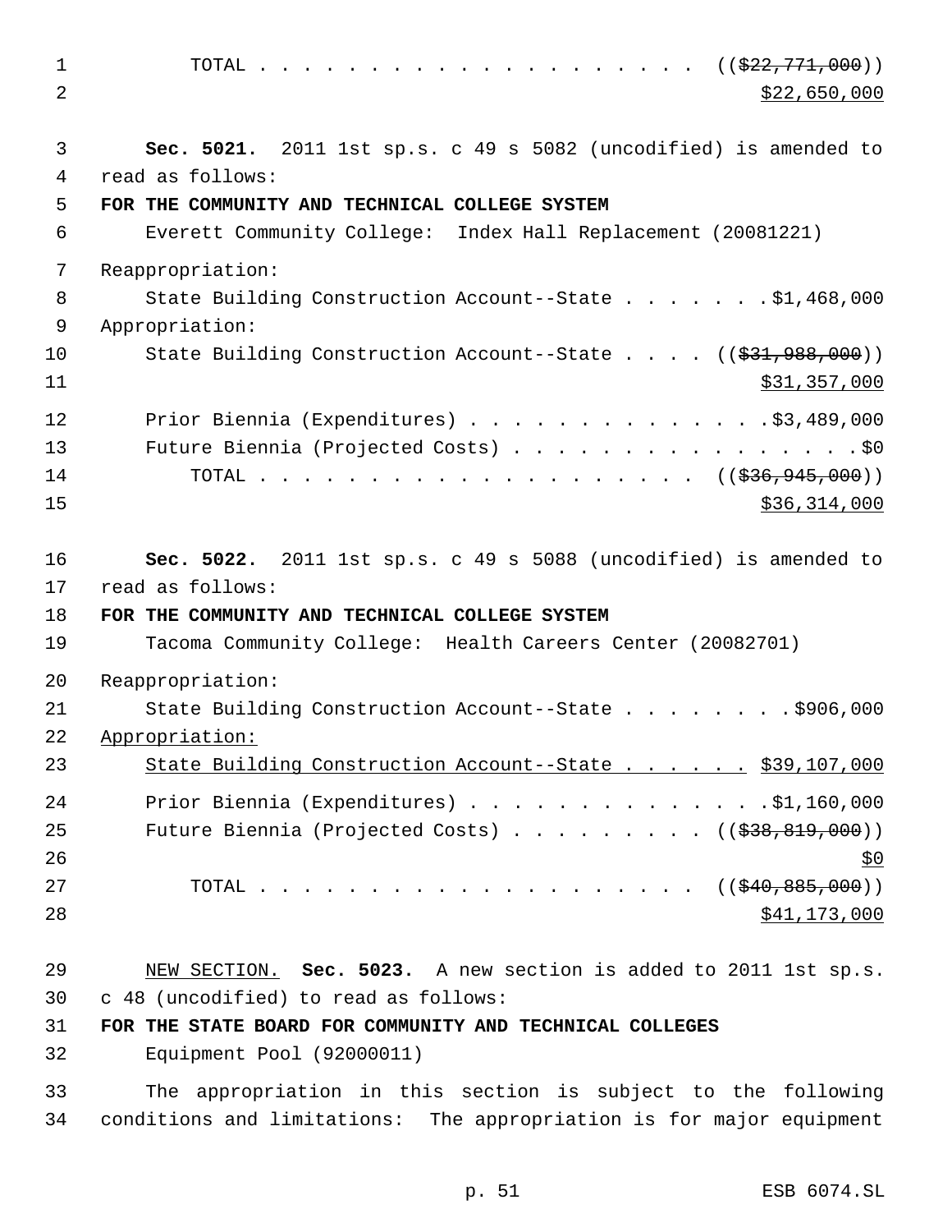TOTAL . . . . . . . . . . . . . . . . . . . . . (( ~~$22,771,000~~ ))
<u>$22,650,000</u>

**Sec. 5021.** 2011 1st sp.s. c 49 s 5082 (uncodified) is amended to read as follows:

**FOR THE COMMUNITY AND TECHNICAL COLLEGE SYSTEM**

Everett Community College: Index Hall Replacement (20081221)

Reappropriation:

State Building Construction Account--State . . . . . . . $1,468,000

Appropriation:

State Building Construction Account--State . . . . (( ~~$31,988,000~~ ))
<u>$31,357,000</u>

Prior Biennia (Expenditures) . . . . . . . . . . . . . . $3,489,000

Future Biennia (Projected Costs) . . . . . . . . . . . . . . . . . $0

TOTAL . . . . . . . . . . . . . . . . . . . . . (( ~~$36,945,000~~ ))
<u>$36,314,000</u>

**Sec. 5022.** 2011 1st sp.s. c 49 s 5088 (uncodified) is amended to read as follows:

**FOR THE COMMUNITY AND TECHNICAL COLLEGE SYSTEM**

Tacoma Community College: Health Careers Center (20082701)

Reappropriation:

State Building Construction Account--State . . . . . . . . $906,000

<u>Appropriation:</u>

<u>State Building Construction Account--State . . . . . . $39,107,000</u>

Prior Biennia (Expenditures) . . . . . . . . . . . . . . $1,160,000

Future Biennia (Projected Costs) . . . . . . . . . . (( ~~$38,819,000~~ ))
<u>$0</u>

TOTAL . . . . . . . . . . . . . . . . . . . . . (( ~~$40,885,000~~ ))
<u>$41,173,000</u>

<u>NEW SECTION.</u> **Sec. 5023.** A new section is added to 2011 1st sp.s. c 48 (uncodified) to read as follows:

**FOR THE STATE BOARD FOR COMMUNITY AND TECHNICAL COLLEGES**

Equipment Pool (92000011)

The appropriation in this section is subject to the following conditions and limitations: The appropriation is for major equipment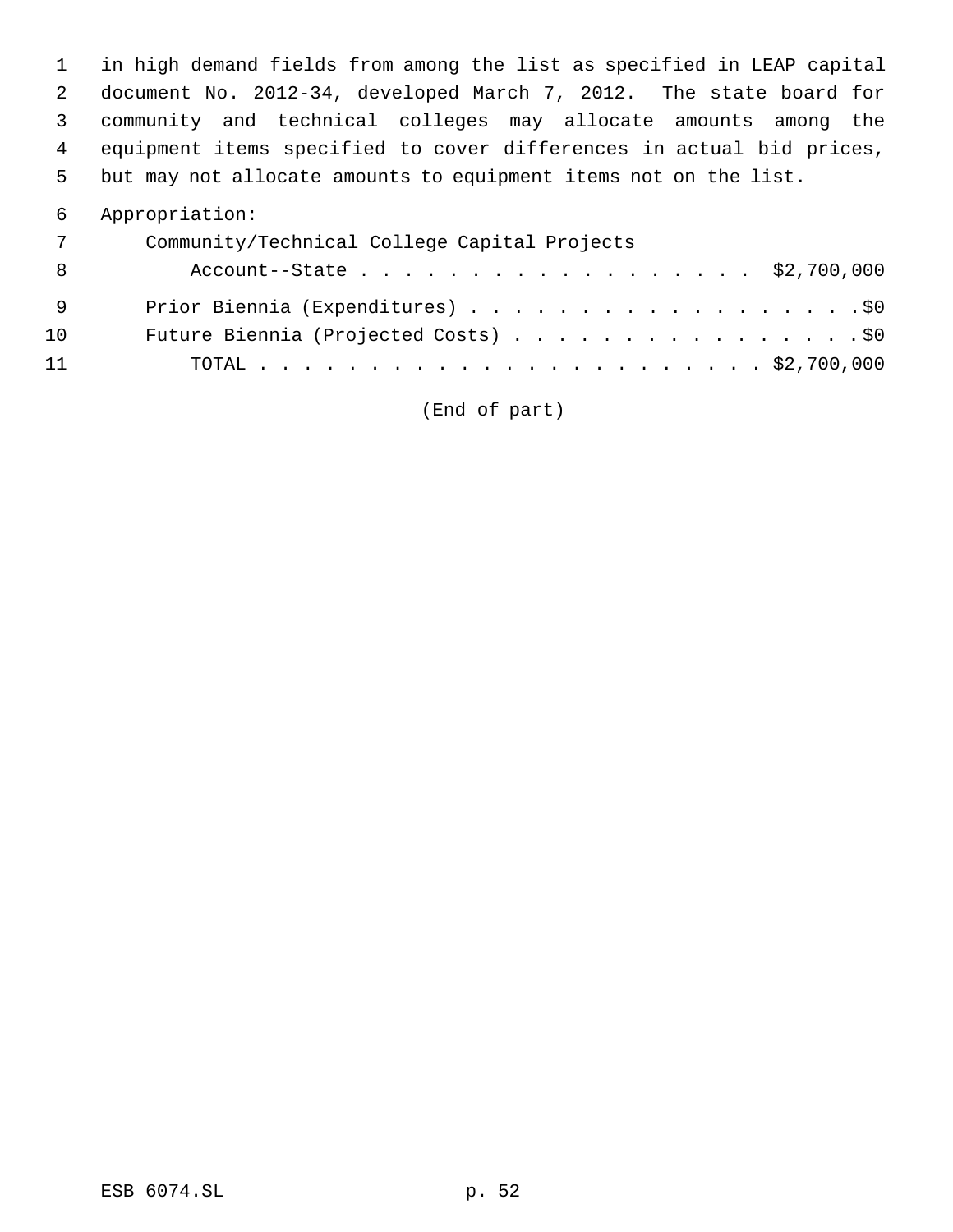in high demand fields from among the list as specified in LEAP capital document No. 2012-34, developed March 7, 2012. The state board for community and technical colleges may allocate amounts among the equipment items specified to cover differences in actual bid prices, but may not allocate amounts to equipment items not on the list.

Appropriation:

| | |
|---|---|
| Community/Technical College Capital Projects Account--State | $2,700,000 |
| Prior Biennia (Expenditures) | $0 |
| Future Biennia (Projected Costs) | $0 |
| TOTAL | $2,700,000 |

(End of part)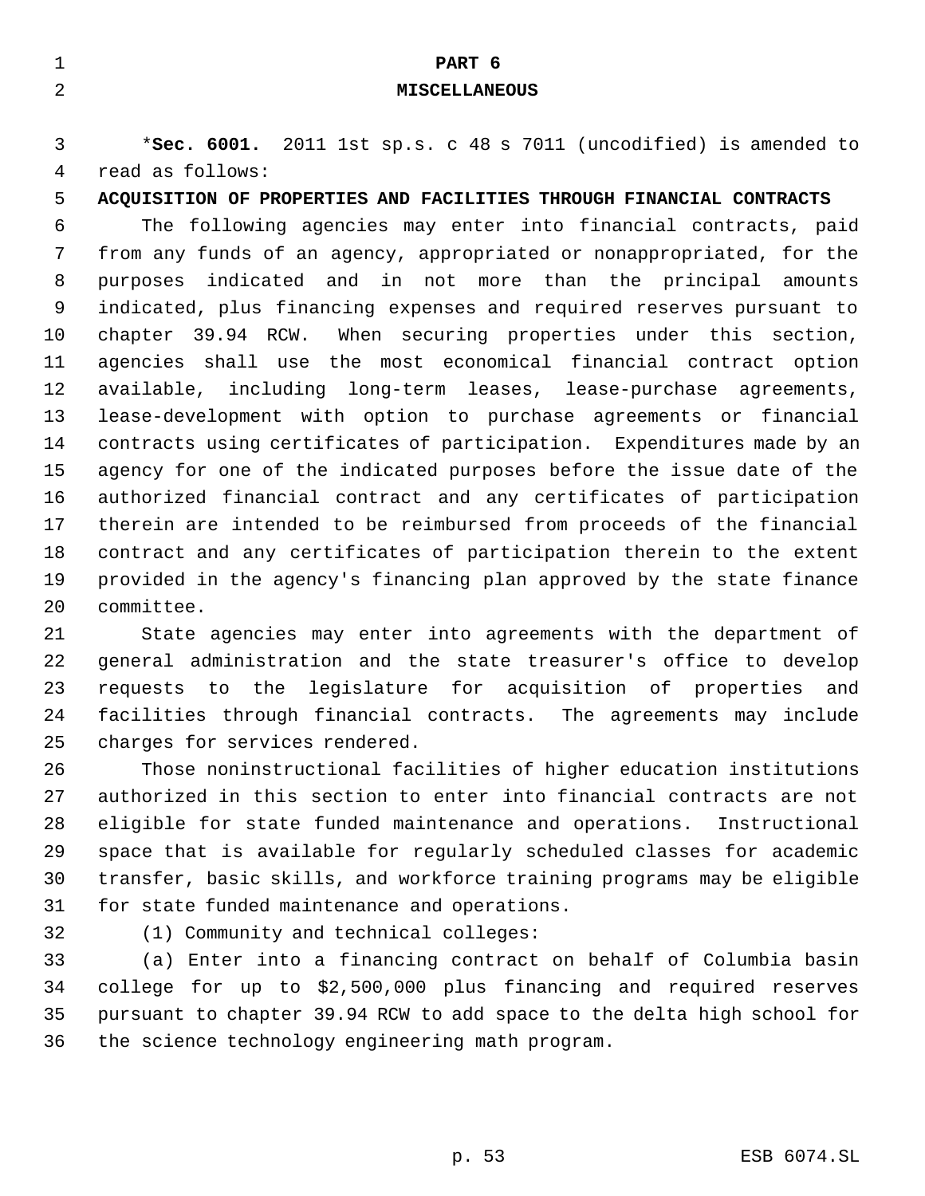## PART 6

## MISCELLANEOUS

*__Sec. 6001.__ 2011 1st sp.s. c 48 s 7011 (uncodified) is amended to read as follows:

**ACQUISITION OF PROPERTIES AND FACILITIES THROUGH FINANCIAL CONTRACTS**

The following agencies may enter into financial contracts, paid from any funds of an agency, appropriated or nonappropriated, for the purposes indicated and in not more than the principal amounts indicated, plus financing expenses and required reserves pursuant to chapter 39.94 RCW. When securing properties under this section, agencies shall use the most economical financial contract option available, including long-term leases, lease-purchase agreements, lease-development with option to purchase agreements or financial contracts using certificates of participation. Expenditures made by an agency for one of the indicated purposes before the issue date of the authorized financial contract and any certificates of participation therein are intended to be reimbursed from proceeds of the financial contract and any certificates of participation therein to the extent provided in the agency's financing plan approved by the state finance committee.

State agencies may enter into agreements with the department of general administration and the state treasurer's office to develop requests to the legislature for acquisition of properties and facilities through financial contracts. The agreements may include charges for services rendered.

Those noninstructional facilities of higher education institutions authorized in this section to enter into financial contracts are not eligible for state funded maintenance and operations. Instructional space that is available for regularly scheduled classes for academic transfer, basic skills, and workforce training programs may be eligible for state funded maintenance and operations.

(1) Community and technical colleges:

(a) Enter into a financing contract on behalf of Columbia basin college for up to $2,500,000 plus financing and required reserves pursuant to chapter 39.94 RCW to add space to the delta high school for the science technology engineering math program.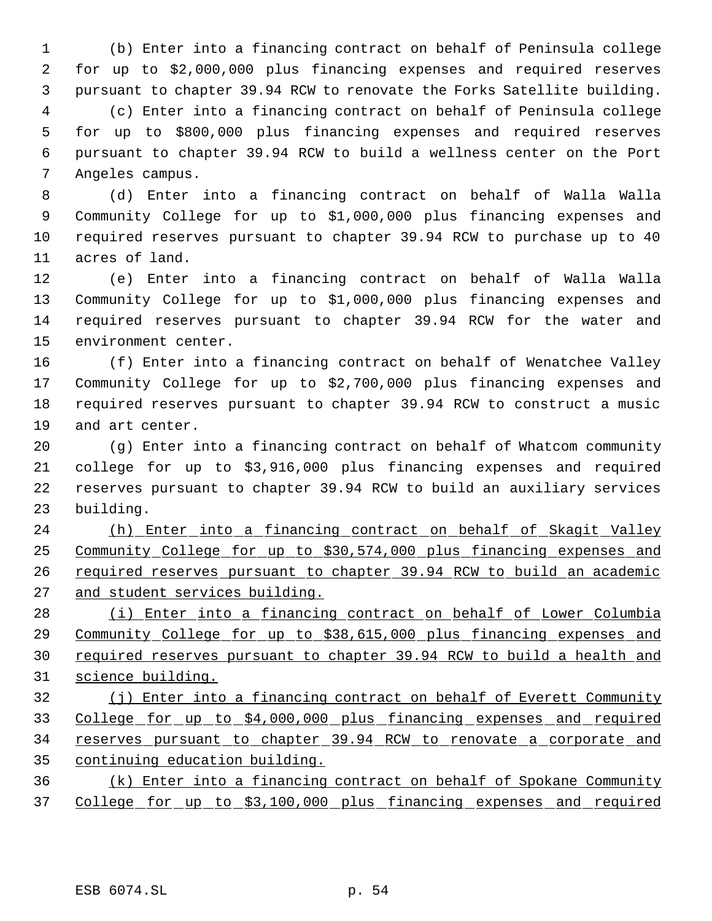(b) Enter into a financing contract on behalf of Peninsula college for up to $2,000,000 plus financing expenses and required reserves pursuant to chapter 39.94 RCW to renovate the Forks Satellite building.

(c) Enter into a financing contract on behalf of Peninsula college for up to $800,000 plus financing expenses and required reserves pursuant to chapter 39.94 RCW to build a wellness center on the Port Angeles campus.

(d) Enter into a financing contract on behalf of Walla Walla Community College for up to $1,000,000 plus financing expenses and required reserves pursuant to chapter 39.94 RCW to purchase up to 40 acres of land.

(e) Enter into a financing contract on behalf of Walla Walla Community College for up to $1,000,000 plus financing expenses and required reserves pursuant to chapter 39.94 RCW for the water and environment center.

(f) Enter into a financing contract on behalf of Wenatchee Valley Community College for up to $2,700,000 plus financing expenses and required reserves pursuant to chapter 39.94 RCW to construct a music and art center.

(g) Enter into a financing contract on behalf of Whatcom community college for up to $3,916,000 plus financing expenses and required reserves pursuant to chapter 39.94 RCW to build an auxiliary services building.

<u>(h) Enter into a financing contract on behalf of Skagit Valley Community College for up to $30,574,000 plus financing expenses and required reserves pursuant to chapter 39.94 RCW to build an academic and student services building.</u>

<u>(i) Enter into a financing contract on behalf of Lower Columbia Community College for up to $38,615,000 plus financing expenses and required reserves pursuant to chapter 39.94 RCW to build a health and science building.</u>

<u>(j) Enter into a financing contract on behalf of Everett Community College for up to $4,000,000 plus financing expenses and required reserves pursuant to chapter 39.94 RCW to renovate a corporate and continuing education building.</u>

<u>(k) Enter into a financing contract on behalf of Spokane Community College for up to $3,100,000 plus financing expenses and required</u>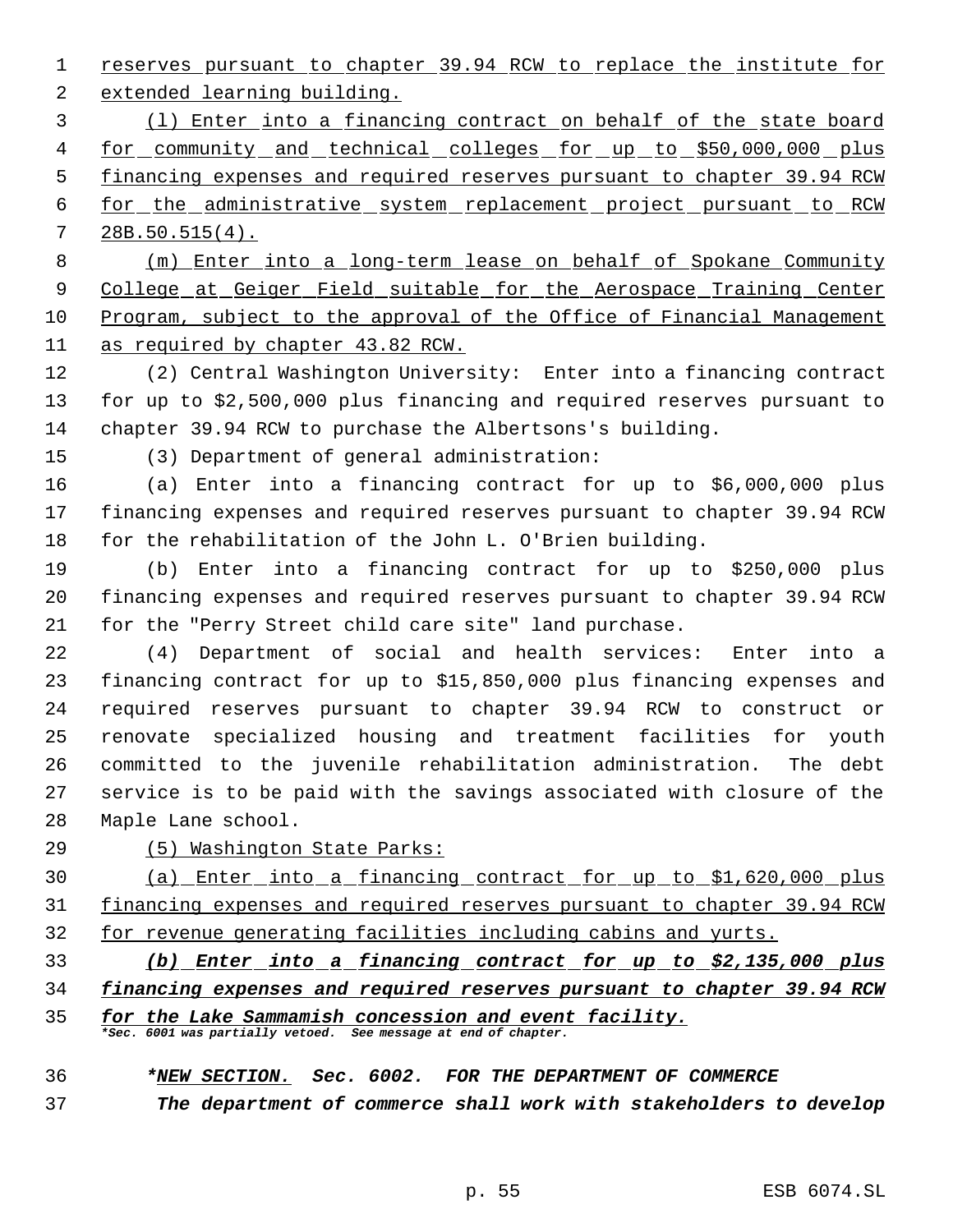reserves pursuant to chapter 39.94 RCW to replace the institute for extended learning building.

(l) Enter into a financing contract on behalf of the state board for community and technical colleges for up to $50,000,000 plus financing expenses and required reserves pursuant to chapter 39.94 RCW for the administrative system replacement project pursuant to RCW 28B.50.515(4).

(m) Enter into a long-term lease on behalf of Spokane Community College at Geiger Field suitable for the Aerospace Training Center Program, subject to the approval of the Office of Financial Management as required by chapter 43.82 RCW.

(2) Central Washington University: Enter into a financing contract for up to $2,500,000 plus financing and required reserves pursuant to chapter 39.94 RCW to purchase the Albertsons's building.

(3) Department of general administration:

(a) Enter into a financing contract for up to $6,000,000 plus financing expenses and required reserves pursuant to chapter 39.94 RCW for the rehabilitation of the John L. O'Brien building.

(b) Enter into a financing contract for up to $250,000 plus financing expenses and required reserves pursuant to chapter 39.94 RCW for the "Perry Street child care site" land purchase.

(4) Department of social and health services: Enter into a financing contract for up to $15,850,000 plus financing expenses and required reserves pursuant to chapter 39.94 RCW to construct or renovate specialized housing and treatment facilities for youth committed to the juvenile rehabilitation administration. The debt service is to be paid with the savings associated with closure of the Maple Lane school.

(5) Washington State Parks:

(a) Enter into a financing contract for up to $1,620,000 plus financing expenses and required reserves pursuant to chapter 39.94 RCW for revenue generating facilities including cabins and yurts.

***(b) Enter into a financing contract for up to $2,135,000 plus financing expenses and required reserves pursuant to chapter 39.94 RCW for the Lake Sammamish concession and event facility.***

*Sec. 6001 was partially vetoed. See message at end of chapter.*

***\*NEW SECTION. Sec. 6002. FOR THE DEPARTMENT OF COMMERCE***

***The department of commerce shall work with stakeholders to develop***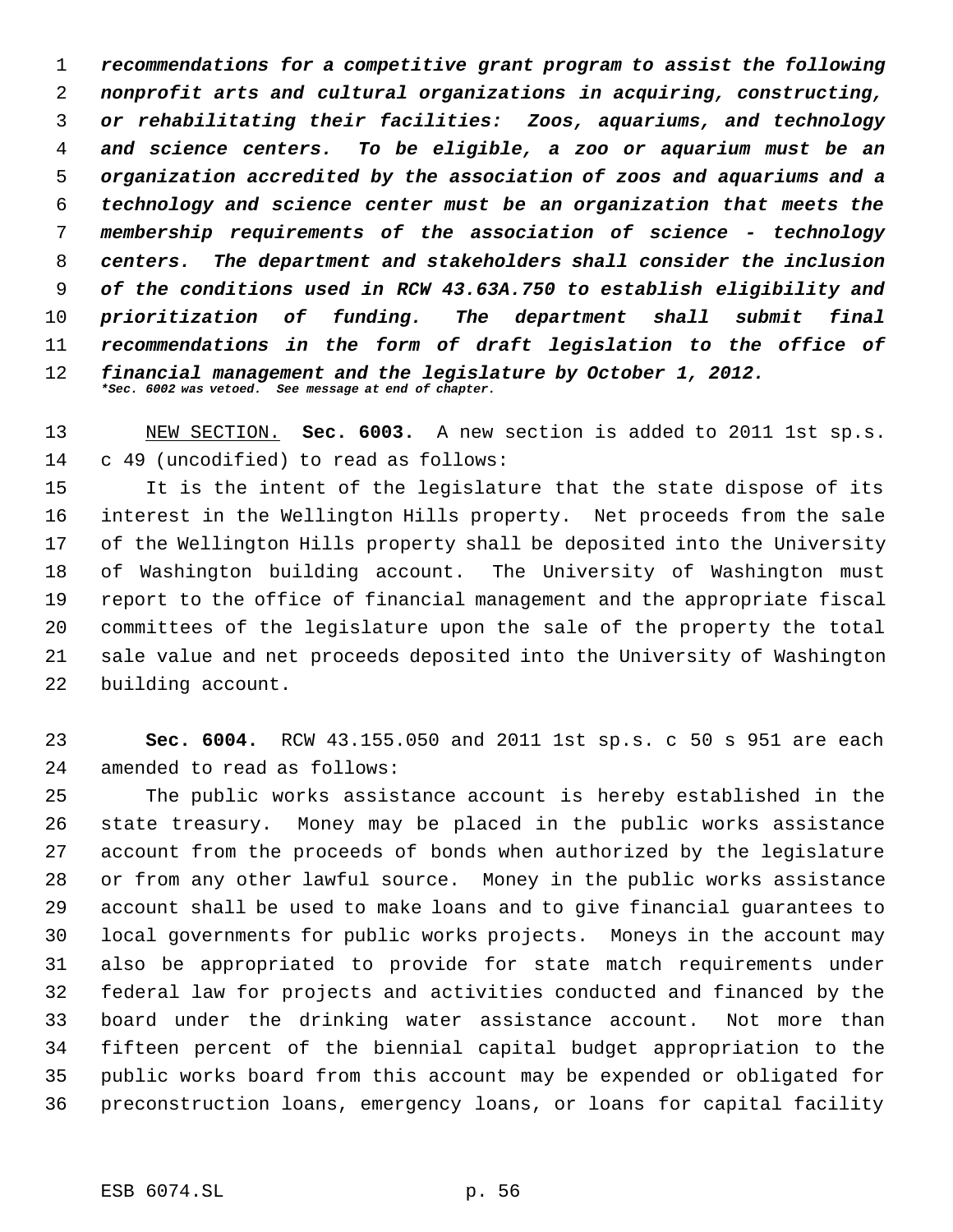***recommendations for a competitive grant program to assist the following nonprofit arts and cultural organizations in acquiring, constructing, or rehabilitating their facilities: Zoos, aquariums, and technology and science centers. To be eligible, a zoo or aquarium must be an organization accredited by the association of zoos and aquariums and a technology and science center must be an organization that meets the membership requirements of the association of science - technology centers. The department and stakeholders shall consider the inclusion of the conditions used in RCW 43.63A.750 to establish eligibility and prioritization of funding. The department shall submit final recommendations in the form of draft legislation to the office of financial management and the legislature by October 1, 2012.***

***\*Sec. 6002 was vetoed. See message at end of chapter.***

NEW SECTION. **Sec. 6003.** A new section is added to 2011 1st sp.s. c 49 (uncodified) to read as follows:

It is the intent of the legislature that the state dispose of its interest in the Wellington Hills property. Net proceeds from the sale of the Wellington Hills property shall be deposited into the University of Washington building account. The University of Washington must report to the office of financial management and the appropriate fiscal committees of the legislature upon the sale of the property the total sale value and net proceeds deposited into the University of Washington building account.

**Sec. 6004.** RCW 43.155.050 and 2011 1st sp.s. c 50 s 951 are each amended to read as follows:

The public works assistance account is hereby established in the state treasury. Money may be placed in the public works assistance account from the proceeds of bonds when authorized by the legislature or from any other lawful source. Money in the public works assistance account shall be used to make loans and to give financial guarantees to local governments for public works projects. Moneys in the account may also be appropriated to provide for state match requirements under federal law for projects and activities conducted and financed by the board under the drinking water assistance account. Not more than fifteen percent of the biennial capital budget appropriation to the public works board from this account may be expended or obligated for preconstruction loans, emergency loans, or loans for capital facility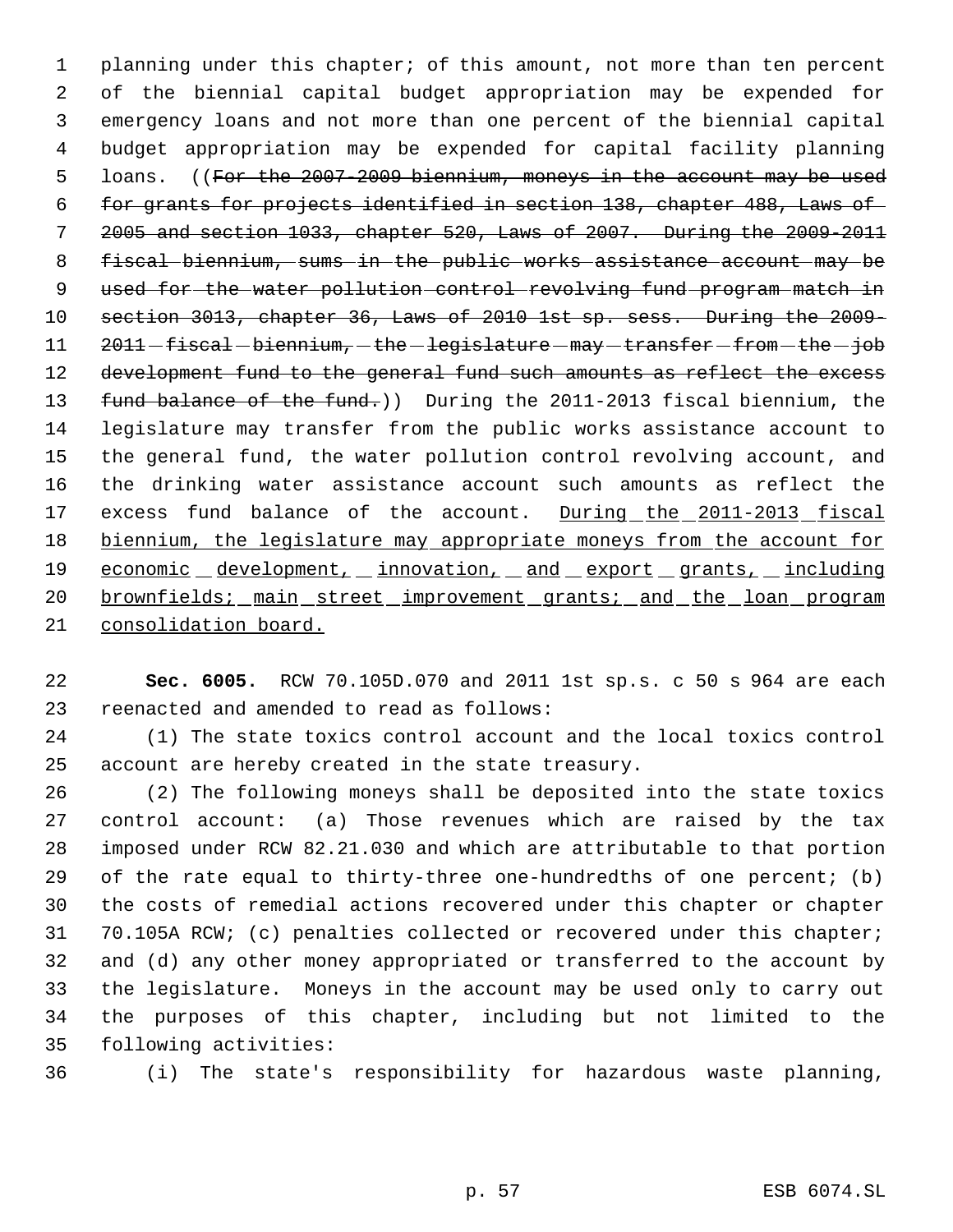planning under this chapter; of this amount, not more than ten percent of the biennial capital budget appropriation may be expended for emergency loans and not more than one percent of the biennial capital budget appropriation may be expended for capital facility planning loans. ((~~For the 2007-2009 biennium, moneys in the account may be used for grants for projects identified in section 138, chapter 488, Laws of 2005 and section 1033, chapter 520, Laws of 2007. During the 2009-2011 fiscal biennium, sums in the public works assistance account may be used for the water pollution control revolving fund program match in section 3013, chapter 36, Laws of 2010 1st sp. sess. During the 2009-2011 fiscal biennium, the legislature may transfer from the job development fund to the general fund such amounts as reflect the excess fund balance of the fund.~~)) During the 2011-2013 fiscal biennium, the legislature may transfer from the public works assistance account to the general fund, the water pollution control revolving account, and the drinking water assistance account such amounts as reflect the excess fund balance of the account. <u>During the 2011-2013 fiscal biennium, the legislature may appropriate moneys from the account for economic development, innovation, and export grants, including brownfields; main street improvement grants; and the loan program consolidation board.</u>

**Sec. 6005.** RCW 70.105D.070 and 2011 1st sp.s. c 50 s 964 are each reenacted and amended to read as follows:

(1) The state toxics control account and the local toxics control account are hereby created in the state treasury.

(2) The following moneys shall be deposited into the state toxics control account: (a) Those revenues which are raised by the tax imposed under RCW 82.21.030 and which are attributable to that portion of the rate equal to thirty-three one-hundredths of one percent; (b) the costs of remedial actions recovered under this chapter or chapter 70.105A RCW; (c) penalties collected or recovered under this chapter; and (d) any other money appropriated or transferred to the account by the legislature. Moneys in the account may be used only to carry out the purposes of this chapter, including but not limited to the following activities:

(i) The state's responsibility for hazardous waste planning,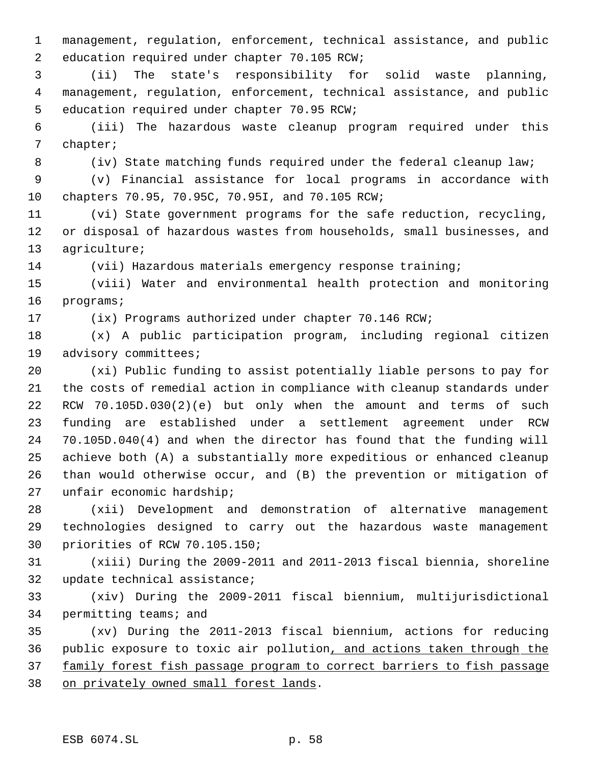management, regulation, enforcement, technical assistance, and public education required under chapter 70.105 RCW;

(ii) The state's responsibility for solid waste planning, management, regulation, enforcement, technical assistance, and public education required under chapter 70.95 RCW;

(iii) The hazardous waste cleanup program required under this chapter;

(iv) State matching funds required under the federal cleanup law;

(v) Financial assistance for local programs in accordance with chapters 70.95, 70.95C, 70.95I, and 70.105 RCW;

(vi) State government programs for the safe reduction, recycling, or disposal of hazardous wastes from households, small businesses, and agriculture;

(vii) Hazardous materials emergency response training;

(viii) Water and environmental health protection and monitoring programs;

(ix) Programs authorized under chapter 70.146 RCW;

(x) A public participation program, including regional citizen advisory committees;

(xi) Public funding to assist potentially liable persons to pay for the costs of remedial action in compliance with cleanup standards under RCW 70.105D.030(2)(e) but only when the amount and terms of such funding are established under a settlement agreement under RCW 70.105D.040(4) and when the director has found that the funding will achieve both (A) a substantially more expeditious or enhanced cleanup than would otherwise occur, and (B) the prevention or mitigation of unfair economic hardship;

(xii) Development and demonstration of alternative management technologies designed to carry out the hazardous waste management priorities of RCW 70.105.150;

(xiii) During the 2009-2011 and 2011-2013 fiscal biennia, shoreline update technical assistance;

(xiv) During the 2009-2011 fiscal biennium, multijurisdictional permitting teams; and

(xv) During the 2011-2013 fiscal biennium, actions for reducing public exposure to toxic air pollution<u>, and actions taken through the family forest fish passage program to correct barriers to fish passage on privately owned small forest lands</u>.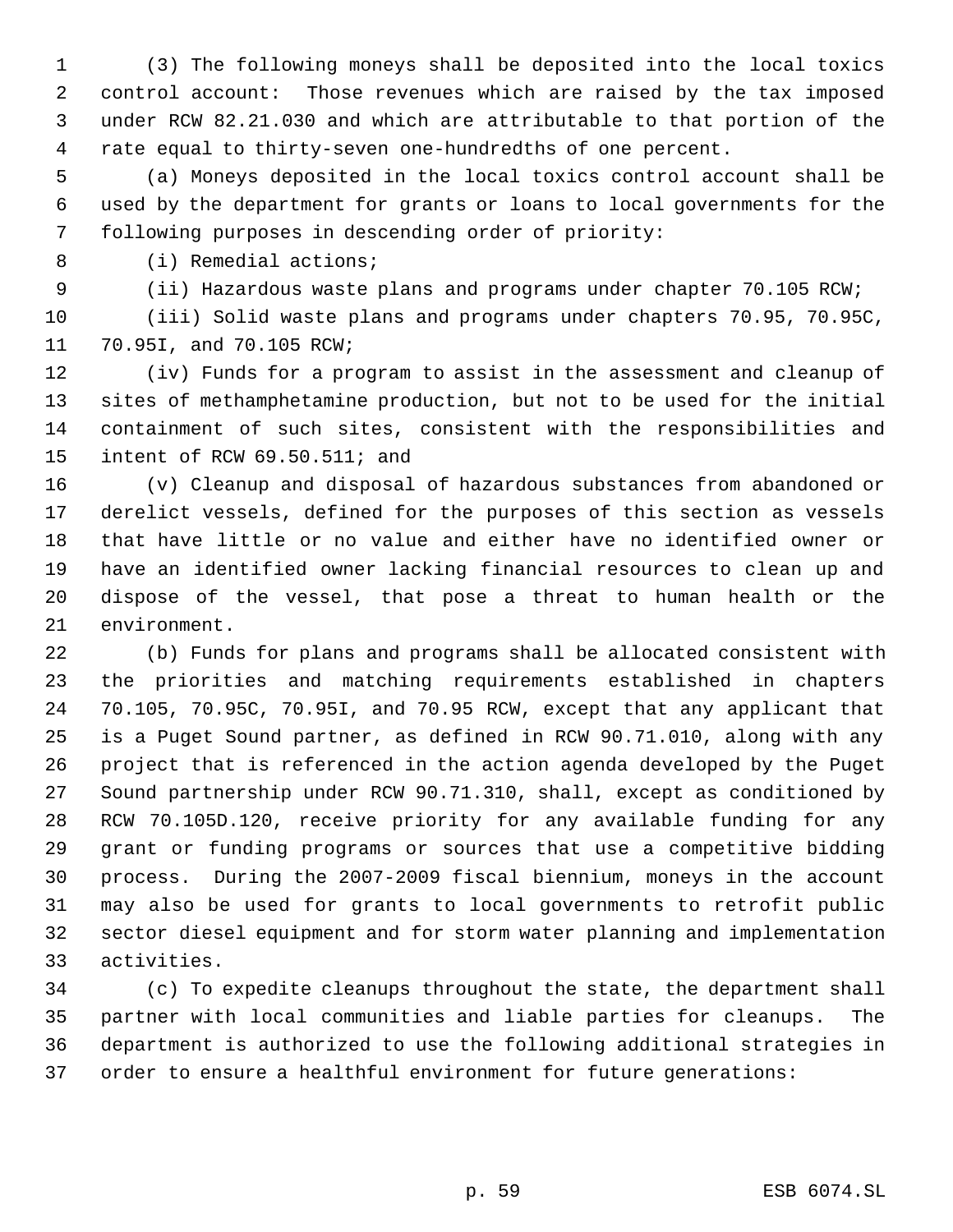(3) The following moneys shall be deposited into the local toxics control account: Those revenues which are raised by the tax imposed under RCW 82.21.030 and which are attributable to that portion of the rate equal to thirty-seven one-hundredths of one percent.

(a) Moneys deposited in the local toxics control account shall be used by the department for grants or loans to local governments for the following purposes in descending order of priority:

(i) Remedial actions;

(ii) Hazardous waste plans and programs under chapter 70.105 RCW;

(iii) Solid waste plans and programs under chapters 70.95, 70.95C, 70.95I, and 70.105 RCW;

(iv) Funds for a program to assist in the assessment and cleanup of sites of methamphetamine production, but not to be used for the initial containment of such sites, consistent with the responsibilities and intent of RCW 69.50.511; and

(v) Cleanup and disposal of hazardous substances from abandoned or derelict vessels, defined for the purposes of this section as vessels that have little or no value and either have no identified owner or have an identified owner lacking financial resources to clean up and dispose of the vessel, that pose a threat to human health or the environment.

(b) Funds for plans and programs shall be allocated consistent with the priorities and matching requirements established in chapters 70.105, 70.95C, 70.95I, and 70.95 RCW, except that any applicant that is a Puget Sound partner, as defined in RCW 90.71.010, along with any project that is referenced in the action agenda developed by the Puget Sound partnership under RCW 90.71.310, shall, except as conditioned by RCW 70.105D.120, receive priority for any available funding for any grant or funding programs or sources that use a competitive bidding process. During the 2007-2009 fiscal biennium, moneys in the account may also be used for grants to local governments to retrofit public sector diesel equipment and for storm water planning and implementation activities.

(c) To expedite cleanups throughout the state, the department shall partner with local communities and liable parties for cleanups. The department is authorized to use the following additional strategies in order to ensure a healthful environment for future generations: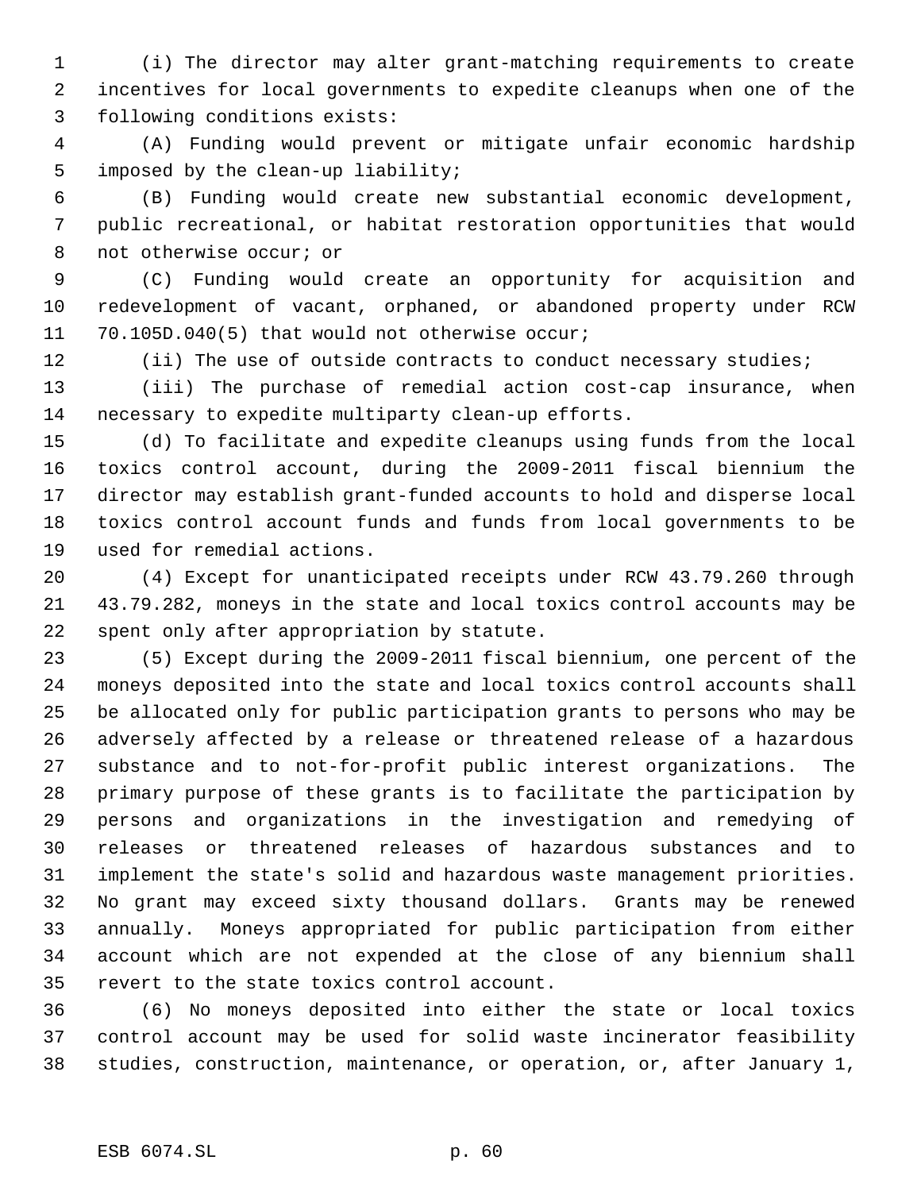(i) The director may alter grant-matching requirements to create incentives for local governments to expedite cleanups when one of the following conditions exists:

(A) Funding would prevent or mitigate unfair economic hardship imposed by the clean-up liability;

(B) Funding would create new substantial economic development, public recreational, or habitat restoration opportunities that would not otherwise occur; or

(C) Funding would create an opportunity for acquisition and redevelopment of vacant, orphaned, or abandoned property under RCW 70.105D.040(5) that would not otherwise occur;

(ii) The use of outside contracts to conduct necessary studies;

(iii) The purchase of remedial action cost-cap insurance, when necessary to expedite multiparty clean-up efforts.

(d) To facilitate and expedite cleanups using funds from the local toxics control account, during the 2009-2011 fiscal biennium the director may establish grant-funded accounts to hold and disperse local toxics control account funds and funds from local governments to be used for remedial actions.

(4) Except for unanticipated receipts under RCW 43.79.260 through 43.79.282, moneys in the state and local toxics control accounts may be spent only after appropriation by statute.

(5) Except during the 2009-2011 fiscal biennium, one percent of the moneys deposited into the state and local toxics control accounts shall be allocated only for public participation grants to persons who may be adversely affected by a release or threatened release of a hazardous substance and to not-for-profit public interest organizations. The primary purpose of these grants is to facilitate the participation by persons and organizations in the investigation and remedying of releases or threatened releases of hazardous substances and to implement the state's solid and hazardous waste management priorities. No grant may exceed sixty thousand dollars. Grants may be renewed annually. Moneys appropriated for public participation from either account which are not expended at the close of any biennium shall revert to the state toxics control account.

(6) No moneys deposited into either the state or local toxics control account may be used for solid waste incinerator feasibility studies, construction, maintenance, or operation, or, after January 1,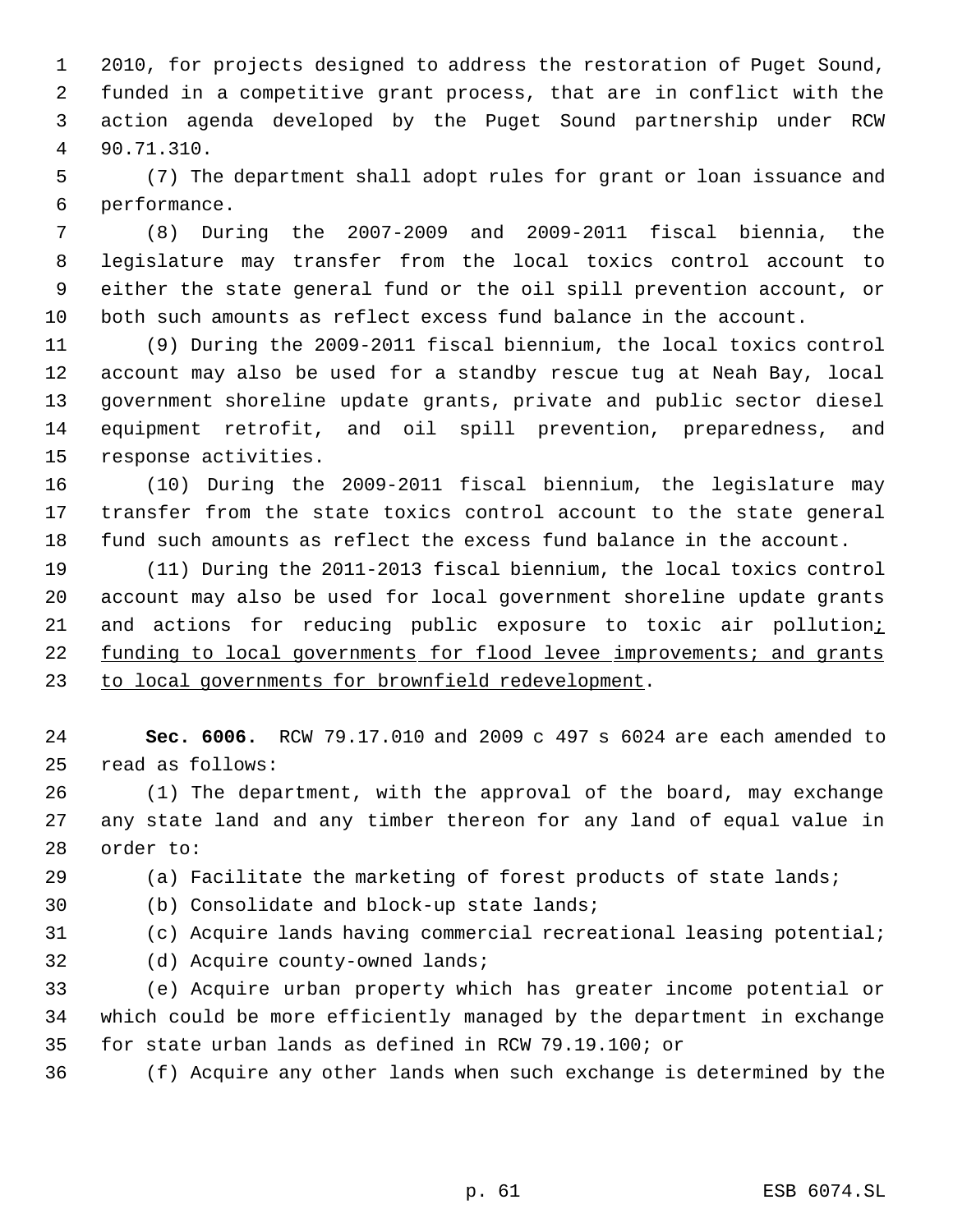2010, for projects designed to address the restoration of Puget Sound, funded in a competitive grant process, that are in conflict with the action agenda developed by the Puget Sound partnership under RCW 90.71.310.

(7) The department shall adopt rules for grant or loan issuance and performance.

(8) During the 2007-2009 and 2009-2011 fiscal biennia, the legislature may transfer from the local toxics control account to either the state general fund or the oil spill prevention account, or both such amounts as reflect excess fund balance in the account.

(9) During the 2009-2011 fiscal biennium, the local toxics control account may also be used for a standby rescue tug at Neah Bay, local government shoreline update grants, private and public sector diesel equipment retrofit, and oil spill prevention, preparedness, and response activities.

(10) During the 2009-2011 fiscal biennium, the legislature may transfer from the state toxics control account to the state general fund such amounts as reflect the excess fund balance in the account.

(11) During the 2011-2013 fiscal biennium, the local toxics control account may also be used for local government shoreline update grants and actions for reducing public exposure to toxic air pollution; funding to local governments for flood levee improvements; and grants to local governments for brownfield redevelopment.

**Sec. 6006.** RCW 79.17.010 and 2009 c 497 s 6024 are each amended to read as follows:

(1) The department, with the approval of the board, may exchange any state land and any timber thereon for any land of equal value in order to:

(a) Facilitate the marketing of forest products of state lands;

(b) Consolidate and block-up state lands;

(c) Acquire lands having commercial recreational leasing potential;

(d) Acquire county-owned lands;

(e) Acquire urban property which has greater income potential or which could be more efficiently managed by the department in exchange for state urban lands as defined in RCW 79.19.100; or

(f) Acquire any other lands when such exchange is determined by the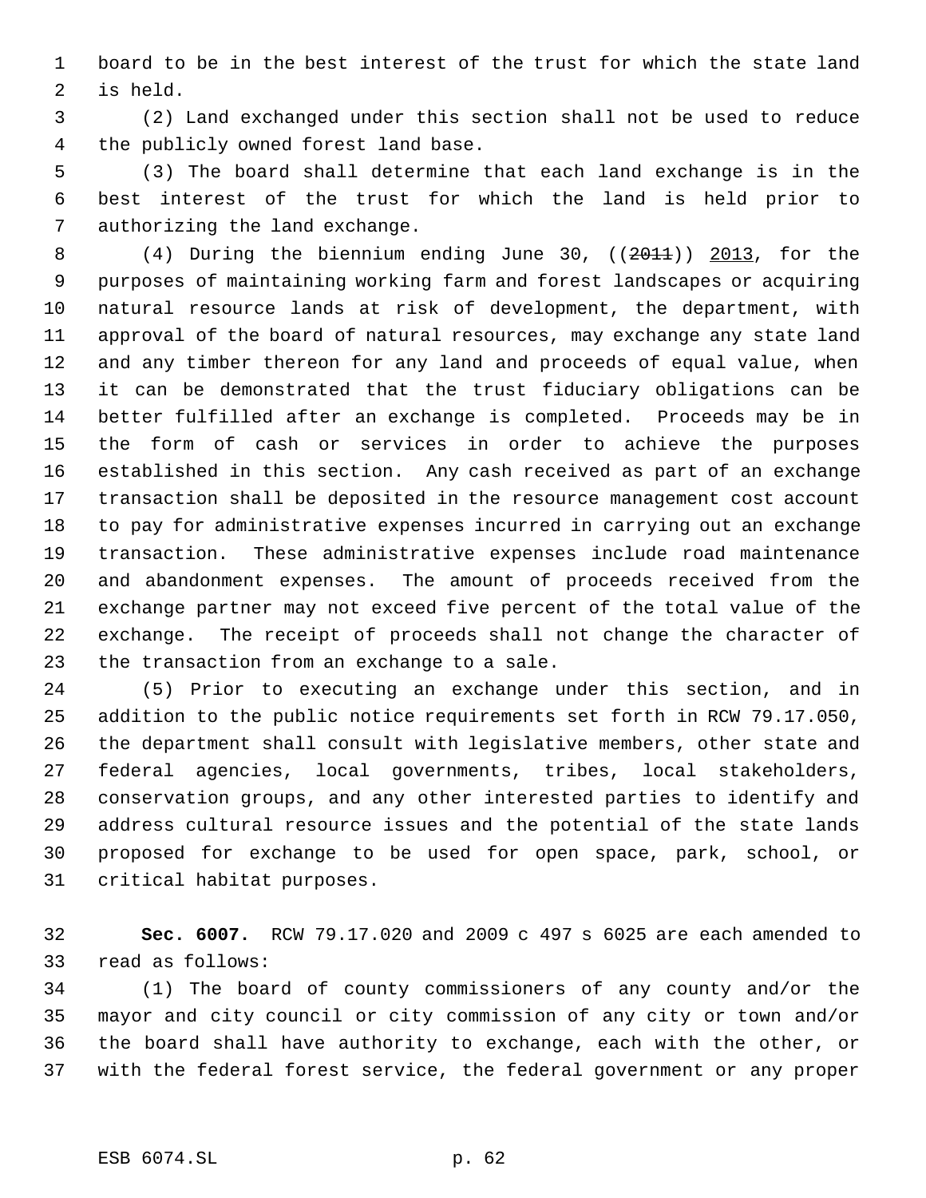board to be in the best interest of the trust for which the state land is held.

(2) Land exchanged under this section shall not be used to reduce the publicly owned forest land base.

(3) The board shall determine that each land exchange is in the best interest of the trust for which the land is held prior to authorizing the land exchange.

(4) During the biennium ending June 30, ((~~2011~~)) 2013, for the purposes of maintaining working farm and forest landscapes or acquiring natural resource lands at risk of development, the department, with approval of the board of natural resources, may exchange any state land and any timber thereon for any land and proceeds of equal value, when it can be demonstrated that the trust fiduciary obligations can be better fulfilled after an exchange is completed. Proceeds may be in the form of cash or services in order to achieve the purposes established in this section. Any cash received as part of an exchange transaction shall be deposited in the resource management cost account to pay for administrative expenses incurred in carrying out an exchange transaction. These administrative expenses include road maintenance and abandonment expenses. The amount of proceeds received from the exchange partner may not exceed five percent of the total value of the exchange. The receipt of proceeds shall not change the character of the transaction from an exchange to a sale.

(5) Prior to executing an exchange under this section, and in addition to the public notice requirements set forth in RCW 79.17.050, the department shall consult with legislative members, other state and federal agencies, local governments, tribes, local stakeholders, conservation groups, and any other interested parties to identify and address cultural resource issues and the potential of the state lands proposed for exchange to be used for open space, park, school, or critical habitat purposes.

**Sec. 6007.** RCW 79.17.020 and 2009 c 497 s 6025 are each amended to read as follows:

(1) The board of county commissioners of any county and/or the mayor and city council or city commission of any city or town and/or the board shall have authority to exchange, each with the other, or with the federal forest service, the federal government or any proper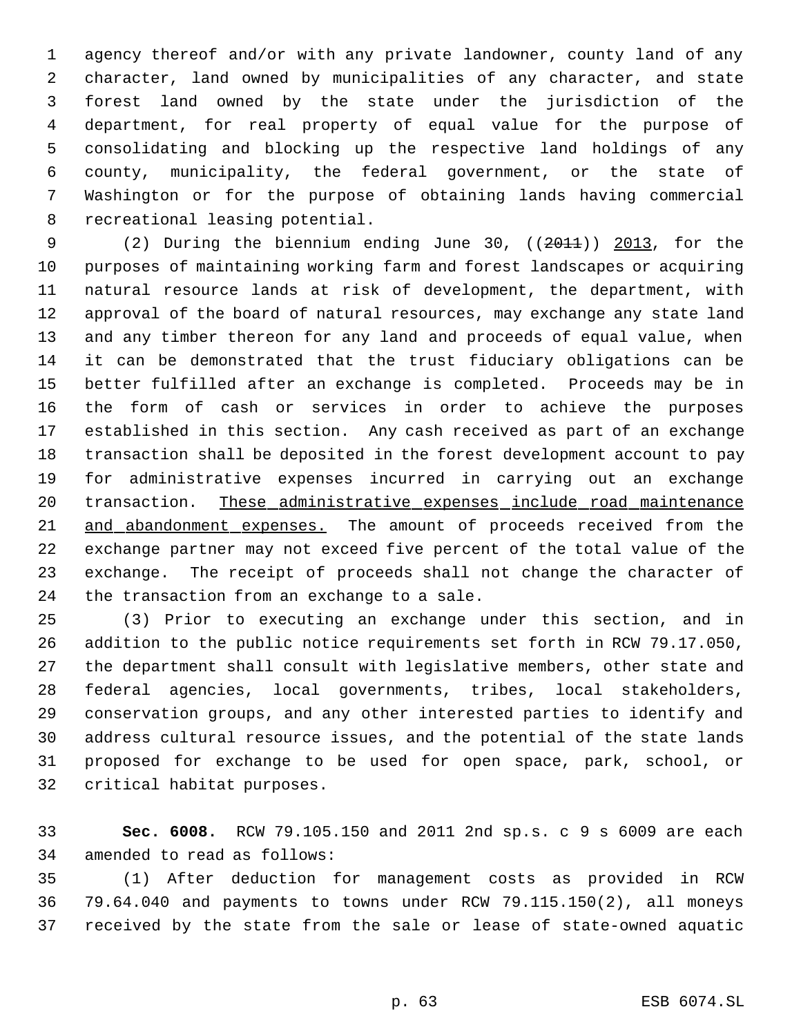agency thereof and/or with any private landowner, county land of any character, land owned by municipalities of any character, and state forest land owned by the state under the jurisdiction of the department, for real property of equal value for the purpose of consolidating and blocking up the respective land holdings of any county, municipality, the federal government, or the state of Washington or for the purpose of obtaining lands having commercial recreational leasing potential.

(2) During the biennium ending June 30, ((~~2011~~)) 2013, for the purposes of maintaining working farm and forest landscapes or acquiring natural resource lands at risk of development, the department, with approval of the board of natural resources, may exchange any state land and any timber thereon for any land and proceeds of equal value, when it can be demonstrated that the trust fiduciary obligations can be better fulfilled after an exchange is completed. Proceeds may be in the form of cash or services in order to achieve the purposes established in this section. Any cash received as part of an exchange transaction shall be deposited in the forest development account to pay for administrative expenses incurred in carrying out an exchange transaction. These administrative expenses include road maintenance and abandonment expenses. The amount of proceeds received from the exchange partner may not exceed five percent of the total value of the exchange. The receipt of proceeds shall not change the character of the transaction from an exchange to a sale.

(3) Prior to executing an exchange under this section, and in addition to the public notice requirements set forth in RCW 79.17.050, the department shall consult with legislative members, other state and federal agencies, local governments, tribes, local stakeholders, conservation groups, and any other interested parties to identify and address cultural resource issues, and the potential of the state lands proposed for exchange to be used for open space, park, school, or critical habitat purposes.

**Sec. 6008.** RCW 79.105.150 and 2011 2nd sp.s. c 9 s 6009 are each amended to read as follows:

(1) After deduction for management costs as provided in RCW 79.64.040 and payments to towns under RCW 79.115.150(2), all moneys received by the state from the sale or lease of state-owned aquatic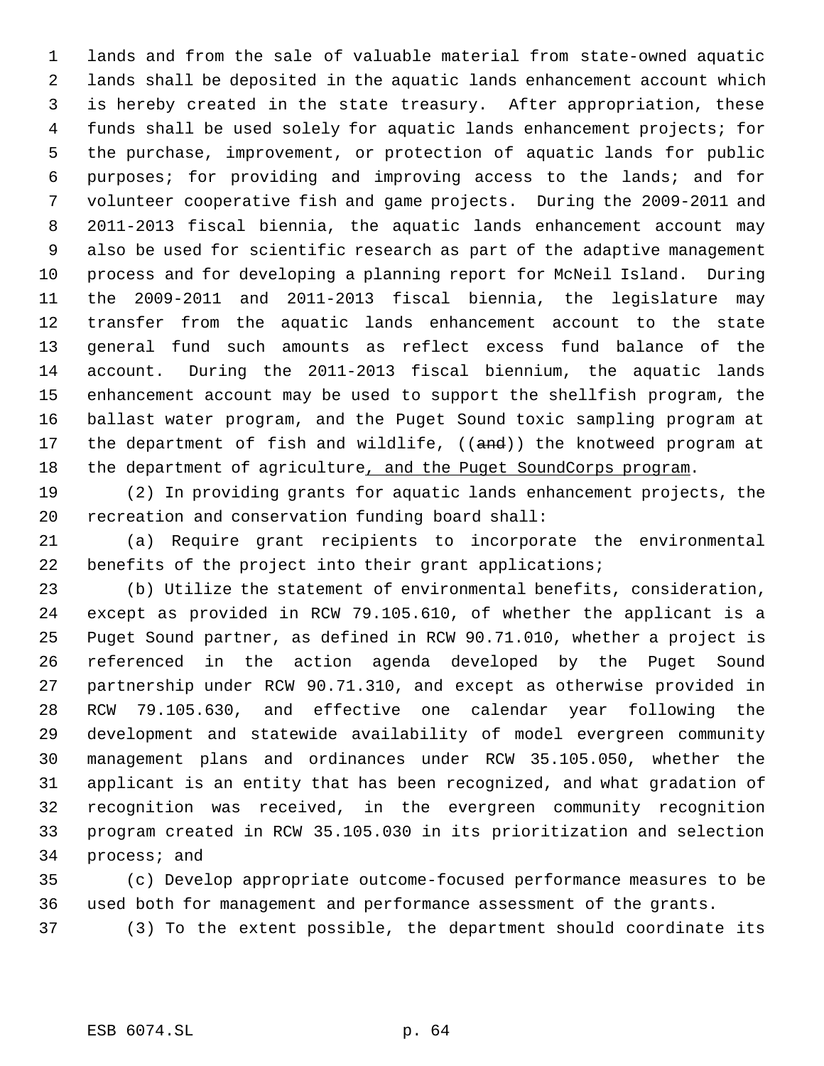lands and from the sale of valuable material from state-owned aquatic lands shall be deposited in the aquatic lands enhancement account which is hereby created in the state treasury. After appropriation, these funds shall be used solely for aquatic lands enhancement projects; for the purchase, improvement, or protection of aquatic lands for public purposes; for providing and improving access to the lands; and for volunteer cooperative fish and game projects. During the 2009-2011 and 2011-2013 fiscal biennia, the aquatic lands enhancement account may also be used for scientific research as part of the adaptive management process and for developing a planning report for McNeil Island. During the 2009-2011 and 2011-2013 fiscal biennia, the legislature may transfer from the aquatic lands enhancement account to the state general fund such amounts as reflect excess fund balance of the account. During the 2011-2013 fiscal biennium, the aquatic lands enhancement account may be used to support the shellfish program, the ballast water program, and the Puget Sound toxic sampling program at the department of fish and wildlife, ((~~and~~)) the knotweed program at the department of agriculture<u>, and the Puget SoundCorps program</u>.

(2) In providing grants for aquatic lands enhancement projects, the recreation and conservation funding board shall:

(a) Require grant recipients to incorporate the environmental benefits of the project into their grant applications;

(b) Utilize the statement of environmental benefits, consideration, except as provided in RCW 79.105.610, of whether the applicant is a Puget Sound partner, as defined in RCW 90.71.010, whether a project is referenced in the action agenda developed by the Puget Sound partnership under RCW 90.71.310, and except as otherwise provided in RCW 79.105.630, and effective one calendar year following the development and statewide availability of model evergreen community management plans and ordinances under RCW 35.105.050, whether the applicant is an entity that has been recognized, and what gradation of recognition was received, in the evergreen community recognition program created in RCW 35.105.030 in its prioritization and selection process; and

(c) Develop appropriate outcome-focused performance measures to be used both for management and performance assessment of the grants.

(3) To the extent possible, the department should coordinate its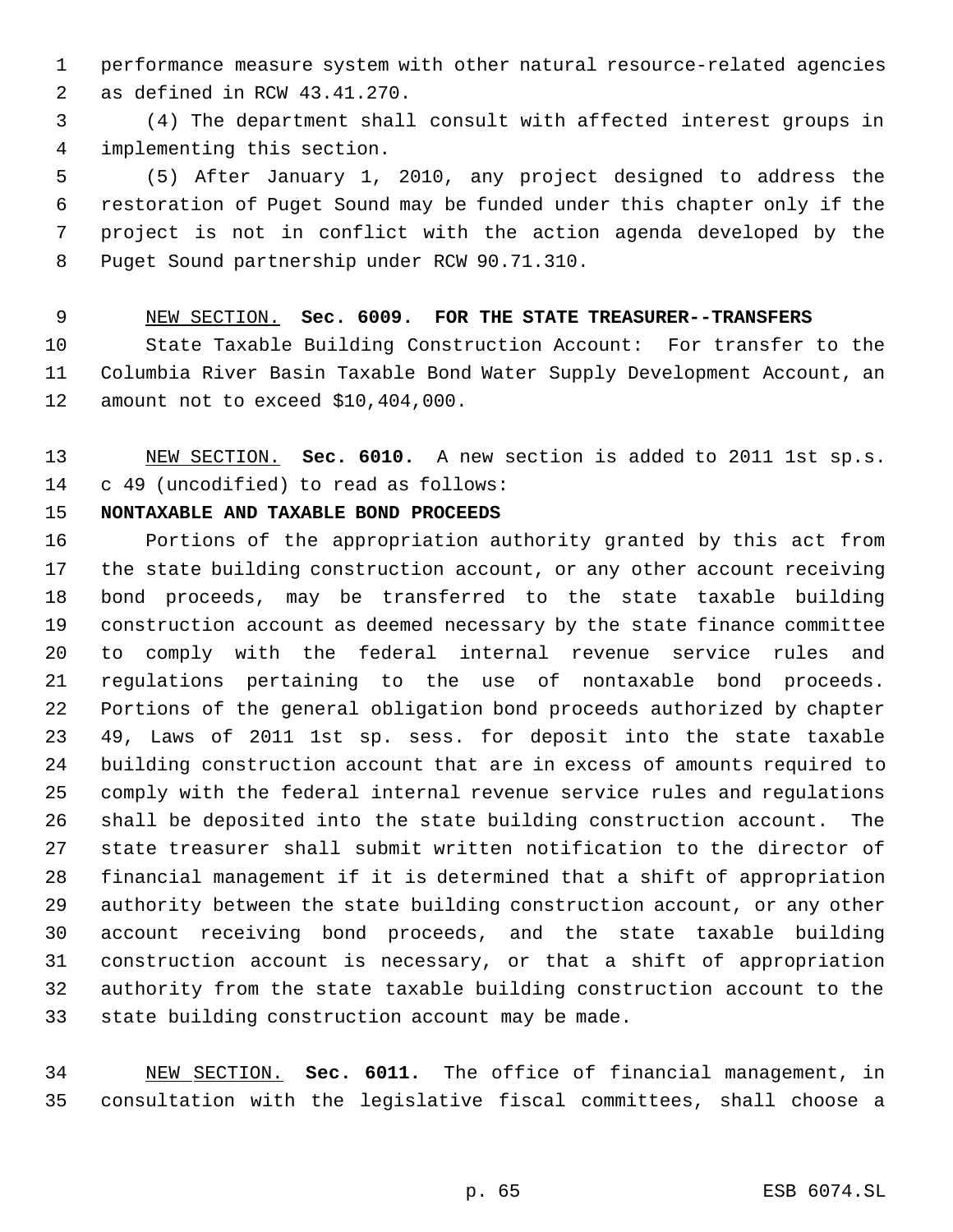performance measure system with other natural resource-related agencies as defined in RCW 43.41.270.

(4) The department shall consult with affected interest groups in implementing this section.

(5) After January 1, 2010, any project designed to address the restoration of Puget Sound may be funded under this chapter only if the project is not in conflict with the action agenda developed by the Puget Sound partnership under RCW 90.71.310.

NEW SECTION. **Sec. 6009. FOR THE STATE TREASURER--TRANSFERS**

State Taxable Building Construction Account: For transfer to the Columbia River Basin Taxable Bond Water Supply Development Account, an amount not to exceed $10,404,000.

NEW SECTION. **Sec. 6010.** A new section is added to 2011 1st sp.s. c 49 (uncodified) to read as follows:

**NONTAXABLE AND TAXABLE BOND PROCEEDS**

Portions of the appropriation authority granted by this act from the state building construction account, or any other account receiving bond proceeds, may be transferred to the state taxable building construction account as deemed necessary by the state finance committee to comply with the federal internal revenue service rules and regulations pertaining to the use of nontaxable bond proceeds. Portions of the general obligation bond proceeds authorized by chapter 49, Laws of 2011 1st sp. sess. for deposit into the state taxable building construction account that are in excess of amounts required to comply with the federal internal revenue service rules and regulations shall be deposited into the state building construction account. The state treasurer shall submit written notification to the director of financial management if it is determined that a shift of appropriation authority between the state building construction account, or any other account receiving bond proceeds, and the state taxable building construction account is necessary, or that a shift of appropriation authority from the state taxable building construction account to the state building construction account may be made.

NEW SECTION. **Sec. 6011.** The office of financial management, in consultation with the legislative fiscal committees, shall choose a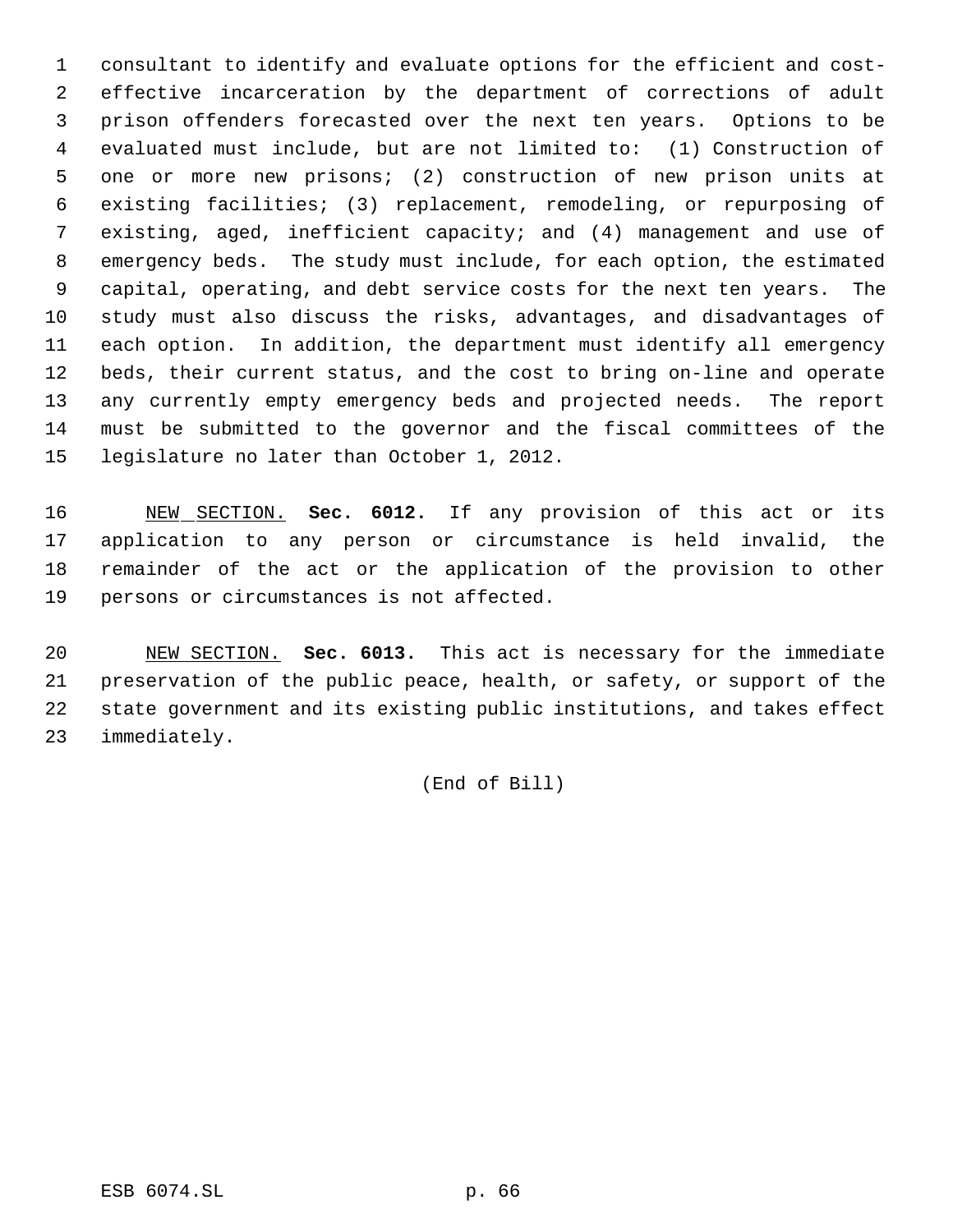consultant to identify and evaluate options for the efficient and cost-effective incarceration by the department of corrections of adult prison offenders forecasted over the next ten years. Options to be evaluated must include, but are not limited to: (1) Construction of one or more new prisons; (2) construction of new prison units at existing facilities; (3) replacement, remodeling, or repurposing of existing, aged, inefficient capacity; and (4) management and use of emergency beds. The study must include, for each option, the estimated capital, operating, and debt service costs for the next ten years. The study must also discuss the risks, advantages, and disadvantages of each option. In addition, the department must identify all emergency beds, their current status, and the cost to bring on-line and operate any currently empty emergency beds and projected needs. The report must be submitted to the governor and the fiscal committees of the legislature no later than October 1, 2012.

NEW SECTION. **Sec. 6012.** If any provision of this act or its application to any person or circumstance is held invalid, the remainder of the act or the application of the provision to other persons or circumstances is not affected.

NEW SECTION. **Sec. 6013.** This act is necessary for the immediate preservation of the public peace, health, or safety, or support of the state government and its existing public institutions, and takes effect immediately.

(End of Bill)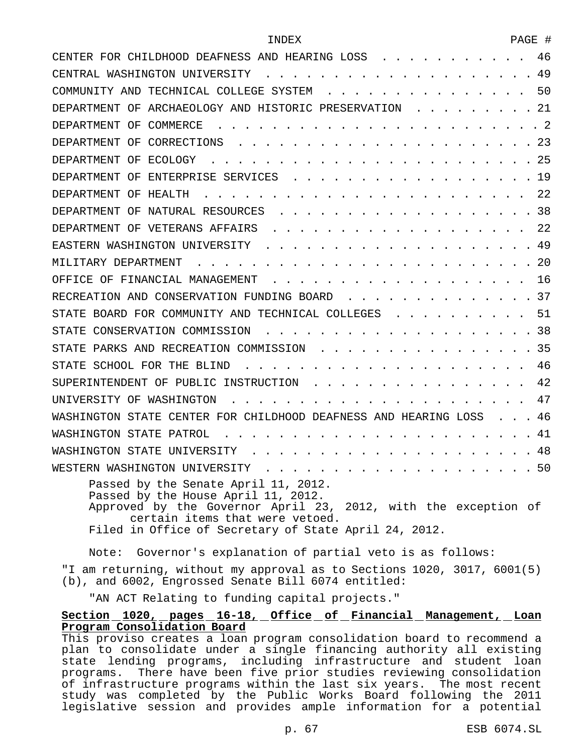| INDEX | PAGE # |
|---|---|
| CENTER FOR CHILDHOOD DEAFNESS AND HEARING LOSS | 46 |
| CENTRAL WASHINGTON UNIVERSITY | 49 |
| COMMUNITY AND TECHNICAL COLLEGE SYSTEM | 50 |
| DEPARTMENT OF ARCHAEOLOGY AND HISTORIC PRESERVATION | 21 |
| DEPARTMENT OF COMMERCE | 2 |
| DEPARTMENT OF CORRECTIONS | 23 |
| DEPARTMENT OF ECOLOGY | 25 |
| DEPARTMENT OF ENTERPRISE SERVICES | 19 |
| DEPARTMENT OF HEALTH | 22 |
| DEPARTMENT OF NATURAL RESOURCES | 38 |
| DEPARTMENT OF VETERANS AFFAIRS | 22 |
| EASTERN WASHINGTON UNIVERSITY | 49 |
| MILITARY DEPARTMENT | 20 |
| OFFICE OF FINANCIAL MANAGEMENT | 16 |
| RECREATION AND CONSERVATION FUNDING BOARD | 37 |
| STATE BOARD FOR COMMUNITY AND TECHNICAL COLLEGES | 51 |
| STATE CONSERVATION COMMISSION | 38 |
| STATE PARKS AND RECREATION COMMISSION | 35 |
| STATE SCHOOL FOR THE BLIND | 46 |
| SUPERINTENDENT OF PUBLIC INSTRUCTION | 42 |
| UNIVERSITY OF WASHINGTON | 47 |
| WASHINGTON STATE CENTER FOR CHILDHOOD DEAFNESS AND HEARING LOSS | 46 |
| WASHINGTON STATE PATROL | 41 |
| WASHINGTON STATE UNIVERSITY | 48 |
| WESTERN WASHINGTON UNIVERSITY | 50 |

Passed by the Senate April 11, 2012.
Passed by the House April 11, 2012.
Approved by the Governor April 23, 2012, with the exception of certain items that were vetoed.
Filed in Office of Secretary of State April 24, 2012.

Note: Governor's explanation of partial veto is as follows:

"I am returning, without my approval as to Sections 1020, 3017, 6001(5)(b), and 6002, Engrossed Senate Bill 6074 entitled:

"AN ACT Relating to funding capital projects."

**Section 1020, pages 16-18, Office of Financial Management, Loan Program Consolidation Board**

This proviso creates a loan program consolidation board to recommend a plan to consolidate under a single financing authority all existing state lending programs, including infrastructure and student loan programs. There have been five prior studies reviewing consolidation of infrastructure programs within the last six years. The most recent study was completed by the Public Works Board following the 2011 legislative session and provides ample information for a potential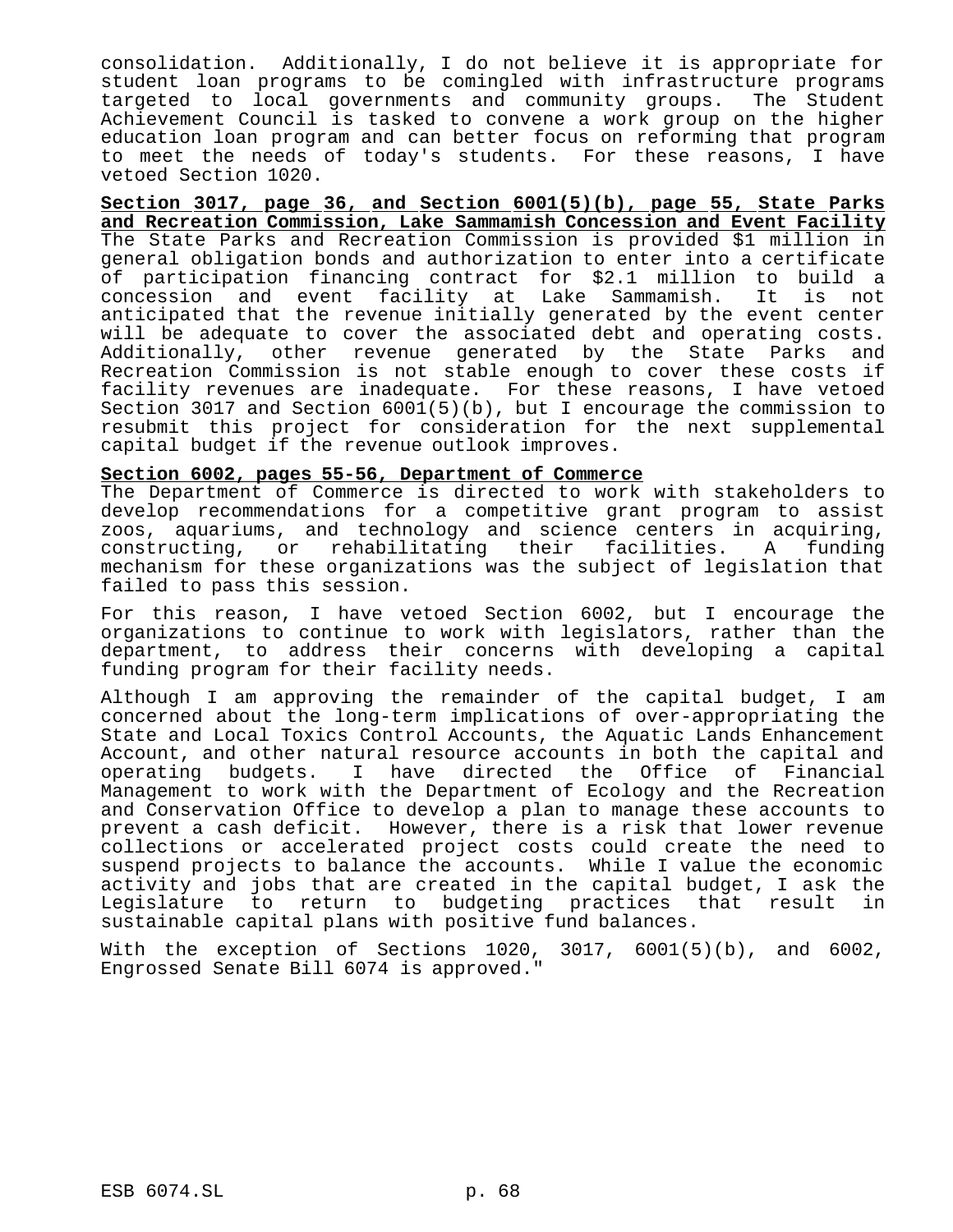consolidation. Additionally, I do not believe it is appropriate for student loan programs to be comingled with infrastructure programs targeted to local governments and community groups. The Student Achievement Council is tasked to convene a work group on the higher education loan program and can better focus on reforming that program to meet the needs of today's students. For these reasons, I have vetoed Section 1020.

**Section 3017, page 36, and Section 6001(5)(b), page 55, State Parks and Recreation Commission, Lake Sammamish Concession and Event Facility**
The State Parks and Recreation Commission is provided $1 million in general obligation bonds and authorization to enter into a certificate of participation financing contract for $2.1 million to build a concession and event facility at Lake Sammamish. It is not anticipated that the revenue initially generated by the event center will be adequate to cover the associated debt and operating costs. Additionally, other revenue generated by the State Parks and Recreation Commission is not stable enough to cover these costs if facility revenues are inadequate. For these reasons, I have vetoed Section 3017 and Section 6001(5)(b), but I encourage the commission to resubmit this project for consideration for the next supplemental capital budget if the revenue outlook improves.

**Section 6002, pages 55-56, Department of Commerce**
The Department of Commerce is directed to work with stakeholders to develop recommendations for a competitive grant program to assist zoos, aquariums, and technology and science centers in acquiring, constructing, or rehabilitating their facilities. A funding mechanism for these organizations was the subject of legislation that failed to pass this session.

For this reason, I have vetoed Section 6002, but I encourage the organizations to continue to work with legislators, rather than the department, to address their concerns with developing a capital funding program for their facility needs.

Although I am approving the remainder of the capital budget, I am concerned about the long-term implications of over-appropriating the State and Local Toxics Control Accounts, the Aquatic Lands Enhancement Account, and other natural resource accounts in both the capital and operating budgets. I have directed the Office of Financial Management to work with the Department of Ecology and the Recreation and Conservation Office to develop a plan to manage these accounts to prevent a cash deficit. However, there is a risk that lower revenue collections or accelerated project costs could create the need to suspend projects to balance the accounts. While I value the economic activity and jobs that are created in the capital budget, I ask the Legislature to return to budgeting practices that result in sustainable capital plans with positive fund balances.

With the exception of Sections 1020, 3017, 6001(5)(b), and 6002, Engrossed Senate Bill 6074 is approved."